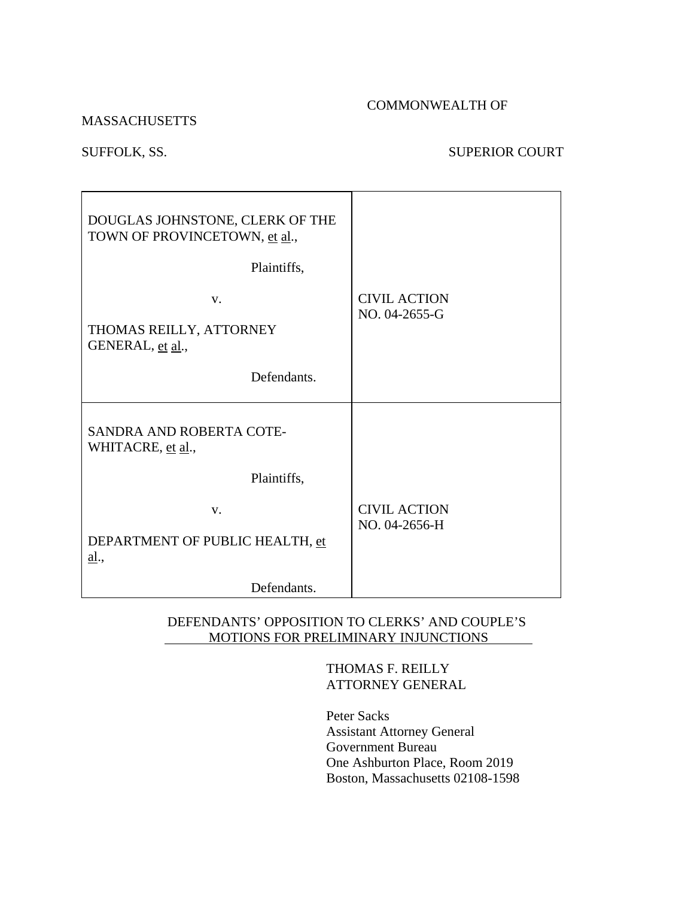COMMONWEALTH OF MASSACHUSETTS

SUFFOLK, SS. SUPERIOR COURT

| | |
|---|---|
| DOUGLAS JOHNSTONE, CLERK OF THE TOWN OF PROVINCETOWN, et al., Plaintiffs, v. THOMAS REILLY, ATTORNEY GENERAL, et al., Defendants. | CIVIL ACTION NO. 04-2655-G |
| SANDRA AND ROBERTA COTE-WHITACRE, et al., Plaintiffs, v. DEPARTMENT OF PUBLIC HEALTH, et al., Defendants. | CIVIL ACTION NO. 04-2656-H |

DEFENDANTS' OPPOSITION TO CLERKS' AND COUPLE'S MOTIONS FOR PRELIMINARY INJUNCTIONS

THOMAS F. REILLY
ATTORNEY GENERAL

Peter Sacks
Assistant Attorney General
Government Bureau
One Ashburton Place, Room 2019
Boston, Massachusetts 02108-1598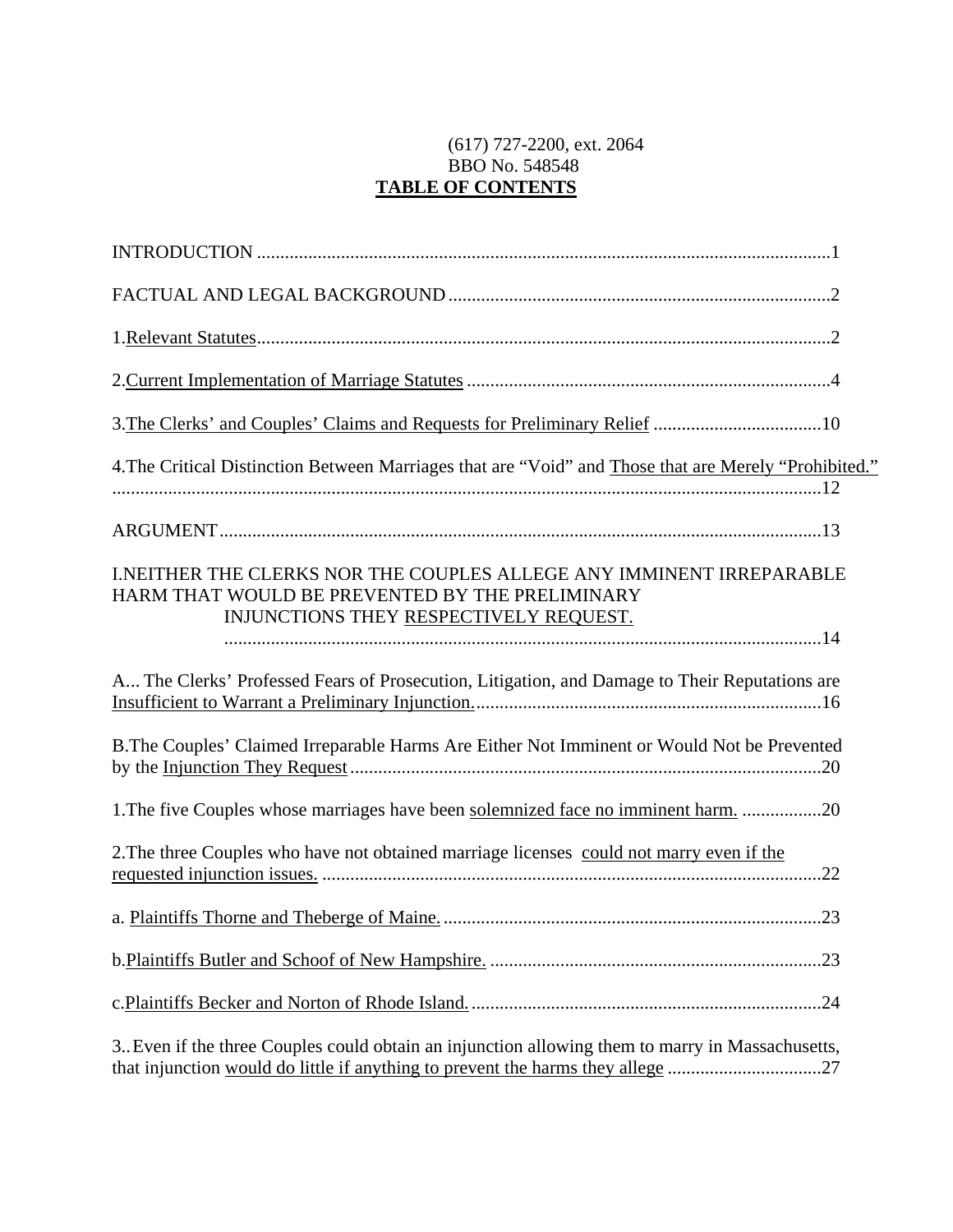(617) 727-2200, ext. 2064
BBO No. 548548

# TABLE OF CONTENTS

INTRODUCTION ........................................................................................................................1

FACTUAL AND LEGAL BACKGROUND .................................................................................2

1.Relevant Statutes........................................................................................................................2

2.Current Implementation of Marriage Statutes ............................................................................4

3.The Clerks' and Couples' Claims and Requests for Preliminary Relief ....................................10

4.The Critical Distinction Between Marriages that are "Void" and Those that are Merely "Prohibited." ........................................................................................................................................12

ARGUMENT..............................................................................................................................13

I.NEITHER THE CLERKS NOR THE COUPLES ALLEGE ANY IMMINENT IRREPARABLE HARM THAT WOULD BE PREVENTED BY THE PRELIMINARY INJUNCTIONS THEY RESPECTIVELY REQUEST. ..............................................................................................................................14

A... The Clerks' Professed Fears of Prosecution, Litigation, and Damage to Their Reputations are Insufficient to Warrant a Preliminary Injunction. .........................................................................16

B.The Couples' Claimed Irreparable Harms Are Either Not Imminent or Would Not be Prevented by the Injunction They Request ....................................................................................................20

1.The five Couples whose marriages have been solemnized face no imminent harm. .................20

2.The three Couples who have not obtained marriage licenses could not marry even if the requested injunction issues. ...........................................................................................................22

a. Plaintiffs Thorne and Theberge of Maine. ................................................................................23

b.Plaintiffs Butler and Schoof of New Hampshire. ......................................................................23

c.Plaintiffs Becker and Norton of Rhode Island. ..........................................................................24

3..Even if the three Couples could obtain an injunction allowing them to marry in Massachusetts, that injunction would do little if anything to prevent the harms they allege ................................27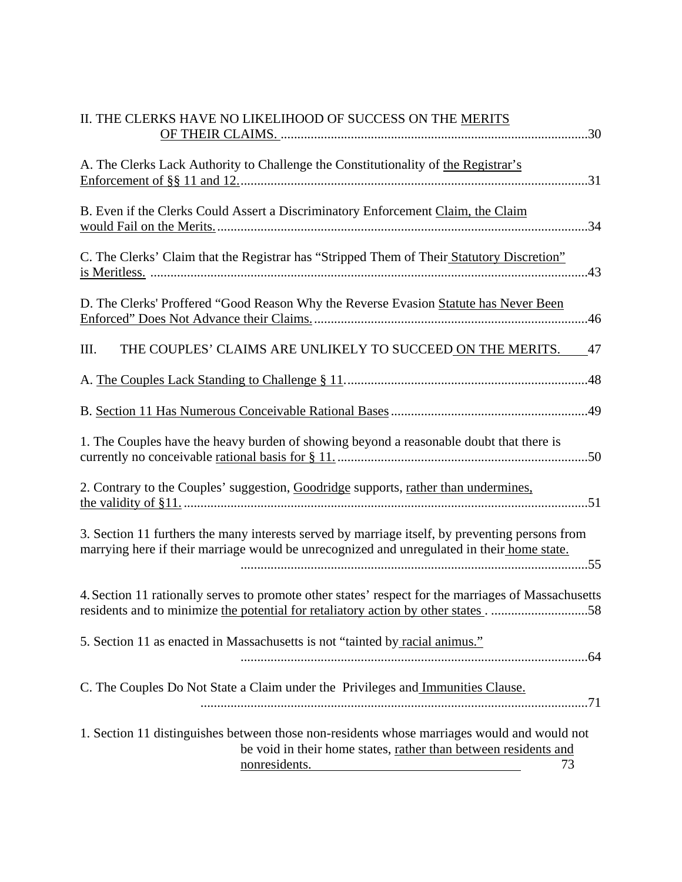II. THE CLERKS HAVE NO LIKELIHOOD OF SUCCESS ON THE MERITS OF THEIR CLAIMS. ....................................................................................30

A. The Clerks Lack Authority to Challenge the Constitutionality of the Registrar's Enforcement of §§ 11 and 12. ....................................................................................31

B. Even if the Clerks Could Assert a Discriminatory Enforcement Claim, the Claim would Fail on the Merits. ....................................................................................34

C. The Clerks' Claim that the Registrar has "Stripped Them of Their Statutory Discretion" is Meritless. ....................................................................................43

D. The Clerks' Proffered "Good Reason Why the Reverse Evasion Statute has Never Been Enforced" Does Not Advance their Claims. ....................................................................................46

III. THE COUPLES' CLAIMS ARE UNLIKELY TO SUCCEED ON THE MERITS. 47

A. The Couples Lack Standing to Challenge § 11. ....................................................................................48

B. Section 11 Has Numerous Conceivable Rational Bases ....................................................................................49

1. The Couples have the heavy burden of showing beyond a reasonable doubt that there is currently no conceivable rational basis for § 11. ....................................................................................50

2. Contrary to the Couples' suggestion, Goodridge supports, rather than undermines, the validity of §11. ....................................................................................51

3. Section 11 furthers the many interests served by marriage itself, by preventing persons from marrying here if their marriage would be unrecognized and unregulated in their home state. ....................................................................................55

4. Section 11 rationally serves to promote other states' respect for the marriages of Massachusetts residents and to minimize the potential for retaliatory action by other states . ....................................................................................58

5. Section 11 as enacted in Massachusetts is not "tainted by racial animus." ....................................................................................64

C. The Couples Do Not State a Claim under the Privileges and Immunities Clause. ....................................................................................71

1. Section 11 distinguishes between those non-residents whose marriages would and would not be void in their home states, rather than between residents and nonresidents. 73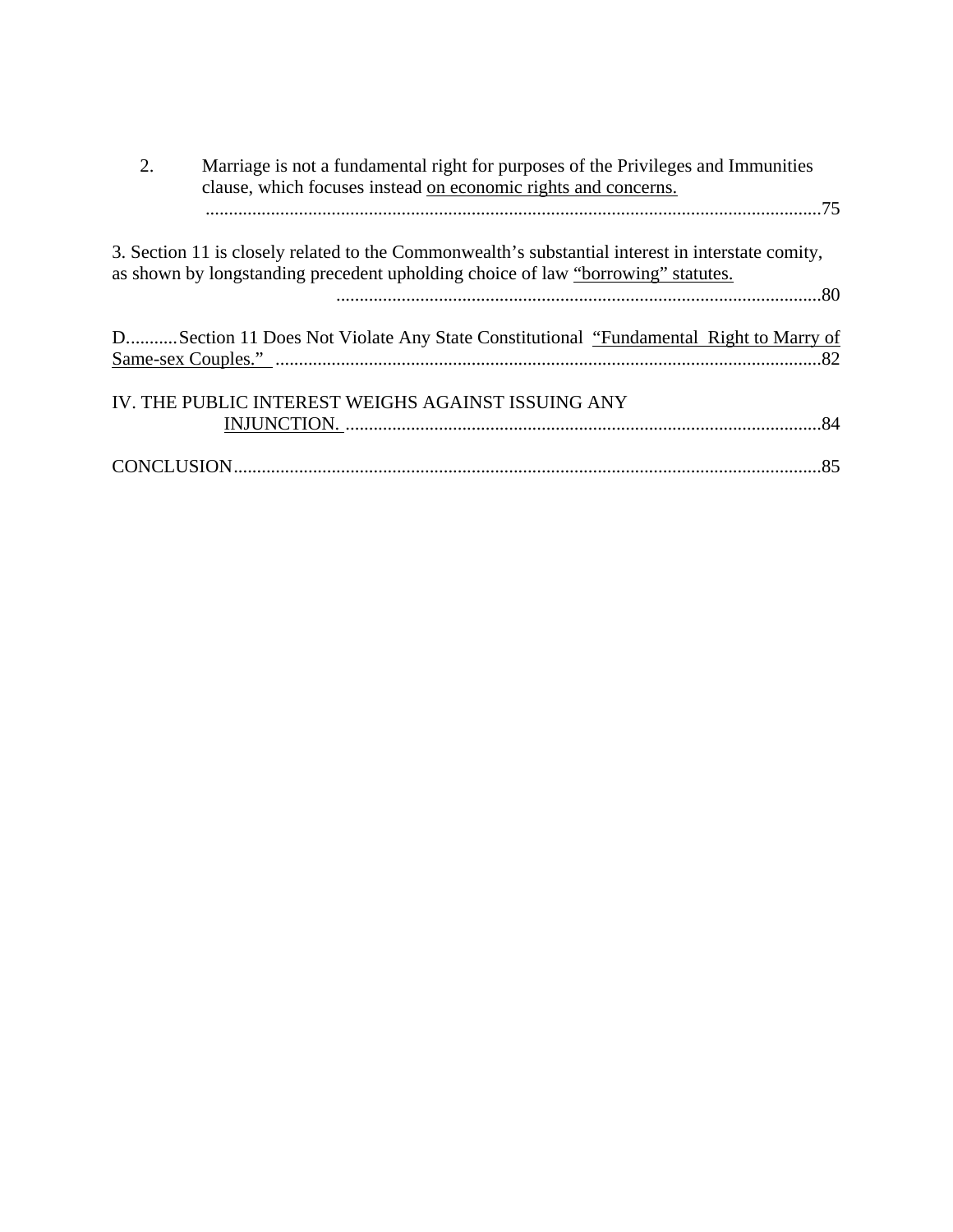2. Marriage is not a fundamental right for purposes of the Privileges and Immunities clause, which focuses instead on economic rights and concerns. ....................................................................................................................................75

3. Section 11 is closely related to the Commonwealth's substantial interest in interstate comity, as shown by longstanding precedent upholding choice of law "borrowing" statutes. ........................................................................................................80

D...........Section 11 Does Not Violate Any State Constitutional "Fundamental Right to Marry of Same-sex Couples." ....................................................................................................................82

IV. THE PUBLIC INTEREST WEIGHS AGAINST ISSUING ANY INJUNCTION. ......................................................................................................84

CONCLUSION..............................................................................................................................85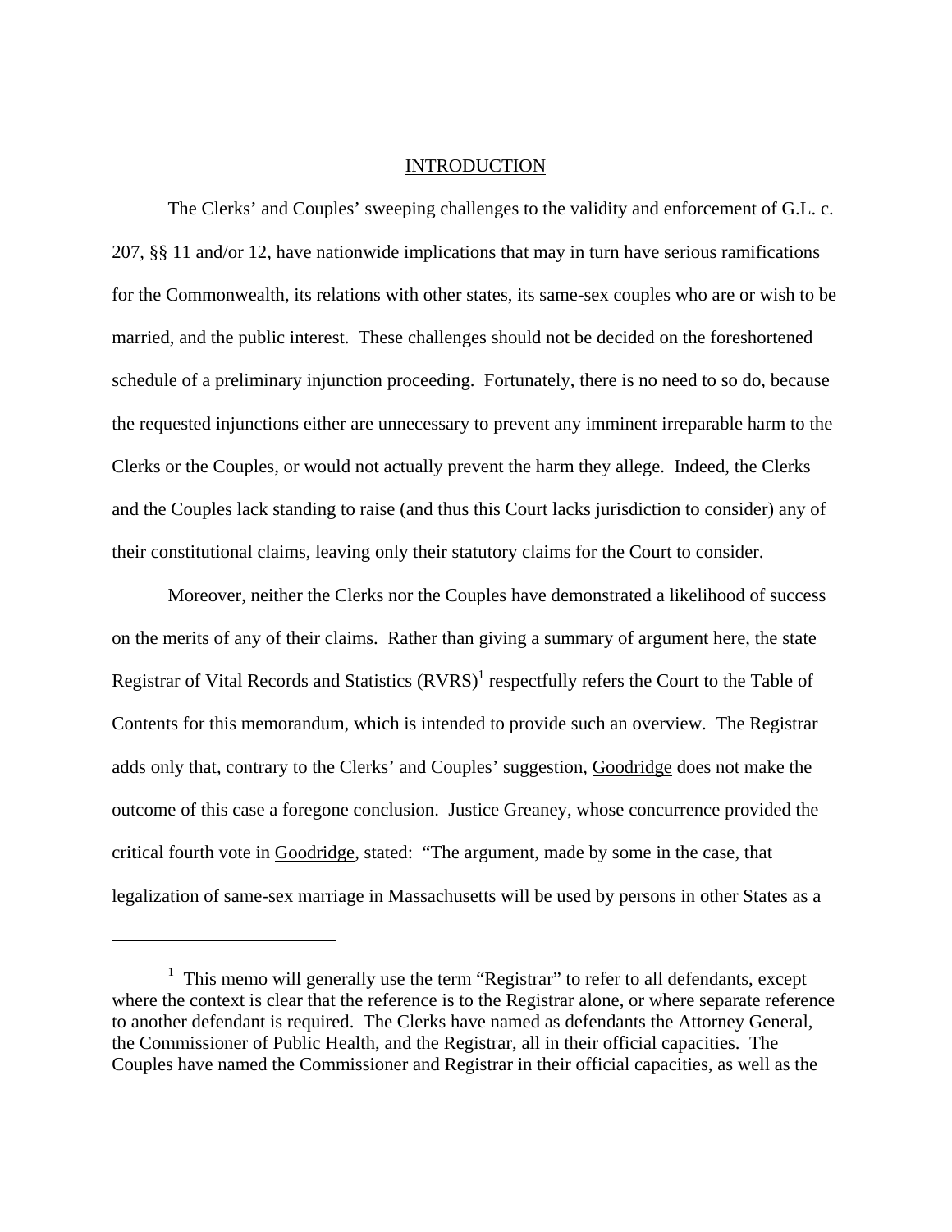## INTRODUCTION

The Clerks' and Couples' sweeping challenges to the validity and enforcement of G.L. c. 207, §§ 11 and/or 12, have nationwide implications that may in turn have serious ramifications for the Commonwealth, its relations with other states, its same-sex couples who are or wish to be married, and the public interest. These challenges should not be decided on the foreshortened schedule of a preliminary injunction proceeding. Fortunately, there is no need to so do, because the requested injunctions either are unnecessary to prevent any imminent irreparable harm to the Clerks or the Couples, or would not actually prevent the harm they allege. Indeed, the Clerks and the Couples lack standing to raise (and thus this Court lacks jurisdiction to consider) any of their constitutional claims, leaving only their statutory claims for the Court to consider.

Moreover, neither the Clerks nor the Couples have demonstrated a likelihood of success on the merits of any of their claims. Rather than giving a summary of argument here, the state Registrar of Vital Records and Statistics (RVRS)[1] respectfully refers the Court to the Table of Contents for this memorandum, which is intended to provide such an overview. The Registrar adds only that, contrary to the Clerks' and Couples' suggestion, Goodridge does not make the outcome of this case a foregone conclusion. Justice Greaney, whose concurrence provided the critical fourth vote in Goodridge, stated: "The argument, made by some in the case, that legalization of same-sex marriage in Massachusetts will be used by persons in other States as a

---

[1] This memo will generally use the term "Registrar" to refer to all defendants, except where the context is clear that the reference is to the Registrar alone, or where separate reference to another defendant is required. The Clerks have named as defendants the Attorney General, the Commissioner of Public Health, and the Registrar, all in their official capacities. The Couples have named the Commissioner and Registrar in their official capacities, as well as the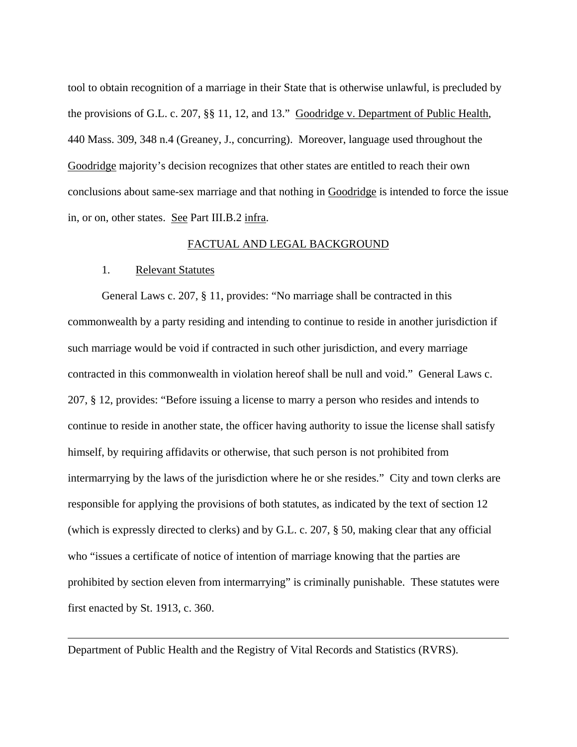tool to obtain recognition of a marriage in their State that is otherwise unlawful, is precluded by the provisions of G.L. c. 207, §§ 11, 12, and 13." Goodridge v. Department of Public Health, 440 Mass. 309, 348 n.4 (Greaney, J., concurring). Moreover, language used throughout the Goodridge majority's decision recognizes that other states are entitled to reach their own conclusions about same-sex marriage and that nothing in Goodridge is intended to force the issue in, or on, other states. See Part III.B.2 infra.

## FACTUAL AND LEGAL BACKGROUND

### 1. Relevant Statutes

General Laws c. 207, § 11, provides: "No marriage shall be contracted in this commonwealth by a party residing and intending to continue to reside in another jurisdiction if such marriage would be void if contracted in such other jurisdiction, and every marriage contracted in this commonwealth in violation hereof shall be null and void." General Laws c. 207, § 12, provides: "Before issuing a license to marry a person who resides and intends to continue to reside in another state, the officer having authority to issue the license shall satisfy himself, by requiring affidavits or otherwise, that such person is not prohibited from intermarrying by the laws of the jurisdiction where he or she resides." City and town clerks are responsible for applying the provisions of both statutes, as indicated by the text of section 12 (which is expressly directed to clerks) and by G.L. c. 207, § 50, making clear that any official who "issues a certificate of notice of intention of marriage knowing that the parties are prohibited by section eleven from intermarrying" is criminally punishable. These statutes were first enacted by St. 1913, c. 360.

---

Department of Public Health and the Registry of Vital Records and Statistics (RVRS).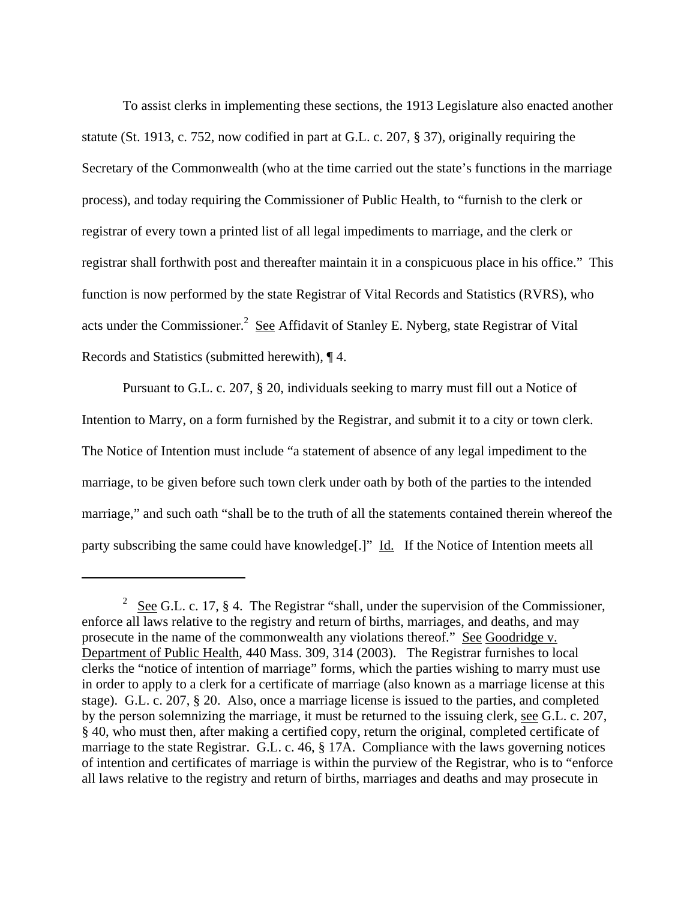To assist clerks in implementing these sections, the 1913 Legislature also enacted another statute (St. 1913, c. 752, now codified in part at G.L. c. 207, § 37), originally requiring the Secretary of the Commonwealth (who at the time carried out the state's functions in the marriage process), and today requiring the Commissioner of Public Health, to "furnish to the clerk or registrar of every town a printed list of all legal impediments to marriage, and the clerk or registrar shall forthwith post and thereafter maintain it in a conspicuous place in his office." This function is now performed by the state Registrar of Vital Records and Statistics (RVRS), who acts under the Commissioner.[2] See Affidavit of Stanley E. Nyberg, state Registrar of Vital Records and Statistics (submitted herewith), ¶ 4.

Pursuant to G.L. c. 207, § 20, individuals seeking to marry must fill out a Notice of Intention to Marry, on a form furnished by the Registrar, and submit it to a city or town clerk. The Notice of Intention must include "a statement of absence of any legal impediment to the marriage, to be given before such town clerk under oath by both of the parties to the intended marriage," and such oath "shall be to the truth of all the statements contained therein whereof the party subscribing the same could have knowledge[.]" Id. If the Notice of Intention meets all

---

[2] See G.L. c. 17, § 4. The Registrar "shall, under the supervision of the Commissioner, enforce all laws relative to the registry and return of births, marriages, and deaths, and may prosecute in the name of the commonwealth any violations thereof." See Goodridge v. Department of Public Health, 440 Mass. 309, 314 (2003). The Registrar furnishes to local clerks the "notice of intention of marriage" forms, which the parties wishing to marry must use in order to apply to a clerk for a certificate of marriage (also known as a marriage license at this stage). G.L. c. 207, § 20. Also, once a marriage license is issued to the parties, and completed by the person solemnizing the marriage, it must be returned to the issuing clerk, see G.L. c. 207, § 40, who must then, after making a certified copy, return the original, completed certificate of marriage to the state Registrar. G.L. c. 46, § 17A. Compliance with the laws governing notices of intention and certificates of marriage is within the purview of the Registrar, who is to "enforce all laws relative to the registry and return of births, marriages and deaths and may prosecute in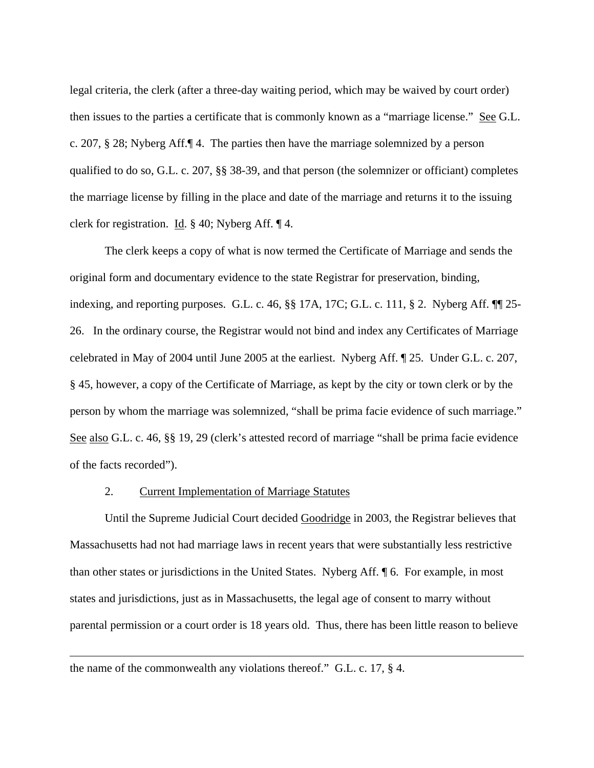legal criteria, the clerk (after a three-day waiting period, which may be waived by court order) then issues to the parties a certificate that is commonly known as a "marriage license." See G.L. c. 207, § 28; Nyberg Aff.¶ 4. The parties then have the marriage solemnized by a person qualified to do so, G.L. c. 207, §§ 38-39, and that person (the solemnizer or officiant) completes the marriage license by filling in the place and date of the marriage and returns it to the issuing clerk for registration. Id. § 40; Nyberg Aff. ¶ 4.

The clerk keeps a copy of what is now termed the Certificate of Marriage and sends the original form and documentary evidence to the state Registrar for preservation, binding, indexing, and reporting purposes. G.L. c. 46, §§ 17A, 17C; G.L. c. 111, § 2. Nyberg Aff. ¶¶ 25-26. In the ordinary course, the Registrar would not bind and index any Certificates of Marriage celebrated in May of 2004 until June 2005 at the earliest. Nyberg Aff. ¶ 25. Under G.L. c. 207, § 45, however, a copy of the Certificate of Marriage, as kept by the city or town clerk or by the person by whom the marriage was solemnized, "shall be prima facie evidence of such marriage." See also G.L. c. 46, §§ 19, 29 (clerk's attested record of marriage "shall be prima facie evidence of the facts recorded").

### 2. Current Implementation of Marriage Statutes

Until the Supreme Judicial Court decided Goodridge in 2003, the Registrar believes that Massachusetts had not had marriage laws in recent years that were substantially less restrictive than other states or jurisdictions in the United States. Nyberg Aff. ¶ 6. For example, in most states and jurisdictions, just as in Massachusetts, the legal age of consent to marry without parental permission or a court order is 18 years old. Thus, there has been little reason to believe

---

the name of the commonwealth any violations thereof." G.L. c. 17, § 4.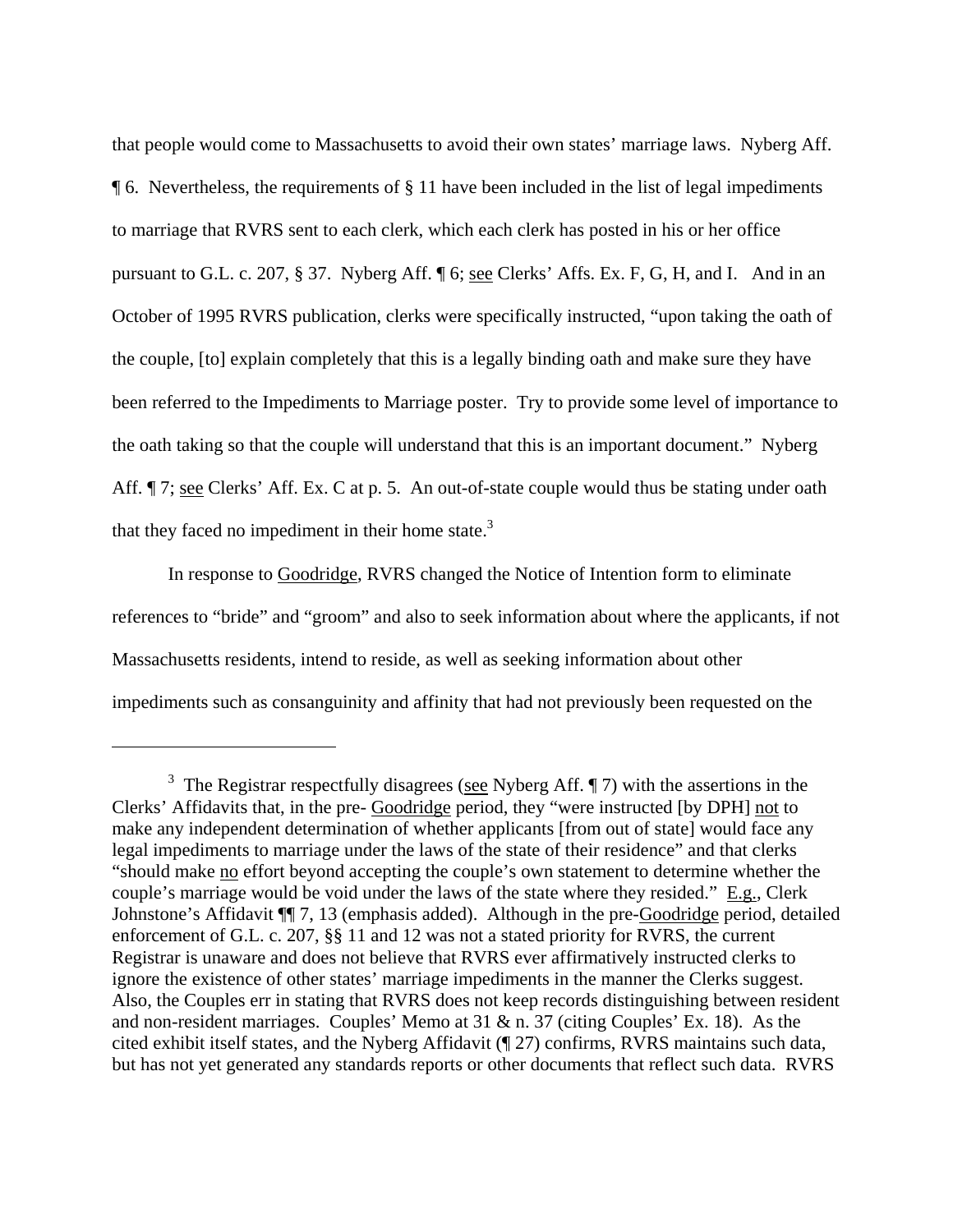that people would come to Massachusetts to avoid their own states' marriage laws. Nyberg Aff. ¶ 6. Nevertheless, the requirements of § 11 have been included in the list of legal impediments to marriage that RVRS sent to each clerk, which each clerk has posted in his or her office pursuant to G.L. c. 207, § 37. Nyberg Aff. ¶ 6; see Clerks' Affs. Ex. F, G, H, and I. And in an October of 1995 RVRS publication, clerks were specifically instructed, "upon taking the oath of the couple, [to] explain completely that this is a legally binding oath and make sure they have been referred to the Impediments to Marriage poster. Try to provide some level of importance to the oath taking so that the couple will understand that this is an important document." Nyberg Aff. ¶ 7; see Clerks' Aff. Ex. C at p. 5. An out-of-state couple would thus be stating under oath that they faced no impediment in their home state.[3]

In response to Goodridge, RVRS changed the Notice of Intention form to eliminate references to "bride" and "groom" and also to seek information about where the applicants, if not Massachusetts residents, intend to reside, as well as seeking information about other impediments such as consanguinity and affinity that had not previously been requested on the

---

[3] The Registrar respectfully disagrees (see Nyberg Aff. ¶ 7) with the assertions in the Clerks' Affidavits that, in the pre- Goodridge period, they "were instructed [by DPH] not to make any independent determination of whether applicants [from out of state] would face any legal impediments to marriage under the laws of the state of their residence" and that clerks "should make no effort beyond accepting the couple's own statement to determine whether the couple's marriage would be void under the laws of the state where they resided." E.g., Clerk Johnstone's Affidavit ¶¶ 7, 13 (emphasis added). Although in the pre-Goodridge period, detailed enforcement of G.L. c. 207, §§ 11 and 12 was not a stated priority for RVRS, the current Registrar is unaware and does not believe that RVRS ever affirmatively instructed clerks to ignore the existence of other states' marriage impediments in the manner the Clerks suggest. Also, the Couples err in stating that RVRS does not keep records distinguishing between resident and non-resident marriages. Couples' Memo at 31 & n. 37 (citing Couples' Ex. 18). As the cited exhibit itself states, and the Nyberg Affidavit (¶ 27) confirms, RVRS maintains such data, but has not yet generated any standards reports or other documents that reflect such data. RVRS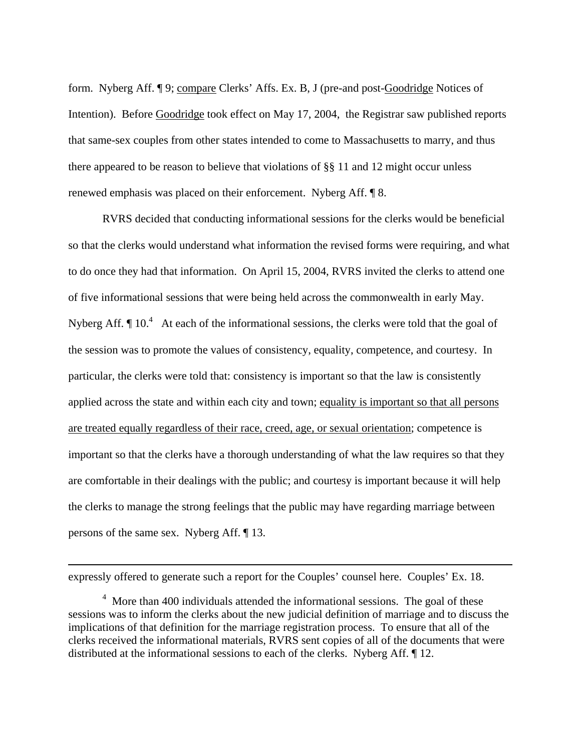form. Nyberg Aff. ¶ 9; <u>compare</u> Clerks' Affs. Ex. B, J (pre-and post-<u>Goodridge</u> Notices of Intention). Before <u>Goodridge</u> took effect on May 17, 2004, the Registrar saw published reports that same-sex couples from other states intended to come to Massachusetts to marry, and thus there appeared to be reason to believe that violations of §§ 11 and 12 might occur unless renewed emphasis was placed on their enforcement. Nyberg Aff. ¶ 8.

RVRS decided that conducting informational sessions for the clerks would be beneficial so that the clerks would understand what information the revised forms were requiring, and what to do once they had that information. On April 15, 2004, RVRS invited the clerks to attend one of five informational sessions that were being held across the commonwealth in early May. Nyberg Aff. ¶ 10.[4] At each of the informational sessions, the clerks were told that the goal of the session was to promote the values of consistency, equality, competence, and courtesy. In particular, the clerks were told that: consistency is important so that the law is consistently applied across the state and within each city and town; <u>equality is important so that all persons are treated equally regardless of their race, creed, age, or sexual orientation</u>; competence is important so that the clerks have a thorough understanding of what the law requires so that they are comfortable in their dealings with the public; and courtesy is important because it will help the clerks to manage the strong feelings that the public may have regarding marriage between persons of the same sex. Nyberg Aff. ¶ 13.

---

expressly offered to generate such a report for the Couples' counsel here. Couples' Ex. 18.

[4] More than 400 individuals attended the informational sessions. The goal of these sessions was to inform the clerks about the new judicial definition of marriage and to discuss the implications of that definition for the marriage registration process. To ensure that all of the clerks received the informational materials, RVRS sent copies of all of the documents that were distributed at the informational sessions to each of the clerks. Nyberg Aff. ¶ 12.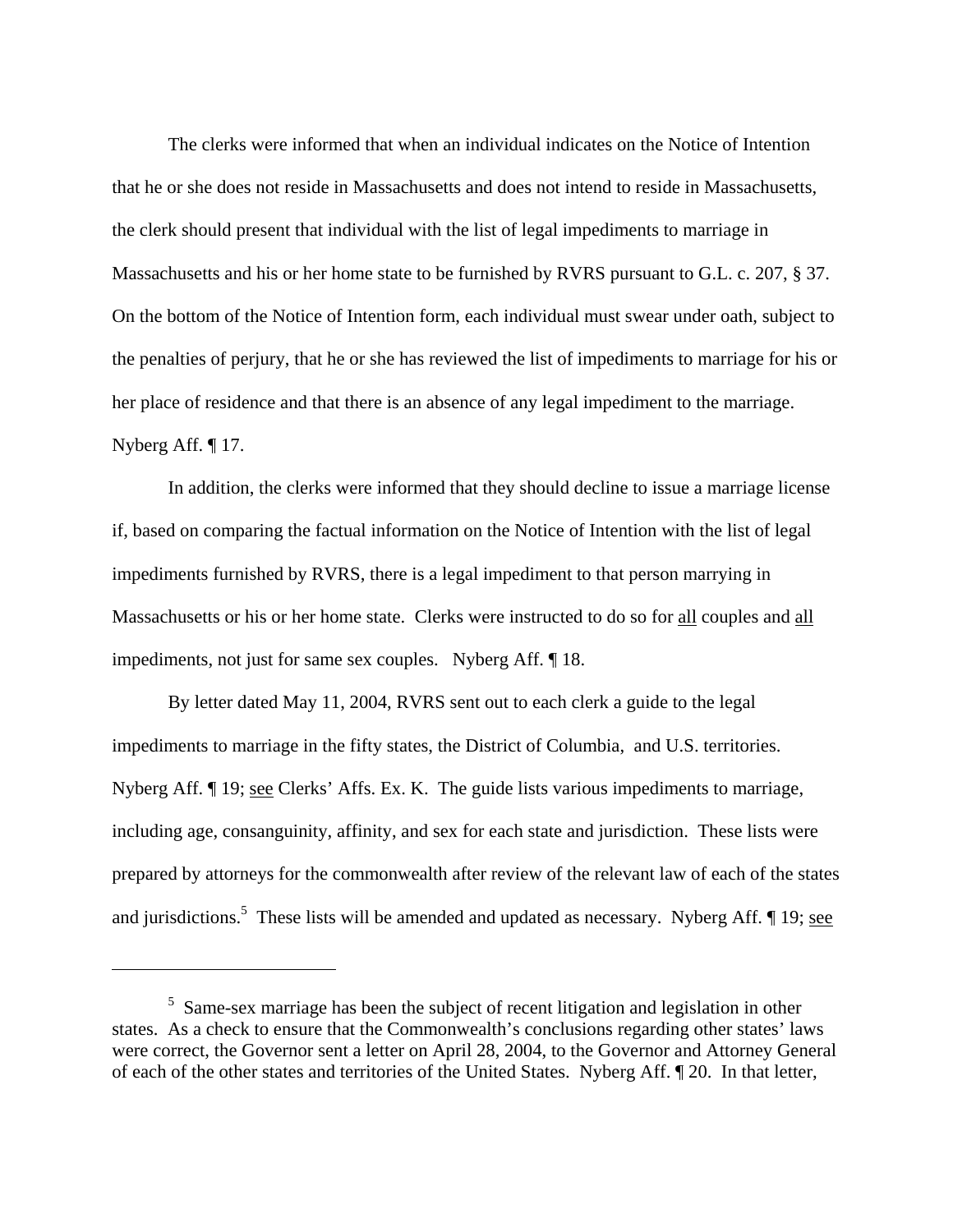The clerks were informed that when an individual indicates on the Notice of Intention that he or she does not reside in Massachusetts and does not intend to reside in Massachusetts, the clerk should present that individual with the list of legal impediments to marriage in Massachusetts and his or her home state to be furnished by RVRS pursuant to G.L. c. 207, § 37. On the bottom of the Notice of Intention form, each individual must swear under oath, subject to the penalties of perjury, that he or she has reviewed the list of impediments to marriage for his or her place of residence and that there is an absence of any legal impediment to the marriage. Nyberg Aff. ¶ 17.

In addition, the clerks were informed that they should decline to issue a marriage license if, based on comparing the factual information on the Notice of Intention with the list of legal impediments furnished by RVRS, there is a legal impediment to that person marrying in Massachusetts or his or her home state. Clerks were instructed to do so for <u>all</u> couples and <u>all</u> impediments, not just for same sex couples. Nyberg Aff. ¶ 18.

By letter dated May 11, 2004, RVRS sent out to each clerk a guide to the legal impediments to marriage in the fifty states, the District of Columbia, and U.S. territories. Nyberg Aff. ¶ 19; <u>see</u> Clerks' Affs. Ex. K. The guide lists various impediments to marriage, including age, consanguinity, affinity, and sex for each state and jurisdiction. These lists were prepared by attorneys for the commonwealth after review of the relevant law of each of the states and jurisdictions.[5] These lists will be amended and updated as necessary. Nyberg Aff. ¶ 19; <u>see</u>

---

[5] Same-sex marriage has been the subject of recent litigation and legislation in other states. As a check to ensure that the Commonwealth's conclusions regarding other states' laws were correct, the Governor sent a letter on April 28, 2004, to the Governor and Attorney General of each of the other states and territories of the United States. Nyberg Aff. ¶ 20. In that letter,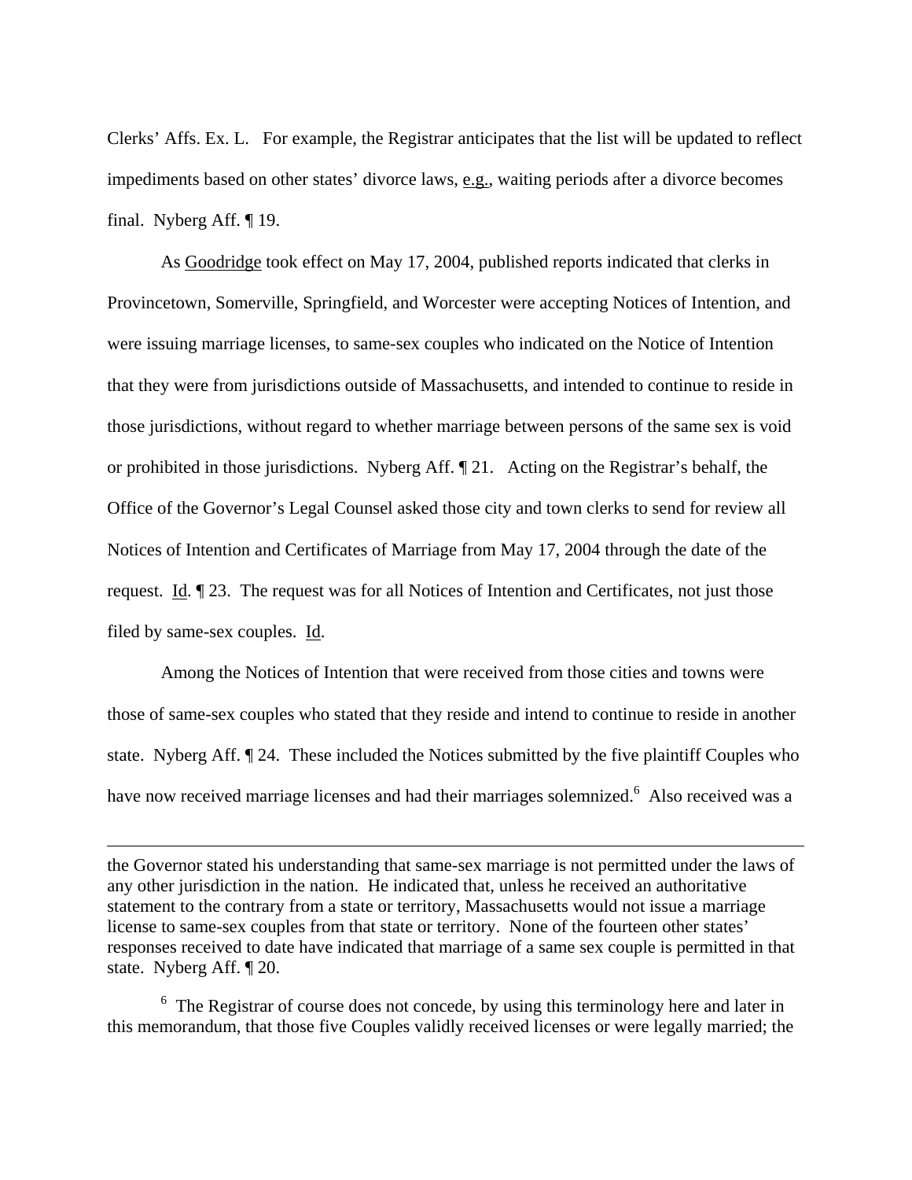Clerks' Affs. Ex. L. For example, the Registrar anticipates that the list will be updated to reflect impediments based on other states' divorce laws, e.g., waiting periods after a divorce becomes final. Nyberg Aff. ¶ 19.

As Goodridge took effect on May 17, 2004, published reports indicated that clerks in Provincetown, Somerville, Springfield, and Worcester were accepting Notices of Intention, and were issuing marriage licenses, to same-sex couples who indicated on the Notice of Intention that they were from jurisdictions outside of Massachusetts, and intended to continue to reside in those jurisdictions, without regard to whether marriage between persons of the same sex is void or prohibited in those jurisdictions. Nyberg Aff. ¶ 21. Acting on the Registrar's behalf, the Office of the Governor's Legal Counsel asked those city and town clerks to send for review all Notices of Intention and Certificates of Marriage from May 17, 2004 through the date of the request. Id. ¶ 23. The request was for all Notices of Intention and Certificates, not just those filed by same-sex couples. Id.

Among the Notices of Intention that were received from those cities and towns were those of same-sex couples who stated that they reside and intend to continue to reside in another state. Nyberg Aff. ¶ 24. These included the Notices submitted by the five plaintiff Couples who have now received marriage licenses and had their marriages solemnized.[6] Also received was a

---

the Governor stated his understanding that same-sex marriage is not permitted under the laws of any other jurisdiction in the nation. He indicated that, unless he received an authoritative statement to the contrary from a state or territory, Massachusetts would not issue a marriage license to same-sex couples from that state or territory. None of the fourteen other states' responses received to date have indicated that marriage of a same sex couple is permitted in that state. Nyberg Aff. ¶ 20.

[6] The Registrar of course does not concede, by using this terminology here and later in this memorandum, that those five Couples validly received licenses or were legally married; the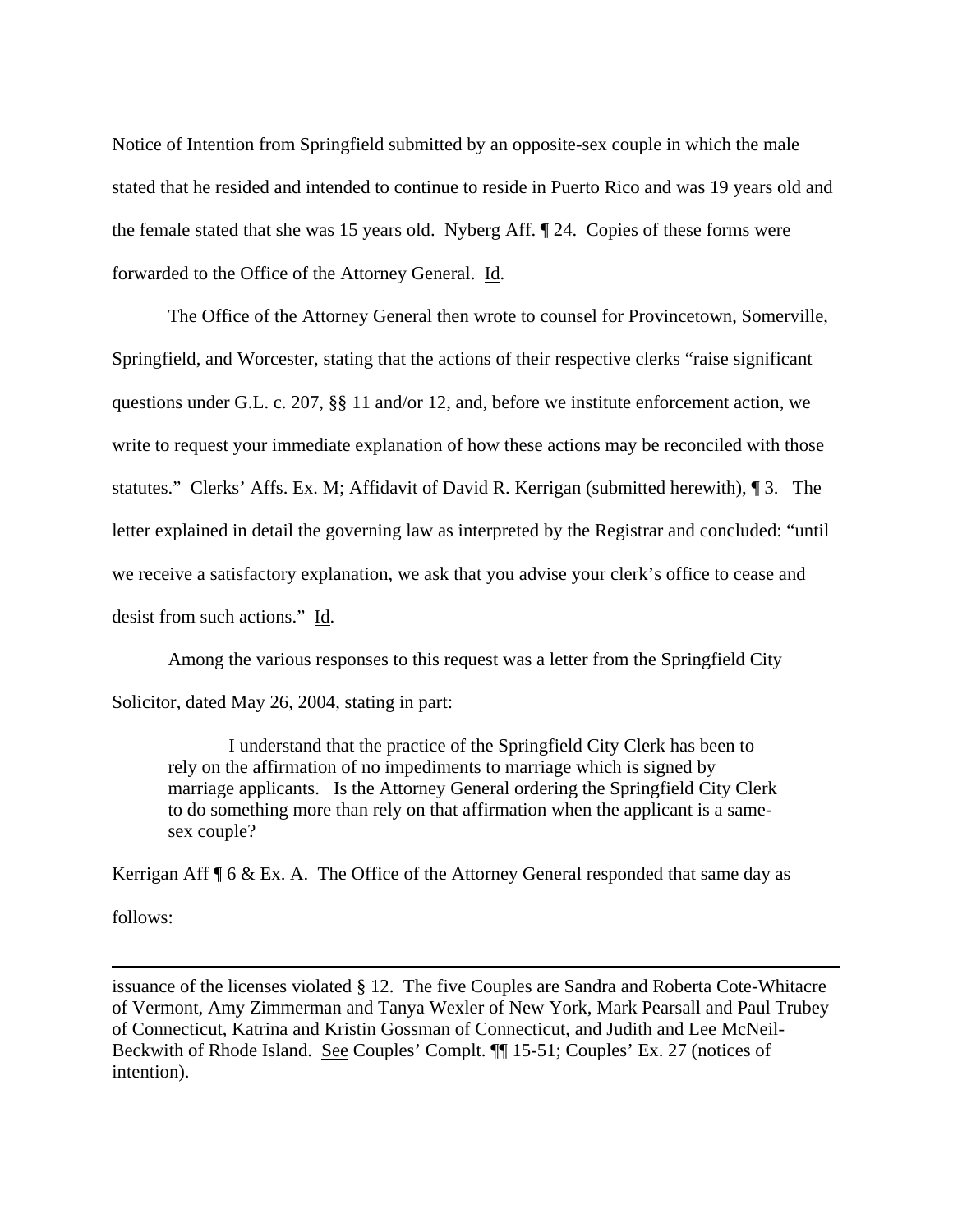Notice of Intention from Springfield submitted by an opposite-sex couple in which the male stated that he resided and intended to continue to reside in Puerto Rico and was 19 years old and the female stated that she was 15 years old. Nyberg Aff. ¶ 24. Copies of these forms were forwarded to the Office of the Attorney General. Id.

The Office of the Attorney General then wrote to counsel for Provincetown, Somerville, Springfield, and Worcester, stating that the actions of their respective clerks "raise significant questions under G.L. c. 207, §§ 11 and/or 12, and, before we institute enforcement action, we write to request your immediate explanation of how these actions may be reconciled with those statutes." Clerks' Affs. Ex. M; Affidavit of David R. Kerrigan (submitted herewith), ¶ 3. The letter explained in detail the governing law as interpreted by the Registrar and concluded: "until we receive a satisfactory explanation, we ask that you advise your clerk's office to cease and desist from such actions." Id.

Among the various responses to this request was a letter from the Springfield City Solicitor, dated May 26, 2004, stating in part:

> I understand that the practice of the Springfield City Clerk has been to rely on the affirmation of no impediments to marriage which is signed by marriage applicants. Is the Attorney General ordering the Springfield City Clerk to do something more than rely on that affirmation when the applicant is a same-sex couple?

Kerrigan Aff ¶ 6 & Ex. A. The Office of the Attorney General responded that same day as follows:

---

issuance of the licenses violated § 12. The five Couples are Sandra and Roberta Cote-Whitacre of Vermont, Amy Zimmerman and Tanya Wexler of New York, Mark Pearsall and Paul Trubey of Connecticut, Katrina and Kristin Gossman of Connecticut, and Judith and Lee McNeil-Beckwith of Rhode Island. See Couples' Complt. ¶¶ 15-51; Couples' Ex. 27 (notices of intention).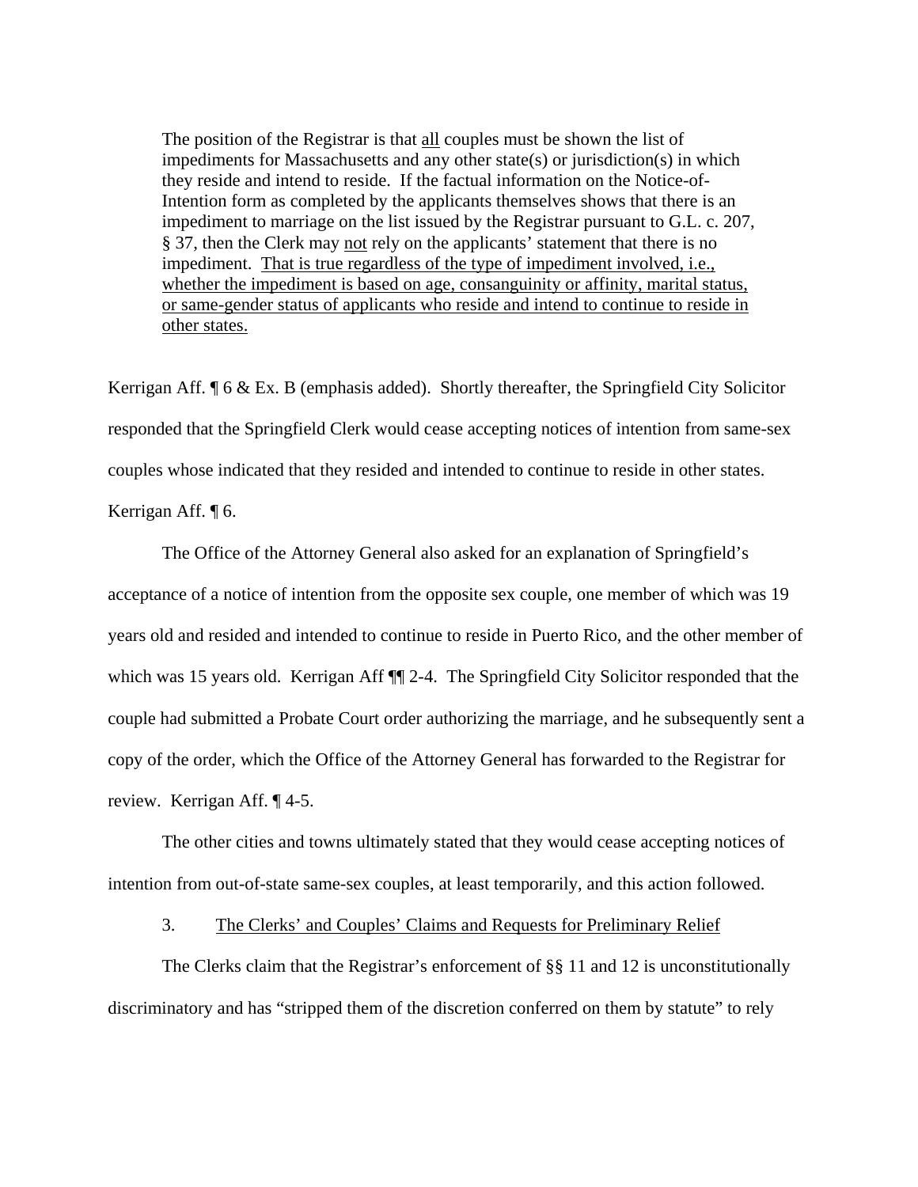> The position of the Registrar is that <u>all</u> couples must be shown the list of impediments for Massachusetts and any other state(s) or jurisdiction(s) in which they reside and intend to reside. If the factual information on the Notice-of-Intention form as completed by the applicants themselves shows that there is an impediment to marriage on the list issued by the Registrar pursuant to G.L. c. 207, § 37, then the Clerk may <u>not</u> rely on the applicants' statement that there is no impediment. <u>That is true regardless of the type of impediment involved, i.e., whether the impediment is based on age, consanguinity or affinity, marital status, or same-gender status of applicants who reside and intend to continue to reside in other states.</u>

Kerrigan Aff. ¶ 6 & Ex. B (emphasis added). Shortly thereafter, the Springfield City Solicitor responded that the Springfield Clerk would cease accepting notices of intention from same-sex couples whose indicated that they resided and intended to continue to reside in other states. Kerrigan Aff. ¶ 6.

The Office of the Attorney General also asked for an explanation of Springfield's acceptance of a notice of intention from the opposite sex couple, one member of which was 19 years old and resided and intended to continue to reside in Puerto Rico, and the other member of which was 15 years old. Kerrigan Aff ¶¶ 2-4. The Springfield City Solicitor responded that the couple had submitted a Probate Court order authorizing the marriage, and he subsequently sent a copy of the order, which the Office of the Attorney General has forwarded to the Registrar for review. Kerrigan Aff. ¶ 4-5.

The other cities and towns ultimately stated that they would cease accepting notices of intention from out-of-state same-sex couples, at least temporarily, and this action followed.

3. <u>The Clerks' and Couples' Claims and Requests for Preliminary Relief</u>

The Clerks claim that the Registrar's enforcement of §§ 11 and 12 is unconstitutionally discriminatory and has "stripped them of the discretion conferred on them by statute" to rely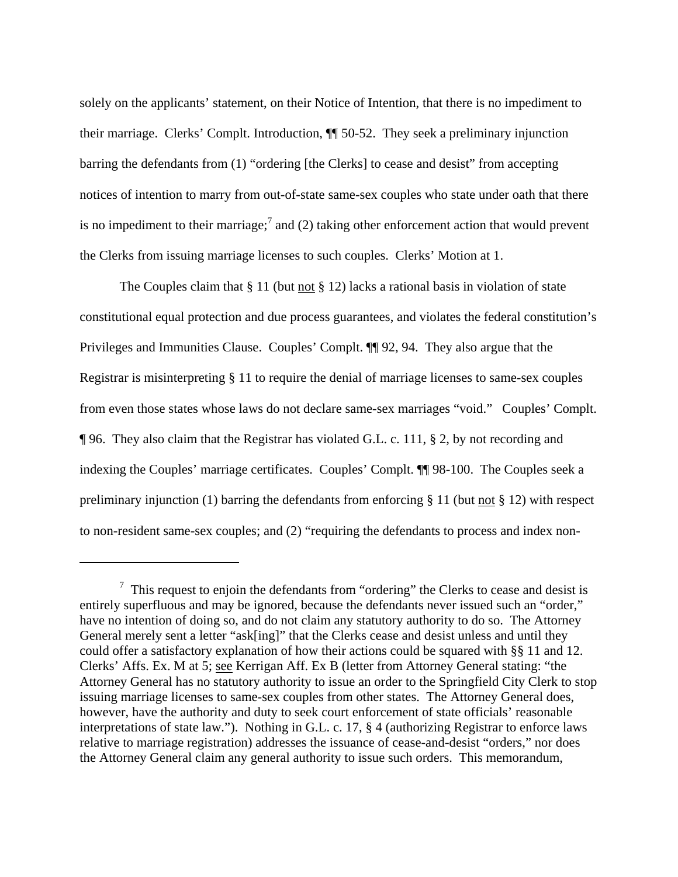solely on the applicants' statement, on their Notice of Intention, that there is no impediment to their marriage. Clerks' Complt. Introduction, ¶¶ 50-52. They seek a preliminary injunction barring the defendants from (1) "ordering [the Clerks] to cease and desist" from accepting notices of intention to marry from out-of-state same-sex couples who state under oath that there is no impediment to their marriage;[7] and (2) taking other enforcement action that would prevent the Clerks from issuing marriage licenses to such couples. Clerks' Motion at 1.

The Couples claim that § 11 (but not § 12) lacks a rational basis in violation of state constitutional equal protection and due process guarantees, and violates the federal constitution's Privileges and Immunities Clause. Couples' Complt. ¶¶ 92, 94. They also argue that the Registrar is misinterpreting § 11 to require the denial of marriage licenses to same-sex couples from even those states whose laws do not declare same-sex marriages "void." Couples' Complt. ¶ 96. They also claim that the Registrar has violated G.L. c. 111, § 2, by not recording and indexing the Couples' marriage certificates. Couples' Complt. ¶¶ 98-100. The Couples seek a preliminary injunction (1) barring the defendants from enforcing § 11 (but not § 12) with respect to non-resident same-sex couples; and (2) "requiring the defendants to process and index non-

[7] This request to enjoin the defendants from "ordering" the Clerks to cease and desist is entirely superfluous and may be ignored, because the defendants never issued such an "order," have no intention of doing so, and do not claim any statutory authority to do so. The Attorney General merely sent a letter "ask[ing]" that the Clerks cease and desist unless and until they could offer a satisfactory explanation of how their actions could be squared with §§ 11 and 12. Clerks' Affs. Ex. M at 5; see Kerrigan Aff. Ex B (letter from Attorney General stating: "the Attorney General has no statutory authority to issue an order to the Springfield City Clerk to stop issuing marriage licenses to same-sex couples from other states. The Attorney General does, however, have the authority and duty to seek court enforcement of state officials' reasonable interpretations of state law."). Nothing in G.L. c. 17, § 4 (authorizing Registrar to enforce laws relative to marriage registration) addresses the issuance of cease-and-desist "orders," nor does the Attorney General claim any general authority to issue such orders. This memorandum,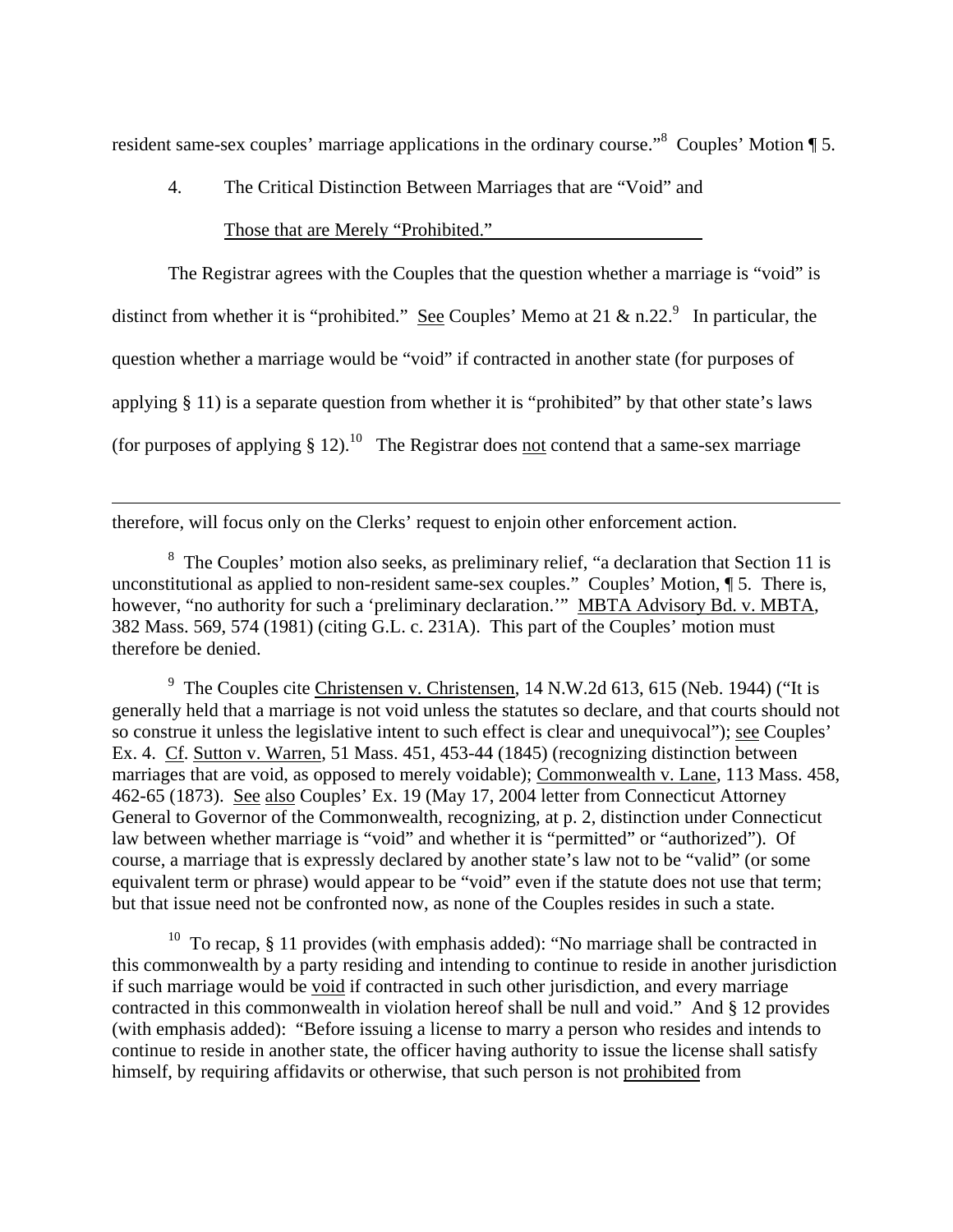resident same-sex couples' marriage applications in the ordinary course."[8] Couples' Motion ¶ 5.

4. The Critical Distinction Between Marriages that are "Void" and Those that are Merely "Prohibited."

The Registrar agrees with the Couples that the question whether a marriage is "void" is distinct from whether it is "prohibited." See Couples' Memo at 21 & n.22.[9] In particular, the question whether a marriage would be "void" if contracted in another state (for purposes of applying § 11) is a separate question from whether it is "prohibited" by that other state's laws (for purposes of applying § 12).[10] The Registrar does not contend that a same-sex marriage

---

therefore, will focus only on the Clerks' request to enjoin other enforcement action.

[8] The Couples' motion also seeks, as preliminary relief, "a declaration that Section 11 is unconstitutional as applied to non-resident same-sex couples." Couples' Motion, ¶ 5. There is, however, "no authority for such a 'preliminary declaration.'" MBTA Advisory Bd. v. MBTA, 382 Mass. 569, 574 (1981) (citing G.L. c. 231A). This part of the Couples' motion must therefore be denied.

[9] The Couples cite Christensen v. Christensen, 14 N.W.2d 613, 615 (Neb. 1944) ("It is generally held that a marriage is not void unless the statutes so declare, and that courts should not so construe it unless the legislative intent to such effect is clear and unequivocal"); see Couples' Ex. 4. Cf. Sutton v. Warren, 51 Mass. 451, 453-44 (1845) (recognizing distinction between marriages that are void, as opposed to merely voidable); Commonwealth v. Lane, 113 Mass. 458, 462-65 (1873). See also Couples' Ex. 19 (May 17, 2004 letter from Connecticut Attorney General to Governor of the Commonwealth, recognizing, at p. 2, distinction under Connecticut law between whether marriage is "void" and whether it is "permitted" or "authorized"). Of course, a marriage that is expressly declared by another state's law not to be "valid" (or some equivalent term or phrase) would appear to be "void" even if the statute does not use that term; but that issue need not be confronted now, as none of the Couples resides in such a state.

[10] To recap, § 11 provides (with emphasis added): "No marriage shall be contracted in this commonwealth by a party residing and intending to continue to reside in another jurisdiction if such marriage would be void if contracted in such other jurisdiction, and every marriage contracted in this commonwealth in violation hereof shall be null and void." And § 12 provides (with emphasis added): "Before issuing a license to marry a person who resides and intends to continue to reside in another state, the officer having authority to issue the license shall satisfy himself, by requiring affidavits or otherwise, that such person is not prohibited from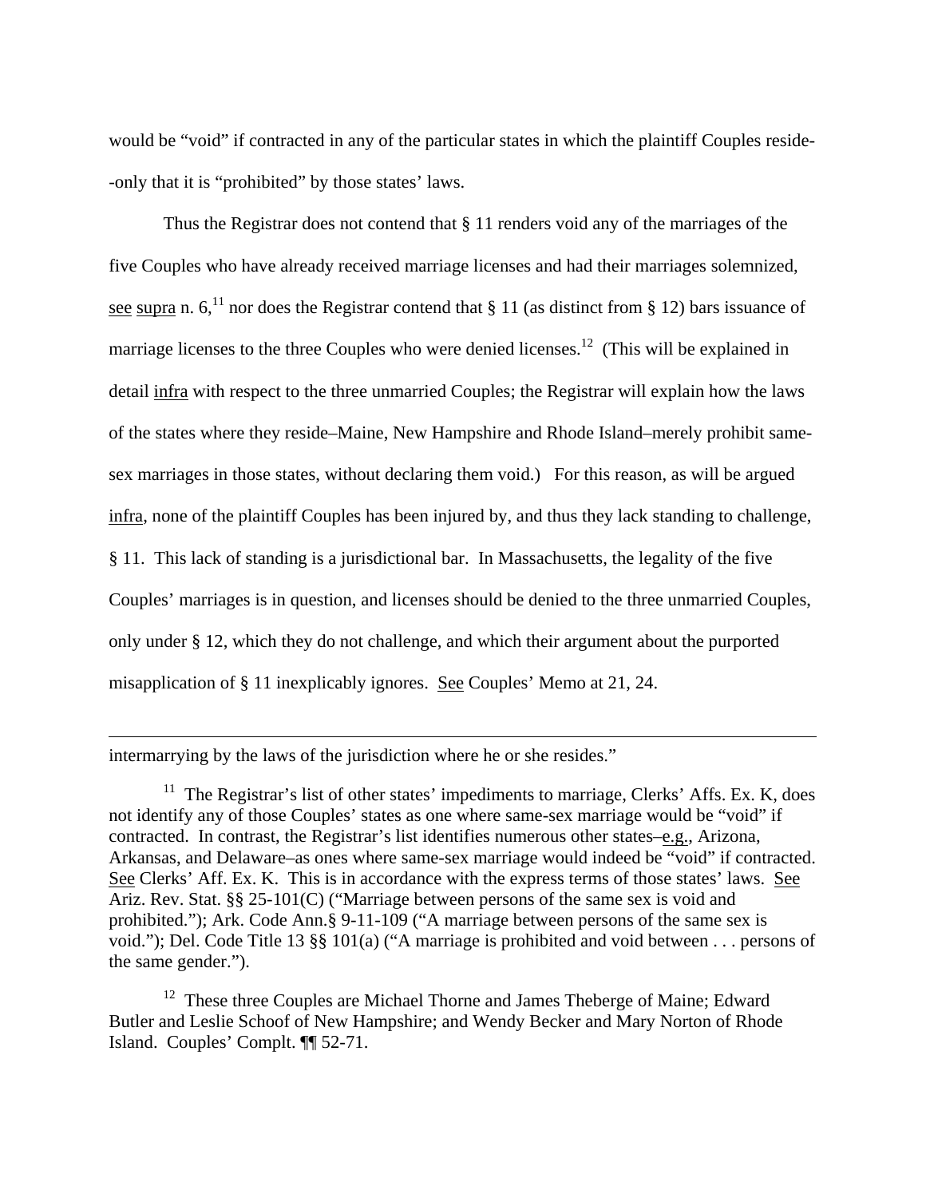would be "void" if contracted in any of the particular states in which the plaintiff Couples reside--only that it is "prohibited" by those states' laws.

Thus the Registrar does not contend that § 11 renders void any of the marriages of the five Couples who have already received marriage licenses and had their marriages solemnized, see supra n. 6,[11] nor does the Registrar contend that § 11 (as distinct from § 12) bars issuance of marriage licenses to the three Couples who were denied licenses.[12] (This will be explained in detail infra with respect to the three unmarried Couples; the Registrar will explain how the laws of the states where they reside–Maine, New Hampshire and Rhode Island–merely prohibit same-sex marriages in those states, without declaring them void.) For this reason, as will be argued infra, none of the plaintiff Couples has been injured by, and thus they lack standing to challenge, § 11. This lack of standing is a jurisdictional bar. In Massachusetts, the legality of the five Couples' marriages is in question, and licenses should be denied to the three unmarried Couples, only under § 12, which they do not challenge, and which their argument about the purported misapplication of § 11 inexplicably ignores. See Couples' Memo at 21, 24.

---

intermarrying by the laws of the jurisdiction where he or she resides."

[11] The Registrar's list of other states' impediments to marriage, Clerks' Affs. Ex. K, does not identify any of those Couples' states as one where same-sex marriage would be "void" if contracted. In contrast, the Registrar's list identifies numerous other states–e.g., Arizona, Arkansas, and Delaware–as ones where same-sex marriage would indeed be "void" if contracted. See Clerks' Aff. Ex. K. This is in accordance with the express terms of those states' laws. See Ariz. Rev. Stat. §§ 25-101(C) ("Marriage between persons of the same sex is void and prohibited."); Ark. Code Ann.§ 9-11-109 ("A marriage between persons of the same sex is void."); Del. Code Title 13 §§ 101(a) ("A marriage is prohibited and void between . . . persons of the same gender.").

[12] These three Couples are Michael Thorne and James Theberge of Maine; Edward Butler and Leslie Schoof of New Hampshire; and Wendy Becker and Mary Norton of Rhode Island. Couples' Compl. ¶¶ 52-71.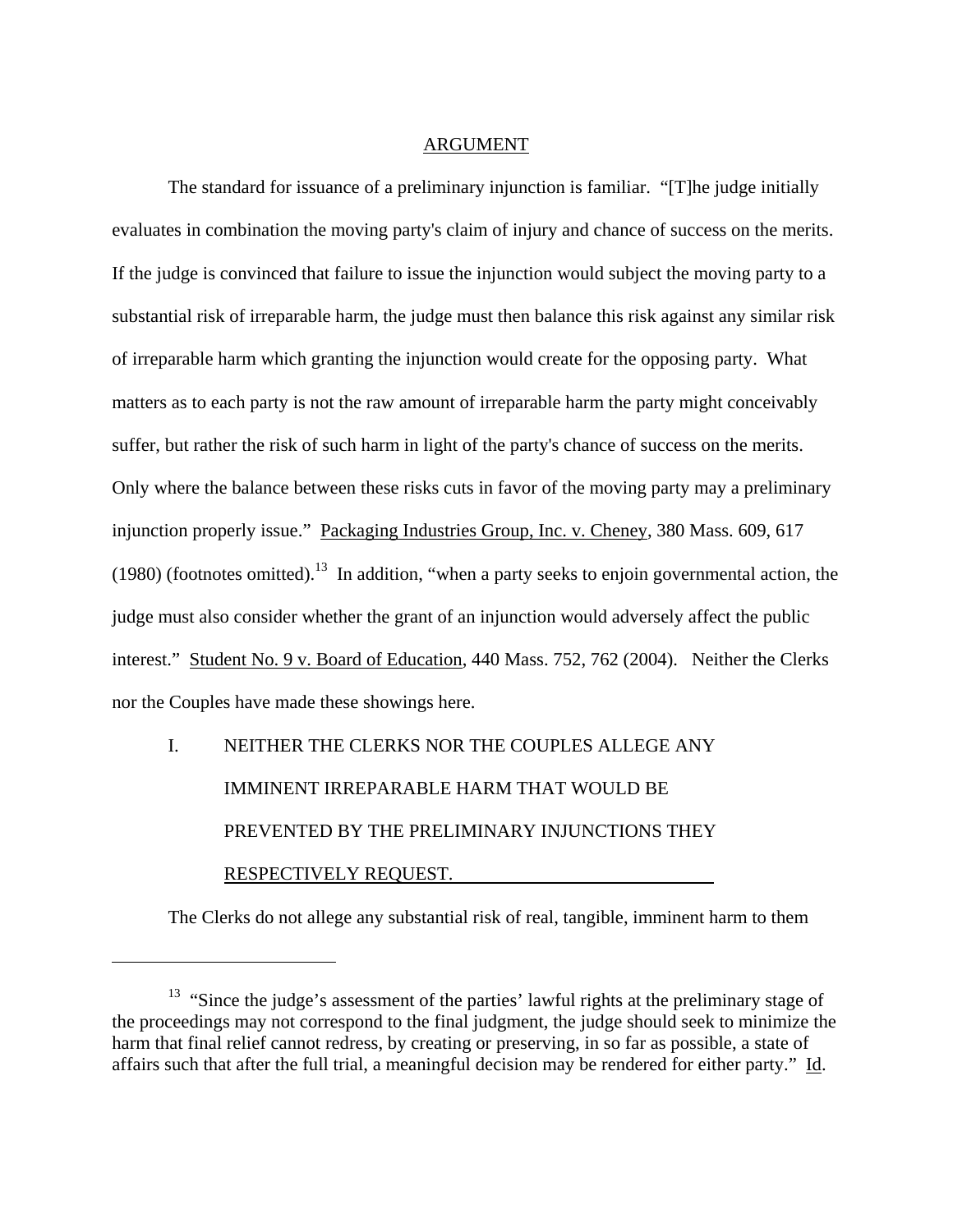## ARGUMENT

The standard for issuance of a preliminary injunction is familiar. "[T]he judge initially evaluates in combination the moving party's claim of injury and chance of success on the merits. If the judge is convinced that failure to issue the injunction would subject the moving party to a substantial risk of irreparable harm, the judge must then balance this risk against any similar risk of irreparable harm which granting the injunction would create for the opposing party. What matters as to each party is not the raw amount of irreparable harm the party might conceivably suffer, but rather the risk of such harm in light of the party's chance of success on the merits. Only where the balance between these risks cuts in favor of the moving party may a preliminary injunction properly issue." Packaging Industries Group, Inc. v. Cheney, 380 Mass. 609, 617 (1980) (footnotes omitted).[13] In addition, "when a party seeks to enjoin governmental action, the judge must also consider whether the grant of an injunction would adversely affect the public interest." Student No. 9 v. Board of Education, 440 Mass. 752, 762 (2004). Neither the Clerks nor the Couples have made these showings here.

### I. NEITHER THE CLERKS NOR THE COUPLES ALLEGE ANY IMMINENT IRREPARABLE HARM THAT WOULD BE PREVENTED BY THE PRELIMINARY INJUNCTIONS THEY RESPECTIVELY REQUEST.

The Clerks do not allege any substantial risk of real, tangible, imminent harm to them

---

[13] "Since the judge's assessment of the parties' lawful rights at the preliminary stage of the proceedings may not correspond to the final judgment, the judge should seek to minimize the harm that final relief cannot redress, by creating or preserving, in so far as possible, a state of affairs such that after the full trial, a meaningful decision may be rendered for either party." Id.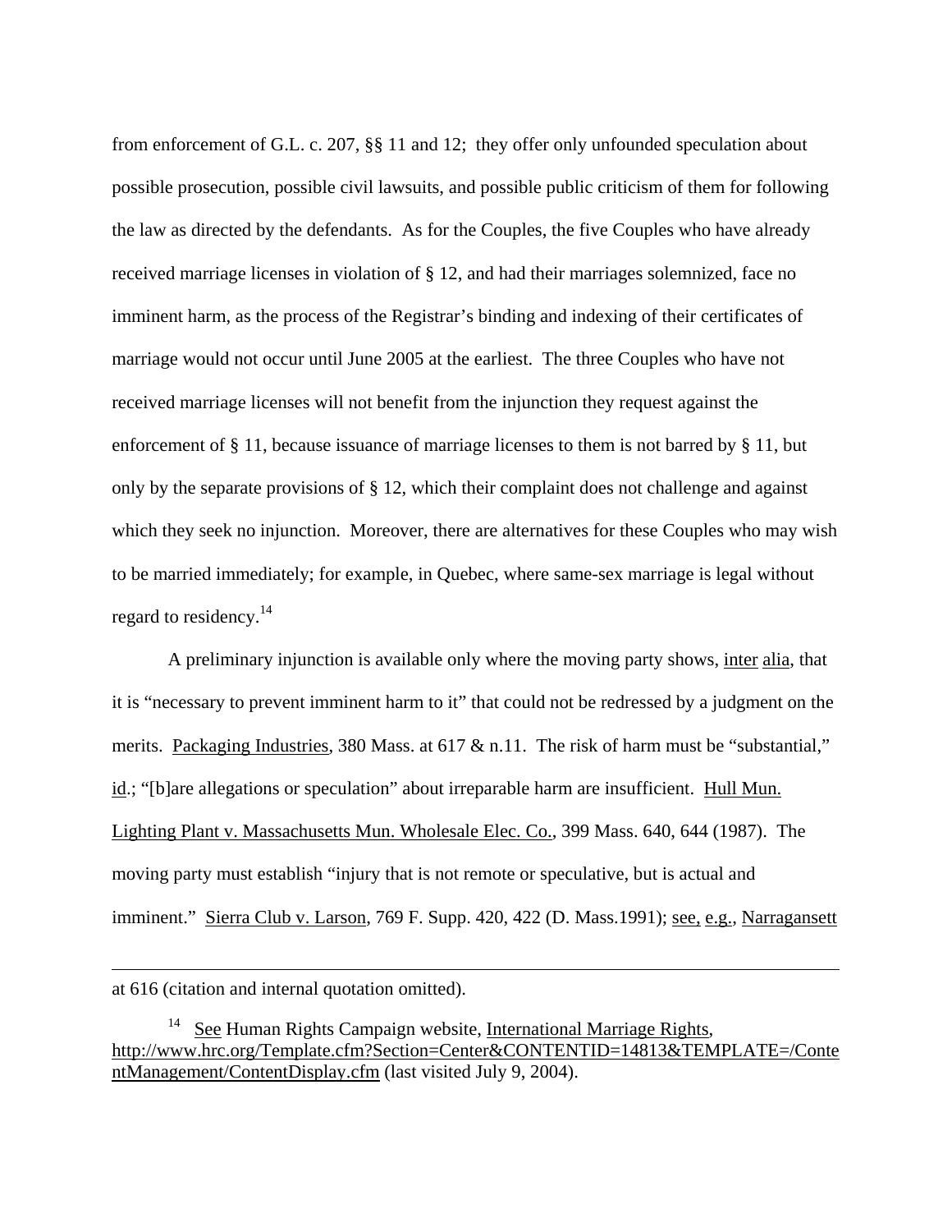from enforcement of G.L. c. 207, §§ 11 and 12; they offer only unfounded speculation about possible prosecution, possible civil lawsuits, and possible public criticism of them for following the law as directed by the defendants. As for the Couples, the five Couples who have already received marriage licenses in violation of § 12, and had their marriages solemnized, face no imminent harm, as the process of the Registrar's binding and indexing of their certificates of marriage would not occur until June 2005 at the earliest. The three Couples who have not received marriage licenses will not benefit from the injunction they request against the enforcement of § 11, because issuance of marriage licenses to them is not barred by § 11, but only by the separate provisions of § 12, which their complaint does not challenge and against which they seek no injunction. Moreover, there are alternatives for these Couples who may wish to be married immediately; for example, in Quebec, where same-sex marriage is legal without regard to residency.[14]

A preliminary injunction is available only where the moving party shows, inter alia, that it is "necessary to prevent imminent harm to it" that could not be redressed by a judgment on the merits. Packaging Industries, 380 Mass. at 617 & n.11. The risk of harm must be "substantial," id.; "[b]are allegations or speculation" about irreparable harm are insufficient. Hull Mun. Lighting Plant v. Massachusetts Mun. Wholesale Elec. Co., 399 Mass. 640, 644 (1987). The moving party must establish "injury that is not remote or speculative, but is actual and imminent." Sierra Club v. Larson, 769 F. Supp. 420, 422 (D. Mass.1991); see, e.g., Narragansett

---

at 616 (citation and internal quotation omitted).

[14] See Human Rights Campaign website, International Marriage Rights, http://www.hrc.org/Template.cfm?Section=Center&CONTENTID=14813&TEMPLATE=/ContentManagement/ContentDisplay.cfm (last visited July 9, 2004).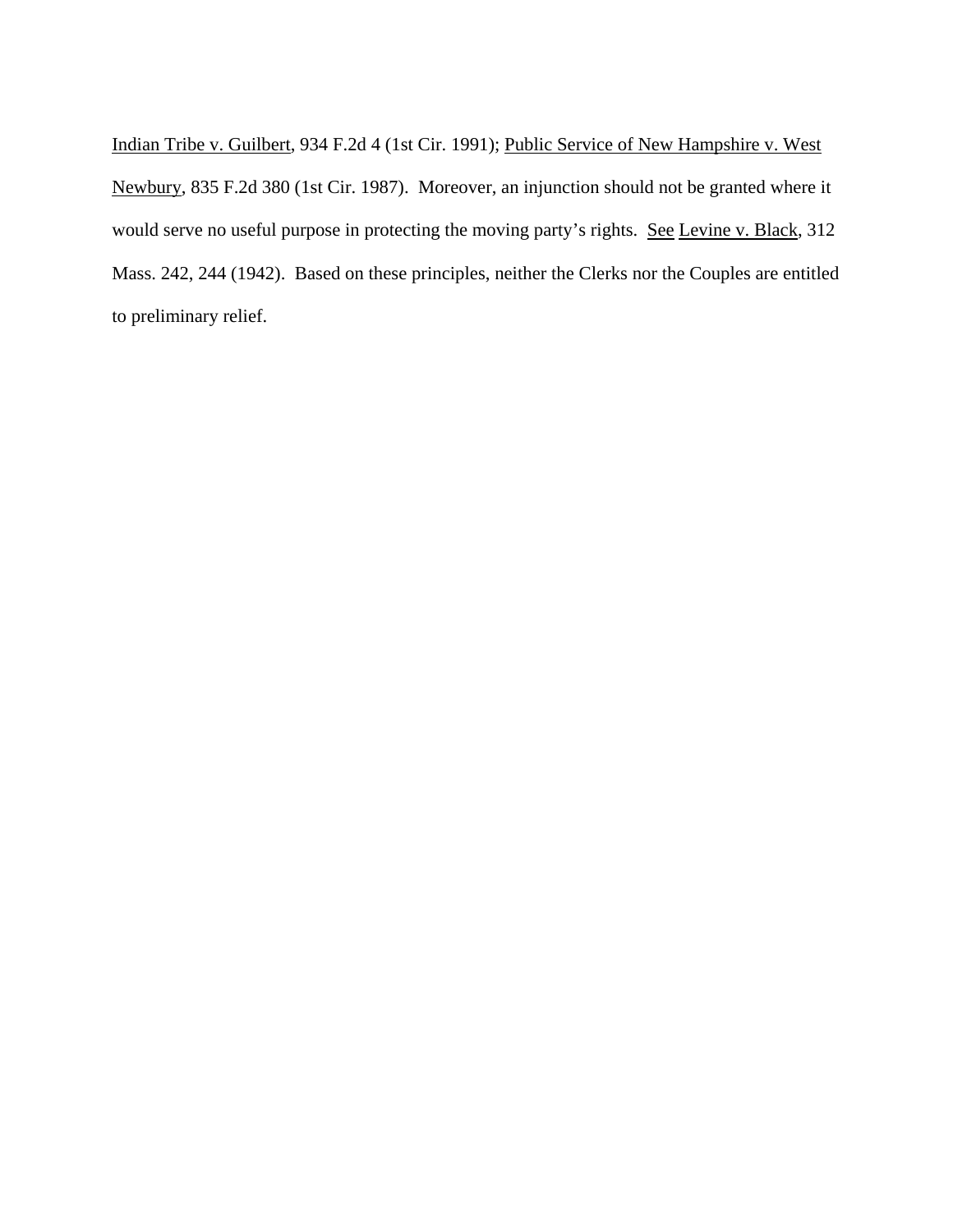Indian Tribe v. Guilbert, 934 F.2d 4 (1st Cir. 1991); Public Service of New Hampshire v. West Newbury, 835 F.2d 380 (1st Cir. 1987). Moreover, an injunction should not be granted where it would serve no useful purpose in protecting the moving party's rights. See Levine v. Black, 312 Mass. 242, 244 (1942). Based on these principles, neither the Clerks nor the Couples are entitled to preliminary relief.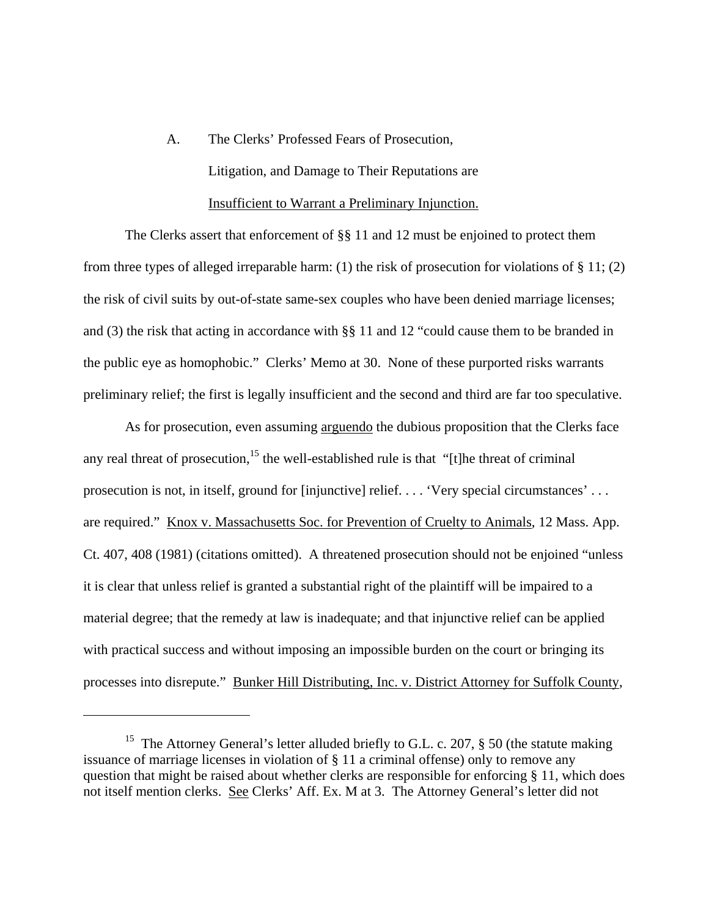### A. The Clerks' Professed Fears of Prosecution, Litigation, and Damage to Their Reputations are Insufficient to Warrant a Preliminary Injunction.

The Clerks assert that enforcement of §§ 11 and 12 must be enjoined to protect them from three types of alleged irreparable harm: (1) the risk of prosecution for violations of § 11; (2) the risk of civil suits by out-of-state same-sex couples who have been denied marriage licenses; and (3) the risk that acting in accordance with §§ 11 and 12 "could cause them to be branded in the public eye as homophobic." Clerks' Memo at 30. None of these purported risks warrants preliminary relief; the first is legally insufficient and the second and third are far too speculative.

As for prosecution, even assuming arguendo the dubious proposition that the Clerks face any real threat of prosecution,[15] the well-established rule is that "[t]he threat of criminal prosecution is not, in itself, ground for [injunctive] relief. . . . 'Very special circumstances' . . . are required." Knox v. Massachusetts Soc. for Prevention of Cruelty to Animals, 12 Mass. App. Ct. 407, 408 (1981) (citations omitted). A threatened prosecution should not be enjoined "unless it is clear that unless relief is granted a substantial right of the plaintiff will be impaired to a material degree; that the remedy at law is inadequate; and that injunctive relief can be applied with practical success and without imposing an impossible burden on the court or bringing its processes into disrepute." Bunker Hill Distributing, Inc. v. District Attorney for Suffolk County,

---

[15] The Attorney General's letter alluded briefly to G.L. c. 207, § 50 (the statute making issuance of marriage licenses in violation of § 11 a criminal offense) only to remove any question that might be raised about whether clerks are responsible for enforcing § 11, which does not itself mention clerks. See Clerks' Aff. Ex. M at 3. The Attorney General's letter did not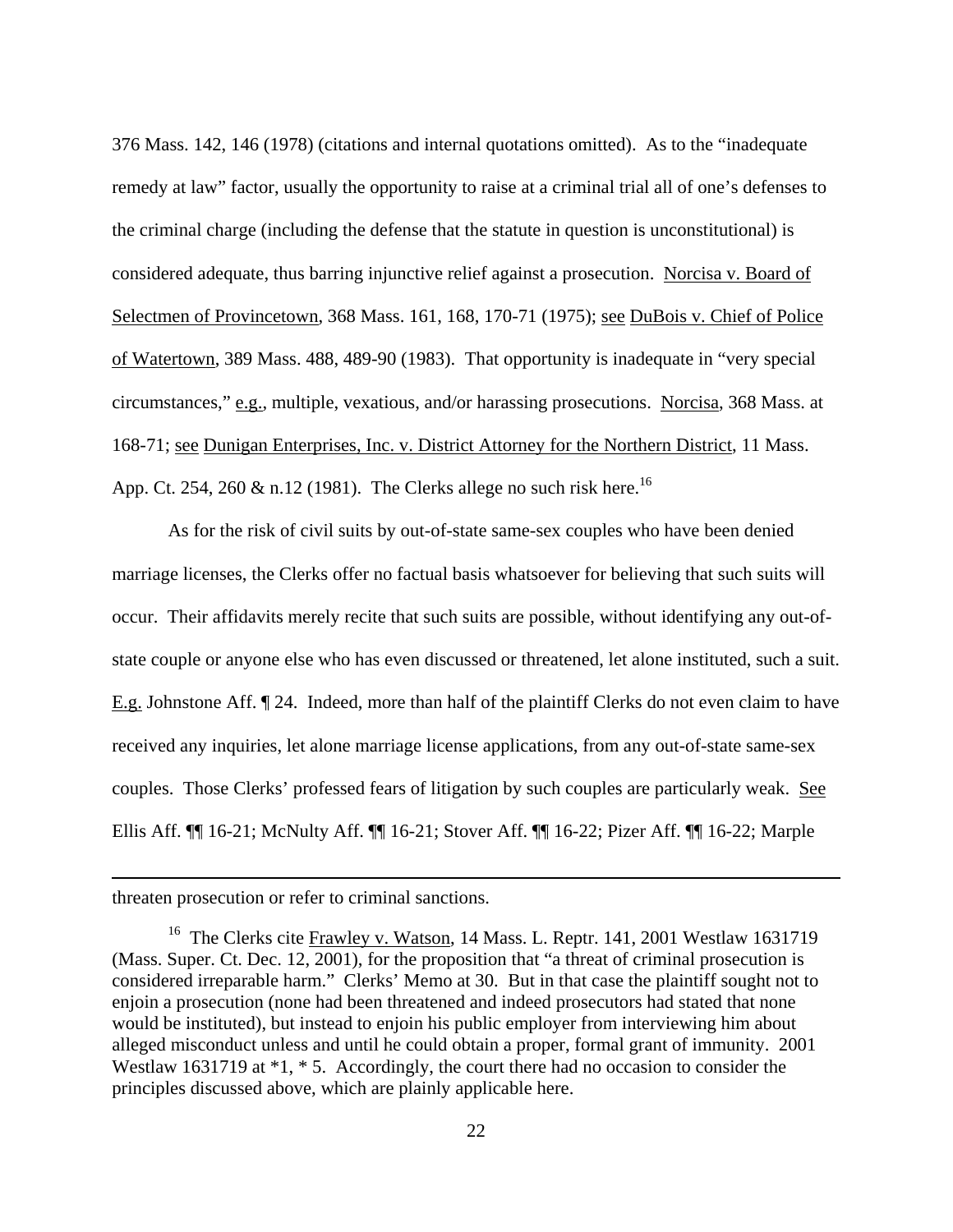376 Mass. 142, 146 (1978) (citations and internal quotations omitted). As to the "inadequate remedy at law" factor, usually the opportunity to raise at a criminal trial all of one's defenses to the criminal charge (including the defense that the statute in question is unconstitutional) is considered adequate, thus barring injunctive relief against a prosecution. Norcisa v. Board of Selectmen of Provincetown, 368 Mass. 161, 168, 170-71 (1975); see DuBois v. Chief of Police of Watertown, 389 Mass. 488, 489-90 (1983). That opportunity is inadequate in "very special circumstances," e.g., multiple, vexatious, and/or harassing prosecutions. Norcisa, 368 Mass. at 168-71; see Dunigan Enterprises, Inc. v. District Attorney for the Northern District, 11 Mass. App. Ct. 254, 260 & n.12 (1981). The Clerks allege no such risk here.[16]

As for the risk of civil suits by out-of-state same-sex couples who have been denied marriage licenses, the Clerks offer no factual basis whatsoever for believing that such suits will occur. Their affidavits merely recite that such suits are possible, without identifying any out-of-state couple or anyone else who has even discussed or threatened, let alone instituted, such a suit. E.g. Johnstone Aff. ¶ 24. Indeed, more than half of the plaintiff Clerks do not even claim to have received any inquiries, let alone marriage license applications, from any out-of-state same-sex couples. Those Clerks' professed fears of litigation by such couples are particularly weak. See Ellis Aff. ¶¶ 16-21; McNulty Aff. ¶¶ 16-21; Stover Aff. ¶¶ 16-22; Pizer Aff. ¶¶ 16-22; Marple

---

threaten prosecution or refer to criminal sanctions.

[16] The Clerks cite Frawley v. Watson, 14 Mass. L. Reptr. 141, 2001 Westlaw 1631719 (Mass. Super. Ct. Dec. 12, 2001), for the proposition that "a threat of criminal prosecution is considered irreparable harm." Clerks' Memo at 30. But in that case the plaintiff sought not to enjoin a prosecution (none had been threatened and indeed prosecutors had stated that none would be instituted), but instead to enjoin his public employer from interviewing him about alleged misconduct unless and until he could obtain a proper, formal grant of immunity. 2001 Westlaw 1631719 at *1, * 5. Accordingly, the court there had no occasion to consider the principles discussed above, which are plainly applicable here.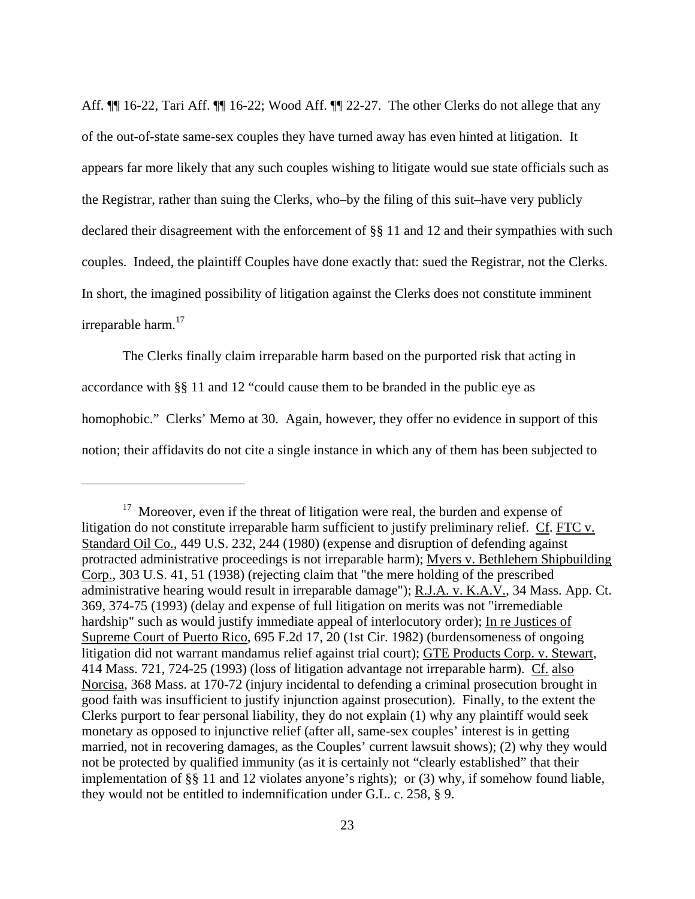Aff. ¶¶ 16-22, Tari Aff. ¶¶ 16-22; Wood Aff. ¶¶ 22-27. The other Clerks do not allege that any of the out-of-state same-sex couples they have turned away has even hinted at litigation. It appears far more likely that any such couples wishing to litigate would sue state officials such as the Registrar, rather than suing the Clerks, who–by the filing of this suit–have very publicly declared their disagreement with the enforcement of §§ 11 and 12 and their sympathies with such couples. Indeed, the plaintiff Couples have done exactly that: sued the Registrar, not the Clerks. In short, the imagined possibility of litigation against the Clerks does not constitute imminent irreparable harm.[17]

The Clerks finally claim irreparable harm based on the purported risk that acting in accordance with §§ 11 and 12 "could cause them to be branded in the public eye as homophobic." Clerks' Memo at 30. Again, however, they offer no evidence in support of this notion; their affidavits do not cite a single instance in which any of them has been subjected to

---

[17] Moreover, even if the threat of litigation were real, the burden and expense of litigation do not constitute irreparable harm sufficient to justify preliminary relief. Cf. FTC v. Standard Oil Co., 449 U.S. 232, 244 (1980) (expense and disruption of defending against protracted administrative proceedings is not irreparable harm); Myers v. Bethlehem Shipbuilding Corp., 303 U.S. 41, 51 (1938) (rejecting claim that "the mere holding of the prescribed administrative hearing would result in irreparable damage"); R.J.A. v. K.A.V., 34 Mass. App. Ct. 369, 374-75 (1993) (delay and expense of full litigation on merits was not "irremediable hardship" such as would justify immediate appeal of interlocutory order); In re Justices of Supreme Court of Puerto Rico, 695 F.2d 17, 20 (1st Cir. 1982) (burdensomeness of ongoing litigation did not warrant mandamus relief against trial court); GTE Products Corp. v. Stewart, 414 Mass. 721, 724-25 (1993) (loss of litigation advantage not irreparable harm). Cf. also Norcisa, 368 Mass. at 170-72 (injury incidental to defending a criminal prosecution brought in good faith was insufficient to justify injunction against prosecution). Finally, to the extent the Clerks purport to fear personal liability, they do not explain (1) why any plaintiff would seek monetary as opposed to injunctive relief (after all, same-sex couples' interest is in getting married, not in recovering damages, as the Couples' current lawsuit shows); (2) why they would not be protected by qualified immunity (as it is certainly not "clearly established" that their implementation of §§ 11 and 12 violates anyone's rights); or (3) why, if somehow found liable, they would not be entitled to indemnification under G.L. c. 258, § 9.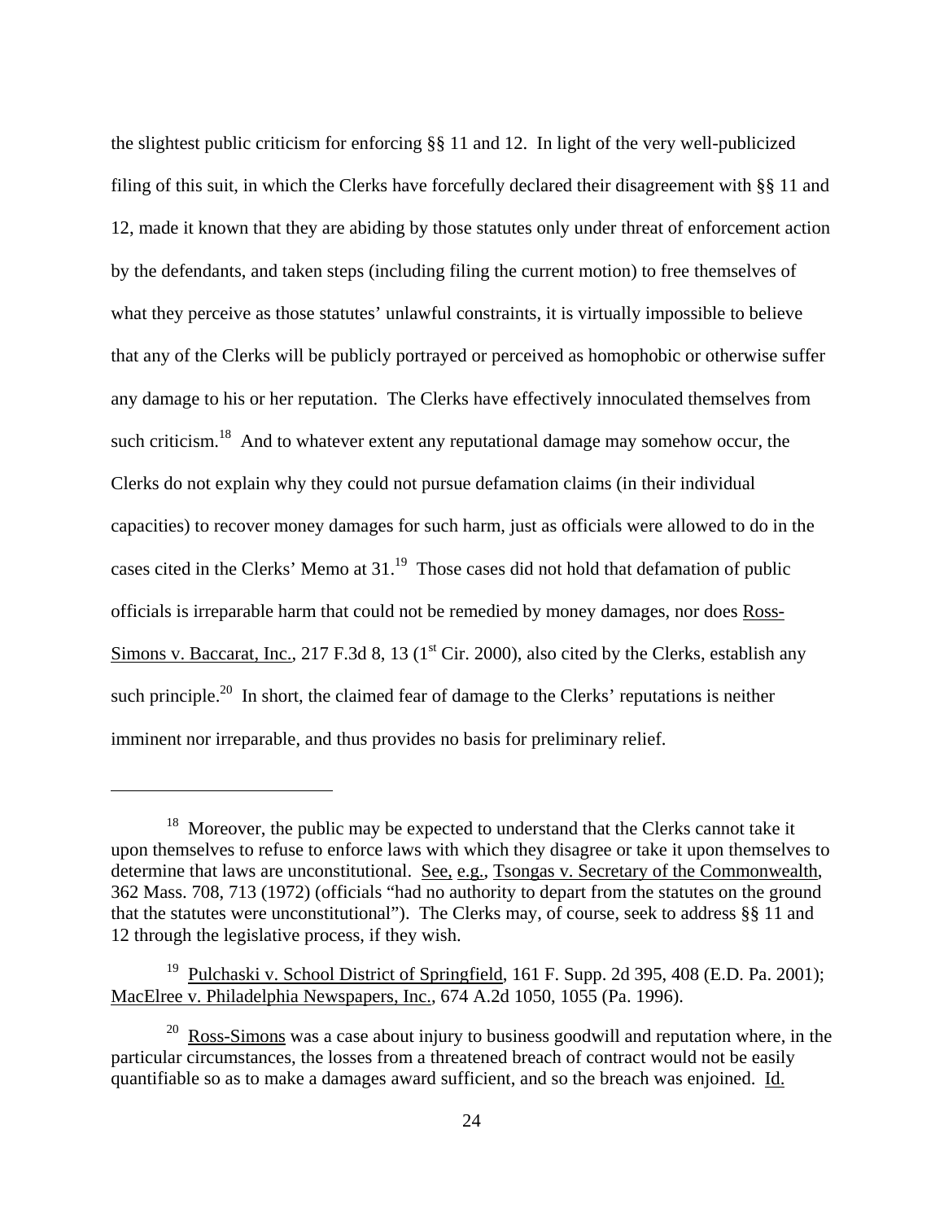the slightest public criticism for enforcing §§ 11 and 12. In light of the very well-publicized filing of this suit, in which the Clerks have forcefully declared their disagreement with §§ 11 and 12, made it known that they are abiding by those statutes only under threat of enforcement action by the defendants, and taken steps (including filing the current motion) to free themselves of what they perceive as those statutes' unlawful constraints, it is virtually impossible to believe that any of the Clerks will be publicly portrayed or perceived as homophobic or otherwise suffer any damage to his or her reputation. The Clerks have effectively innoculated themselves from such criticism.[18] And to whatever extent any reputational damage may somehow occur, the Clerks do not explain why they could not pursue defamation claims (in their individual capacities) to recover money damages for such harm, just as officials were allowed to do in the cases cited in the Clerks' Memo at 31.[19] Those cases did not hold that defamation of public officials is irreparable harm that could not be remedied by money damages, nor does Ross-Simons v. Baccarat, Inc., 217 F.3d 8, 13 (1st Cir. 2000), also cited by the Clerks, establish any such principle.[20] In short, the claimed fear of damage to the Clerks' reputations is neither imminent nor irreparable, and thus provides no basis for preliminary relief.

---

[18] Moreover, the public may be expected to understand that the Clerks cannot take it upon themselves to refuse to enforce laws with which they disagree or take it upon themselves to determine that laws are unconstitutional. See, e.g., Tsongas v. Secretary of the Commonwealth, 362 Mass. 708, 713 (1972) (officials "had no authority to depart from the statutes on the ground that the statutes were unconstitutional"). The Clerks may, of course, seek to address §§ 11 and 12 through the legislative process, if they wish.

[19] Pulchaski v. School District of Springfield, 161 F. Supp. 2d 395, 408 (E.D. Pa. 2001); MacElree v. Philadelphia Newspapers, Inc., 674 A.2d 1050, 1055 (Pa. 1996).

[20] Ross-Simons was a case about injury to business goodwill and reputation where, in the particular circumstances, the losses from a threatened breach of contract would not be easily quantifiable so as to make a damages award sufficient, and so the breach was enjoined. Id.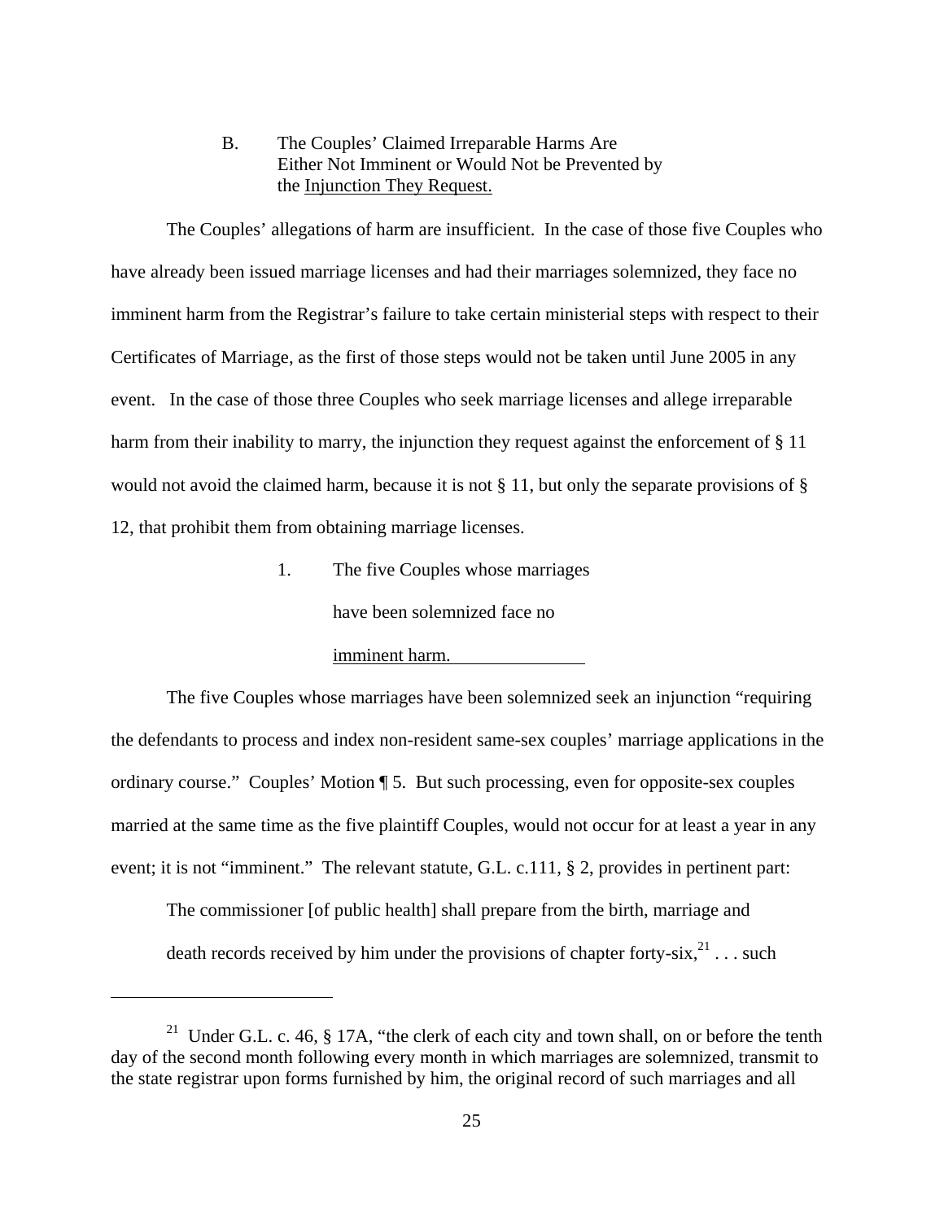### B. The Couples' Claimed Irreparable Harms Are Either Not Imminent or Would Not be Prevented by the Injunction They Request.

The Couples' allegations of harm are insufficient. In the case of those five Couples who have already been issued marriage licenses and had their marriages solemnized, they face no imminent harm from the Registrar's failure to take certain ministerial steps with respect to their Certificates of Marriage, as the first of those steps would not be taken until June 2005 in any event. In the case of those three Couples who seek marriage licenses and allege irreparable harm from their inability to marry, the injunction they request against the enforcement of § 11 would not avoid the claimed harm, because it is not § 11, but only the separate provisions of § 12, that prohibit them from obtaining marriage licenses.

#### 1. The five Couples whose marriages have been solemnized face no imminent harm.

The five Couples whose marriages have been solemnized seek an injunction "requiring the defendants to process and index non-resident same-sex couples' marriage applications in the ordinary course." Couples' Motion ¶ 5. But such processing, even for opposite-sex couples married at the same time as the five plaintiff Couples, would not occur for at least a year in any event; it is not "imminent." The relevant statute, G.L. c.111, § 2, provides in pertinent part:

> The commissioner [of public health] shall prepare from the birth, marriage and death records received by him under the provisions of chapter forty-six,[21] . . . such

[21] Under G.L. c. 46, § 17A, "the clerk of each city and town shall, on or before the tenth day of the second month following every month in which marriages are solemnized, transmit to the state registrar upon forms furnished by him, the original record of such marriages and all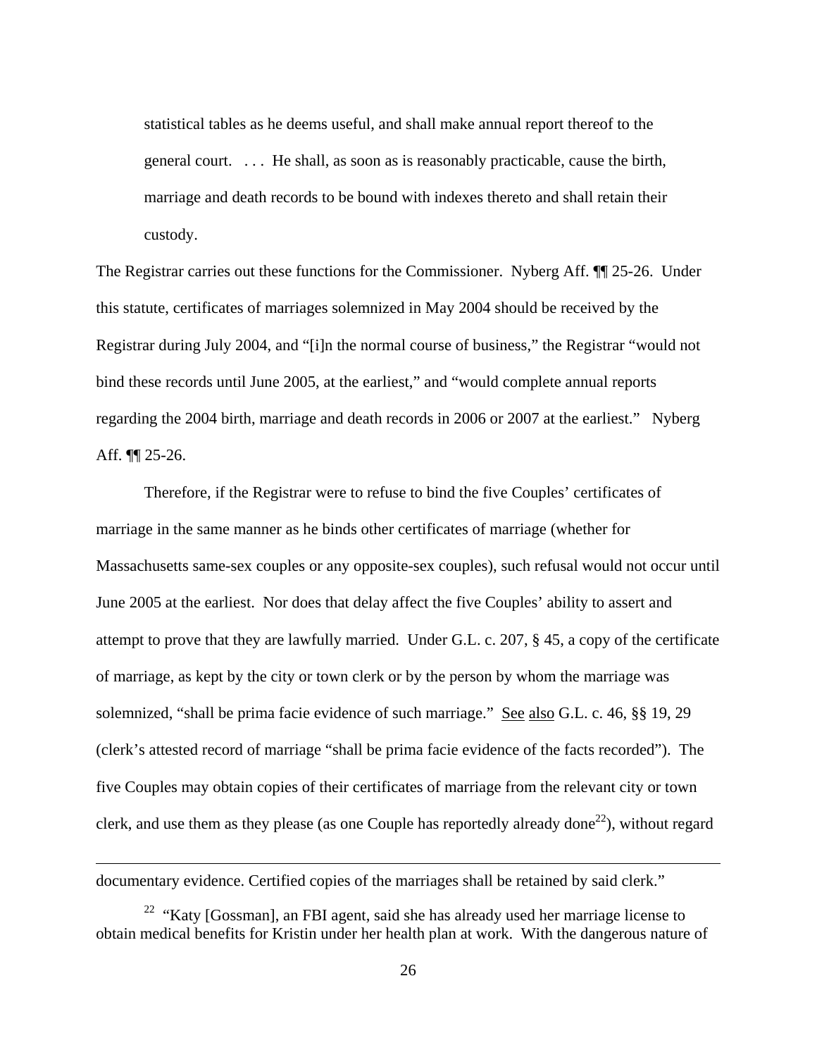> statistical tables as he deems useful, and shall make annual report thereof to the general court. . . . He shall, as soon as is reasonably practicable, cause the birth, marriage and death records to be bound with indexes thereto and shall retain their custody.

The Registrar carries out these functions for the Commissioner. Nyberg Aff. ¶¶ 25-26. Under this statute, certificates of marriages solemnized in May 2004 should be received by the Registrar during July 2004, and "[i]n the normal course of business," the Registrar "would not bind these records until June 2005, at the earliest," and "would complete annual reports regarding the 2004 birth, marriage and death records in 2006 or 2007 at the earliest." Nyberg Aff. ¶¶ 25-26.

Therefore, if the Registrar were to refuse to bind the five Couples' certificates of marriage in the same manner as he binds other certificates of marriage (whether for Massachusetts same-sex couples or any opposite-sex couples), such refusal would not occur until June 2005 at the earliest. Nor does that delay affect the five Couples' ability to assert and attempt to prove that they are lawfully married. Under G.L. c. 207, § 45, a copy of the certificate of marriage, as kept by the city or town clerk or by the person by whom the marriage was solemnized, "shall be prima facie evidence of such marriage." See also G.L. c. 46, §§ 19, 29 (clerk's attested record of marriage "shall be prima facie evidence of the facts recorded"). The five Couples may obtain copies of their certificates of marriage from the relevant city or town clerk, and use them as they please (as one Couple has reportedly already done[22]), without regard

---

documentary evidence. Certified copies of the marriages shall be retained by said clerk."

[22] "Katy [Gossman], an FBI agent, said she has already used her marriage license to obtain medical benefits for Kristin under her health plan at work. With the dangerous nature of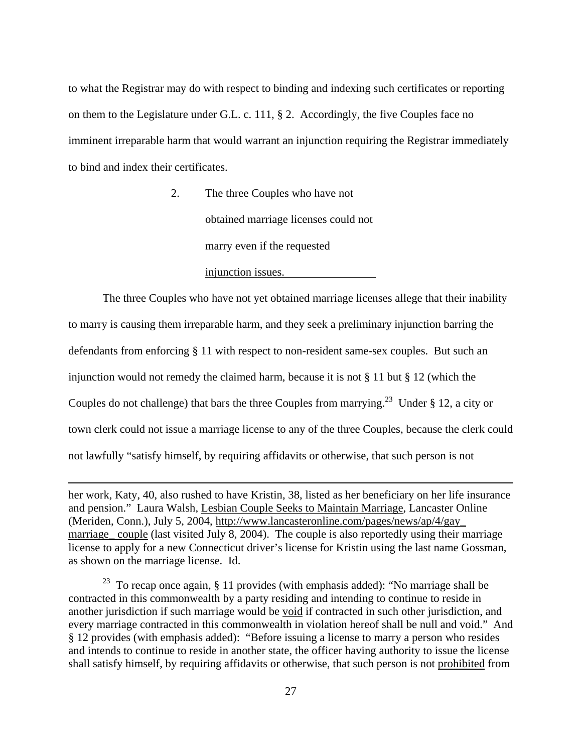to what the Registrar may do with respect to binding and indexing such certificates or reporting on them to the Legislature under G.L. c. 111, § 2. Accordingly, the five Couples face no imminent irreparable harm that would warrant an injunction requiring the Registrar immediately to bind and index their certificates.

2. The three Couples who have not obtained marriage licenses could not marry even if the requested injunction issues.

The three Couples who have not yet obtained marriage licenses allege that their inability to marry is causing them irreparable harm, and they seek a preliminary injunction barring the defendants from enforcing § 11 with respect to non-resident same-sex couples. But such an injunction would not remedy the claimed harm, because it is not § 11 but § 12 (which the Couples do not challenge) that bars the three Couples from marrying.[23] Under § 12, a city or town clerk could not issue a marriage license to any of the three Couples, because the clerk could not lawfully "satisfy himself, by requiring affidavits or otherwise, that such person is not

---

her work, Katy, 40, also rushed to have Kristin, 38, listed as her beneficiary on her life insurance and pension." Laura Walsh, Lesbian Couple Seeks to Maintain Marriage, Lancaster Online (Meriden, Conn.), July 5, 2004, http://www.lancasteronline.com/pages/news/ap/4/gay_marriage_couple (last visited July 8, 2004). The couple is also reportedly using their marriage license to apply for a new Connecticut driver's license for Kristin using the last name Gossman, as shown on the marriage license. Id.

[23] To recap once again, § 11 provides (with emphasis added): "No marriage shall be contracted in this commonwealth by a party residing and intending to continue to reside in another jurisdiction if such marriage would be void if contracted in such other jurisdiction, and every marriage contracted in this commonwealth in violation hereof shall be null and void." And § 12 provides (with emphasis added): "Before issuing a license to marry a person who resides and intends to continue to reside in another state, the officer having authority to issue the license shall satisfy himself, by requiring affidavits or otherwise, that such person is not prohibited from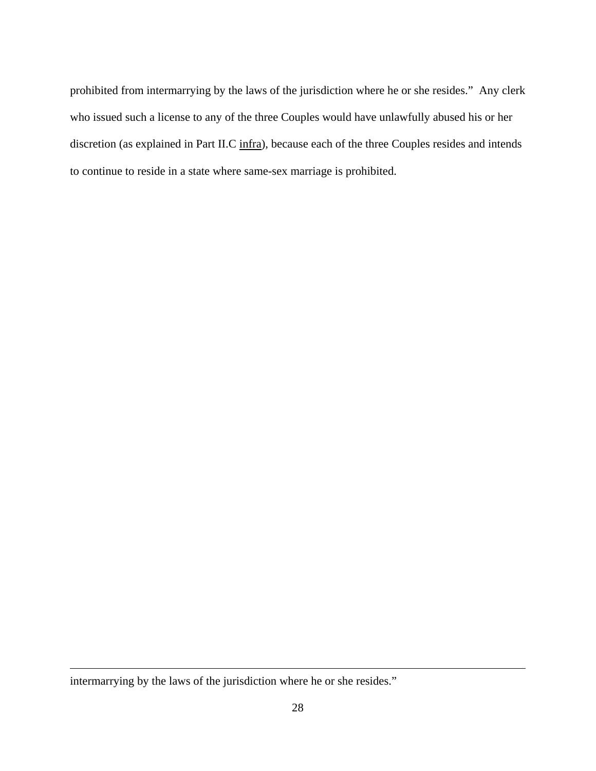prohibited from intermarrying by the laws of the jurisdiction where he or she resides." Any clerk who issued such a license to any of the three Couples would have unlawfully abused his or her discretion (as explained in Part II.C infra), because each of the three Couples resides and intends to continue to reside in a state where same-sex marriage is prohibited.

---

intermarrying by the laws of the jurisdiction where he or she resides."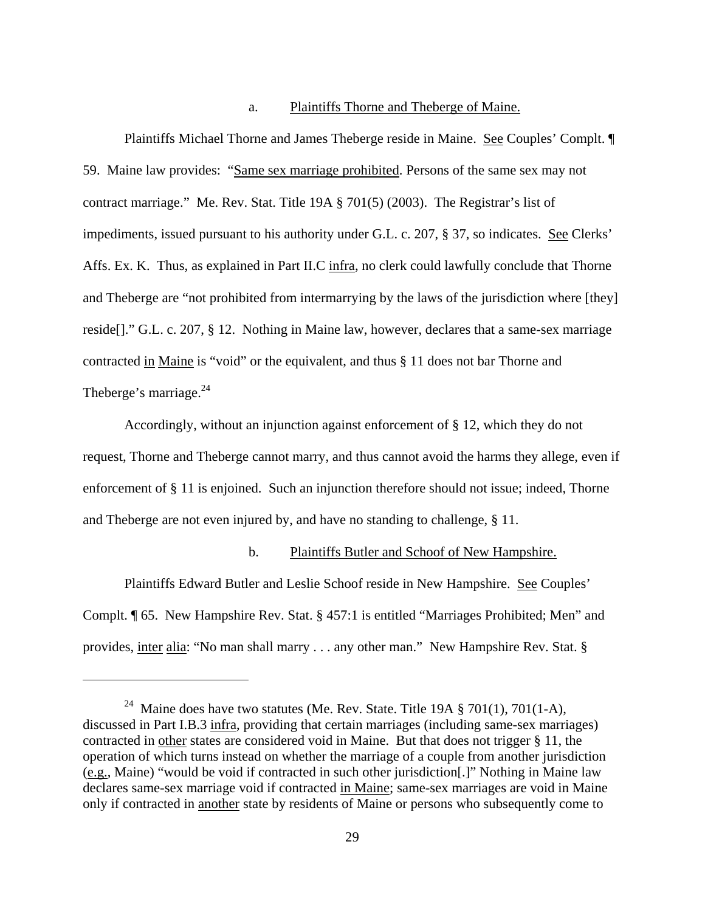a. Plaintiffs Thorne and Theberge of Maine.

Plaintiffs Michael Thorne and James Theberge reside in Maine. See Couples' Compl. ¶ 59. Maine law provides: "Same sex marriage prohibited. Persons of the same sex may not contract marriage." Me. Rev. Stat. Title 19A § 701(5) (2003). The Registrar's list of impediments, issued pursuant to his authority under G.L. c. 207, § 37, so indicates. See Clerks' Affs. Ex. K. Thus, as explained in Part II.C infra, no clerk could lawfully conclude that Thorne and Theberge are "not prohibited from intermarrying by the laws of the jurisdiction where [they] reside[]." G.L. c. 207, § 12. Nothing in Maine law, however, declares that a same-sex marriage contracted in Maine is "void" or the equivalent, and thus § 11 does not bar Thorne and Theberge's marriage.[24]

Accordingly, without an injunction against enforcement of § 12, which they do not request, Thorne and Theberge cannot marry, and thus cannot avoid the harms they allege, even if enforcement of § 11 is enjoined. Such an injunction therefore should not issue; indeed, Thorne and Theberge are not even injured by, and have no standing to challenge, § 11.

b. Plaintiffs Butler and Schoof of New Hampshire.

Plaintiffs Edward Butler and Leslie Schoof reside in New Hampshire. See Couples' Compl. ¶ 65. New Hampshire Rev. Stat. § 457:1 is entitled "Marriages Prohibited; Men" and provides, inter alia: "No man shall marry . . . any other man." New Hampshire Rev. Stat. §

---

[24] Maine does have two statutes (Me. Rev. State. Title 19A § 701(1), 701(1-A), discussed in Part I.B.3 infra, providing that certain marriages (including same-sex marriages) contracted in other states are considered void in Maine. But that does not trigger § 11, the operation of which turns instead on whether the marriage of a couple from another jurisdiction (e.g., Maine) "would be void if contracted in such other jurisdiction[.]" Nothing in Maine law declares same-sex marriage void if contracted in Maine; same-sex marriages are void in Maine only if contracted in another state by residents of Maine or persons who subsequently come to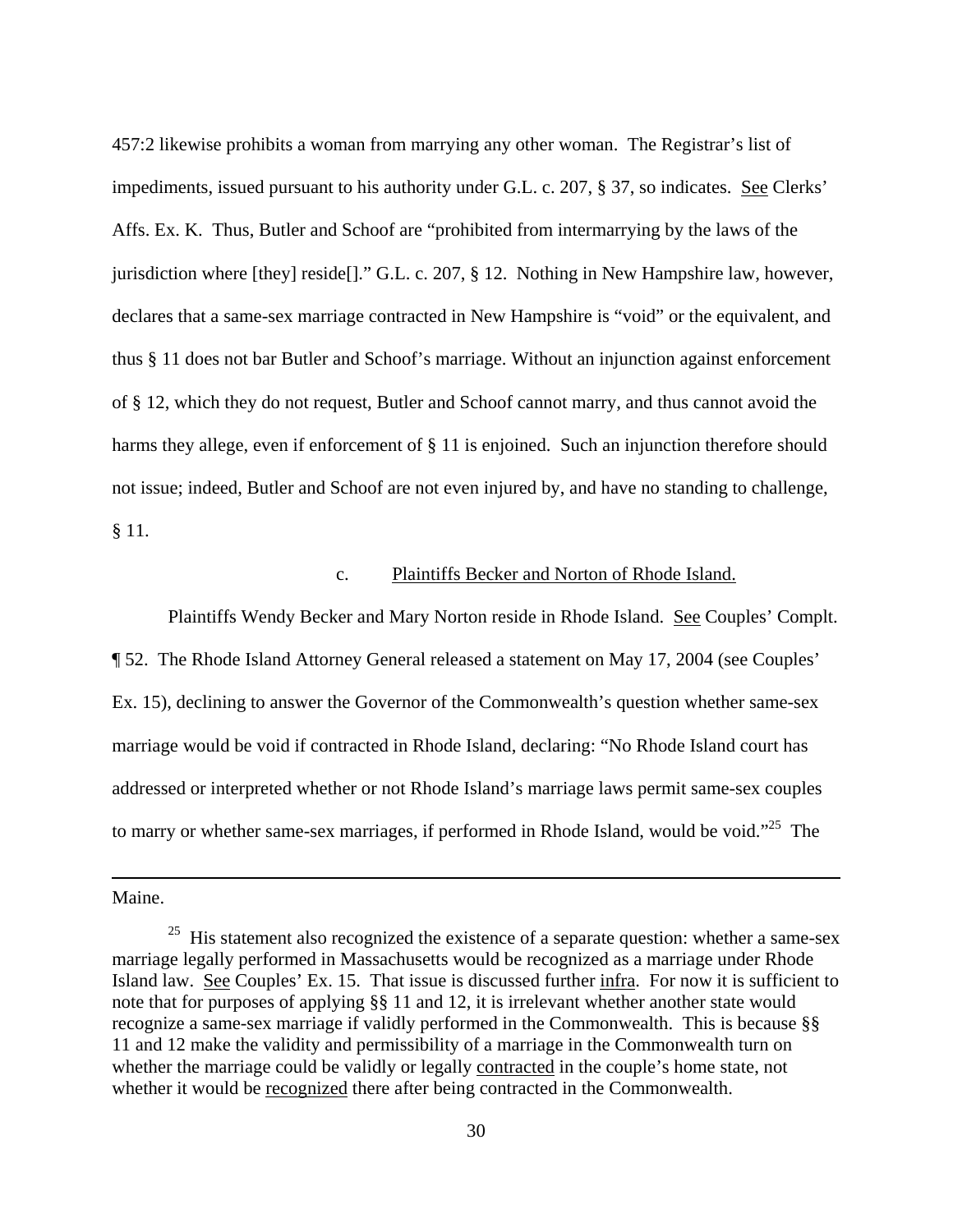457:2 likewise prohibits a woman from marrying any other woman. The Registrar's list of impediments, issued pursuant to his authority under G.L. c. 207, § 37, so indicates. See Clerks' Affs. Ex. K. Thus, Butler and Schoof are "prohibited from intermarrying by the laws of the jurisdiction where [they] reside[]." G.L. c. 207, § 12. Nothing in New Hampshire law, however, declares that a same-sex marriage contracted in New Hampshire is "void" or the equivalent, and thus § 11 does not bar Butler and Schoof's marriage. Without an injunction against enforcement of § 12, which they do not request, Butler and Schoof cannot marry, and thus cannot avoid the harms they allege, even if enforcement of § 11 is enjoined. Such an injunction therefore should not issue; indeed, Butler and Schoof are not even injured by, and have no standing to challenge, § 11.

c. Plaintiffs Becker and Norton of Rhode Island.

Plaintiffs Wendy Becker and Mary Norton reside in Rhode Island. See Couples' Complt. ¶ 52. The Rhode Island Attorney General released a statement on May 17, 2004 (see Couples' Ex. 15), declining to answer the Governor of the Commonwealth's question whether same-sex marriage would be void if contracted in Rhode Island, declaring: "No Rhode Island court has addressed or interpreted whether or not Rhode Island's marriage laws permit same-sex couples to marry or whether same-sex marriages, if performed in Rhode Island, would be void."[25] The

---

Maine.

[25] His statement also recognized the existence of a separate question: whether a same-sex marriage legally performed in Massachusetts would be recognized as a marriage under Rhode Island law. See Couples' Ex. 15. That issue is discussed further infra. For now it is sufficient to note that for purposes of applying §§ 11 and 12, it is irrelevant whether another state would recognize a same-sex marriage if validly performed in the Commonwealth. This is because §§ 11 and 12 make the validity and permissibility of a marriage in the Commonwealth turn on whether the marriage could be validly or legally contracted in the couple's home state, not whether it would be recognized there after being contracted in the Commonwealth.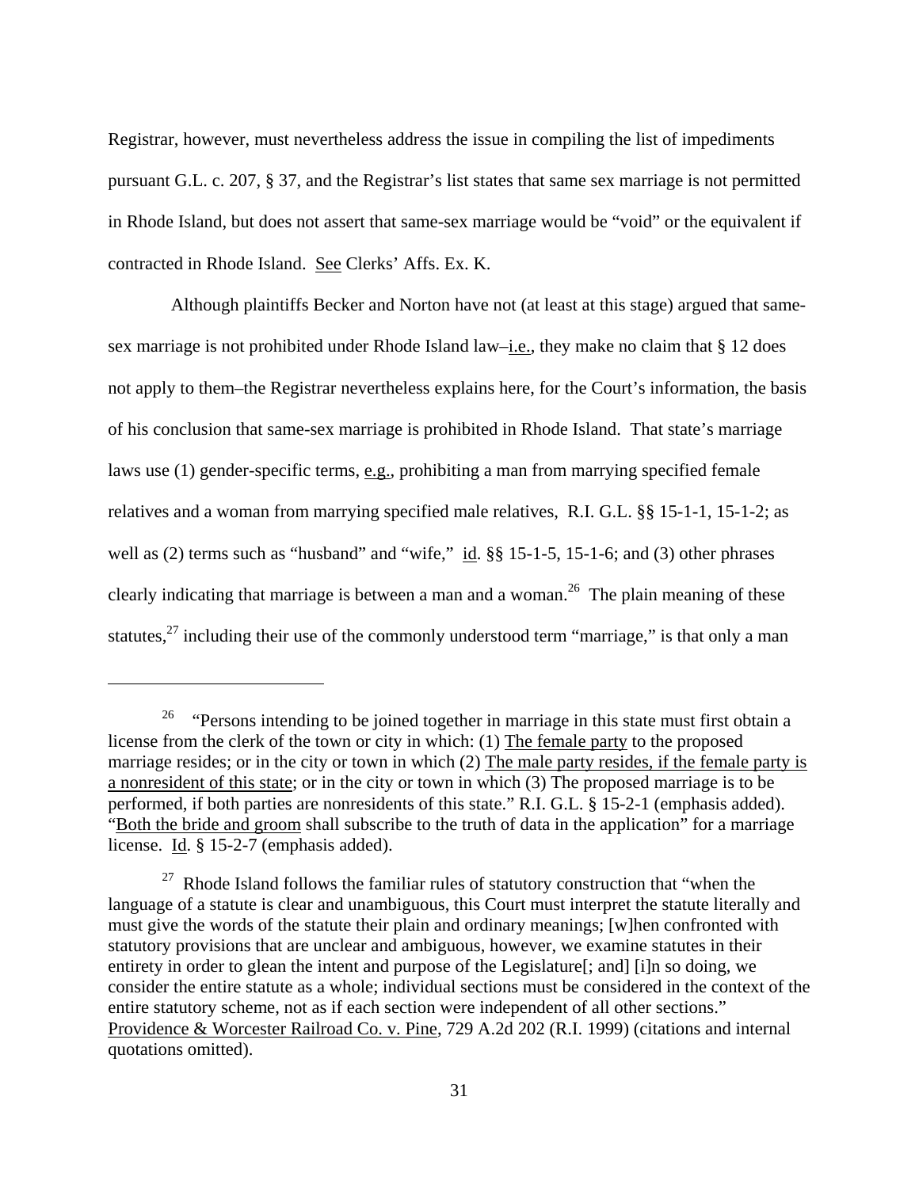Registrar, however, must nevertheless address the issue in compiling the list of impediments pursuant G.L. c. 207, § 37, and the Registrar's list states that same sex marriage is not permitted in Rhode Island, but does not assert that same-sex marriage would be "void" or the equivalent if contracted in Rhode Island. See Clerks' Affs. Ex. K.

Although plaintiffs Becker and Norton have not (at least at this stage) argued that same-sex marriage is not prohibited under Rhode Island law–i.e., they make no claim that § 12 does not apply to them–the Registrar nevertheless explains here, for the Court's information, the basis of his conclusion that same-sex marriage is prohibited in Rhode Island. That state's marriage laws use (1) gender-specific terms, e.g., prohibiting a man from marrying specified female relatives and a woman from marrying specified male relatives, R.I. G.L. §§ 15-1-1, 15-1-2; as well as (2) terms such as "husband" and "wife," id. §§ 15-1-5, 15-1-6; and (3) other phrases clearly indicating that marriage is between a man and a woman.[26] The plain meaning of these statutes,[27] including their use of the commonly understood term "marriage," is that only a man

---

[26] "Persons intending to be joined together in marriage in this state must first obtain a license from the clerk of the town or city in which: (1) The female party to the proposed marriage resides; or in the city or town in which (2) The male party resides, if the female party is a nonresident of this state; or in the city or town in which (3) The proposed marriage is to be performed, if both parties are nonresidents of this state." R.I. G.L. § 15-2-1 (emphasis added). "Both the bride and groom shall subscribe to the truth of data in the application" for a marriage license. Id. § 15-2-7 (emphasis added).

[27] Rhode Island follows the familiar rules of statutory construction that "when the language of a statute is clear and unambiguous, this Court must interpret the statute literally and must give the words of the statute their plain and ordinary meanings; [w]hen confronted with statutory provisions that are unclear and ambiguous, however, we examine statutes in their entirety in order to glean the intent and purpose of the Legislature[; and] [i]n so doing, we consider the entire statute as a whole; individual sections must be considered in the context of the entire statutory scheme, not as if each section were independent of all other sections." Providence & Worcester Railroad Co. v. Pine, 729 A.2d 202 (R.I. 1999) (citations and internal quotations omitted).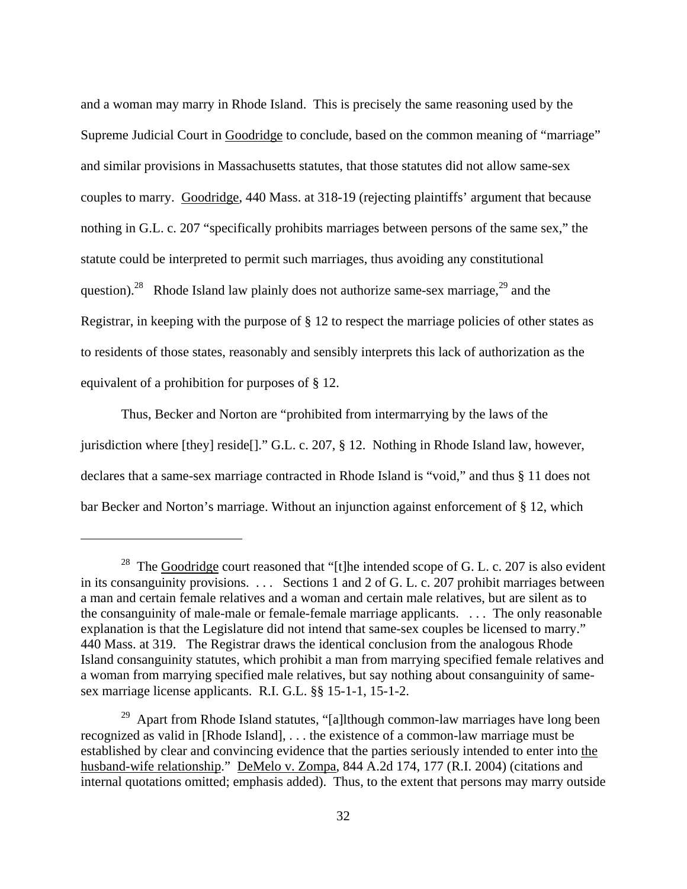and a woman may marry in Rhode Island. This is precisely the same reasoning used by the Supreme Judicial Court in Goodridge to conclude, based on the common meaning of "marriage" and similar provisions in Massachusetts statutes, that those statutes did not allow same-sex couples to marry. Goodridge, 440 Mass. at 318-19 (rejecting plaintiffs' argument that because nothing in G.L. c. 207 "specifically prohibits marriages between persons of the same sex," the statute could be interpreted to permit such marriages, thus avoiding any constitutional question).[28] Rhode Island law plainly does not authorize same-sex marriage,[29] and the Registrar, in keeping with the purpose of § 12 to respect the marriage policies of other states as to residents of those states, reasonably and sensibly interprets this lack of authorization as the equivalent of a prohibition for purposes of § 12.

Thus, Becker and Norton are "prohibited from intermarrying by the laws of the jurisdiction where [they] reside[]." G.L. c. 207, § 12. Nothing in Rhode Island law, however, declares that a same-sex marriage contracted in Rhode Island is "void," and thus § 11 does not bar Becker and Norton's marriage. Without an injunction against enforcement of § 12, which

---

[28] The Goodridge court reasoned that "[t]he intended scope of G. L. c. 207 is also evident in its consanguinity provisions. . . . Sections 1 and 2 of G. L. c. 207 prohibit marriages between a man and certain female relatives and a woman and certain male relatives, but are silent as to the consanguinity of male-male or female-female marriage applicants. . . . The only reasonable explanation is that the Legislature did not intend that same-sex couples be licensed to marry." 440 Mass. at 319. The Registrar draws the identical conclusion from the analogous Rhode Island consanguinity statutes, which prohibit a man from marrying specified female relatives and a woman from marrying specified male relatives, but say nothing about consanguinity of same-sex marriage license applicants. R.I. G.L. §§ 15-1-1, 15-1-2.

[29] Apart from Rhode Island statutes, "[a]lthough common-law marriages have long been recognized as valid in [Rhode Island], . . . the existence of a common-law marriage must be established by clear and convincing evidence that the parties seriously intended to enter into the husband-wife relationship." DeMelo v. Zompa, 844 A.2d 174, 177 (R.I. 2004) (citations and internal quotations omitted; emphasis added). Thus, to the extent that persons may marry outside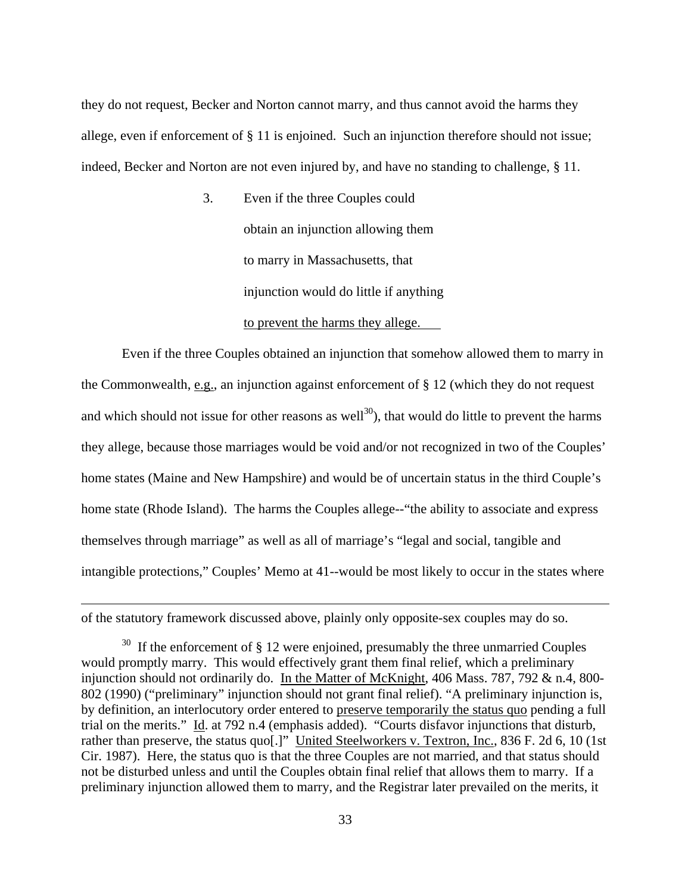they do not request, Becker and Norton cannot marry, and thus cannot avoid the harms they allege, even if enforcement of § 11 is enjoined. Such an injunction therefore should not issue; indeed, Becker and Norton are not even injured by, and have no standing to challenge, § 11.

3. Even if the three Couples could obtain an injunction allowing them to marry in Massachusetts, that injunction would do little if anything to prevent the harms they allege.

Even if the three Couples obtained an injunction that somehow allowed them to marry in the Commonwealth, e.g., an injunction against enforcement of § 12 (which they do not request and which should not issue for other reasons as well[30]), that would do little to prevent the harms they allege, because those marriages would be void and/or not recognized in two of the Couples' home states (Maine and New Hampshire) and would be of uncertain status in the third Couple's home state (Rhode Island). The harms the Couples allege--"the ability to associate and express themselves through marriage" as well as all of marriage's "legal and social, tangible and intangible protections," Couples' Memo at 41--would be most likely to occur in the states where

---

of the statutory framework discussed above, plainly only opposite-sex couples may do so.

[30] If the enforcement of § 12 were enjoined, presumably the three unmarried Couples would promptly marry. This would effectively grant them final relief, which a preliminary injunction should not ordinarily do. In the Matter of McKnight, 406 Mass. 787, 792 & n.4, 800-802 (1990) ("preliminary" injunction should not grant final relief). "A preliminary injunction is, by definition, an interlocutory order entered to preserve temporarily the status quo pending a full trial on the merits." Id. at 792 n.4 (emphasis added). "Courts disfavor injunctions that disturb, rather than preserve, the status quo[.]" United Steelworkers v. Textron, Inc., 836 F. 2d 6, 10 (1st Cir. 1987). Here, the status quo is that the three Couples are not married, and that status should not be disturbed unless and until the Couples obtain final relief that allows them to marry. If a preliminary injunction allowed them to marry, and the Registrar later prevailed on the merits, it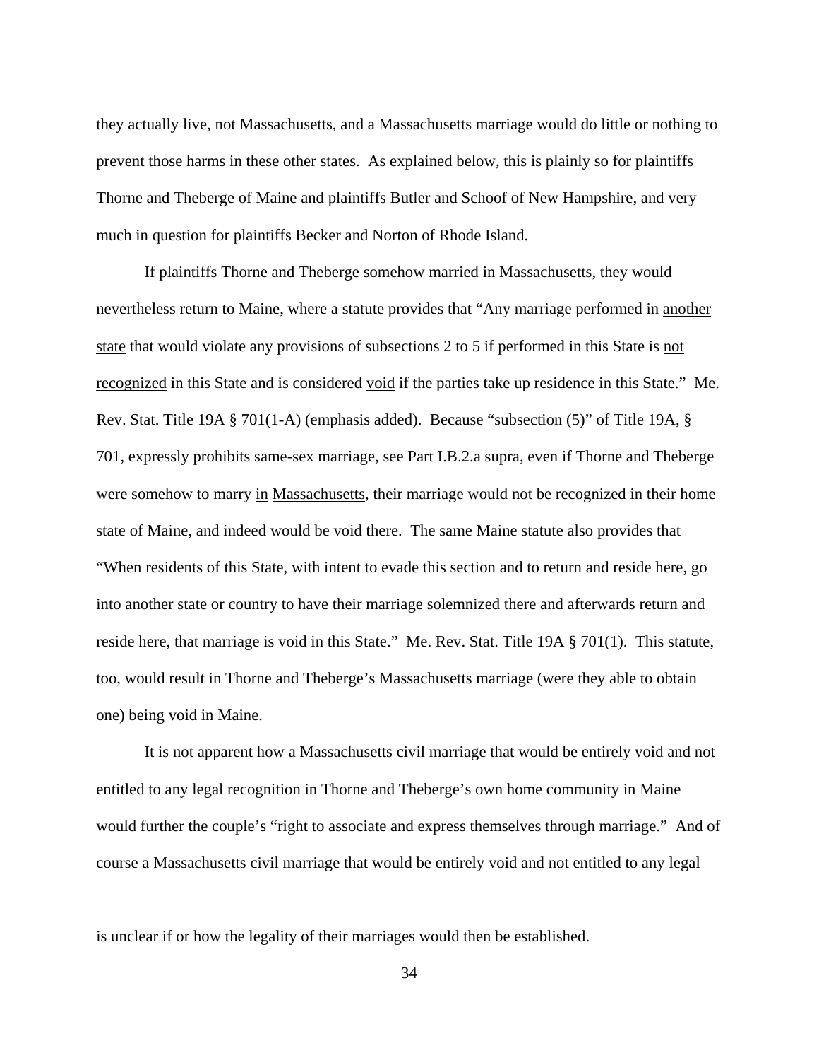they actually live, not Massachusetts, and a Massachusetts marriage would do little or nothing to prevent those harms in these other states. As explained below, this is plainly so for plaintiffs Thorne and Theberge of Maine and plaintiffs Butler and Schoof of New Hampshire, and very much in question for plaintiffs Becker and Norton of Rhode Island.

If plaintiffs Thorne and Theberge somehow married in Massachusetts, they would nevertheless return to Maine, where a statute provides that "Any marriage performed in <u>another state</u> that would violate any provisions of subsections 2 to 5 if performed in this State is <u>not recognized</u> in this State and is considered <u>void</u> if the parties take up residence in this State." Me. Rev. Stat. Title 19A § 701(1-A) (emphasis added). Because "subsection (5)" of Title 19A, § 701, expressly prohibits same-sex marriage, <u>see</u> Part I.B.2.a <u>supra</u>, even if Thorne and Theberge were somehow to marry <u>in</u> <u>Massachusetts</u>, their marriage would not be recognized in their home state of Maine, and indeed would be void there. The same Maine statute also provides that "When residents of this State, with intent to evade this section and to return and reside here, go into another state or country to have their marriage solemnized there and afterwards return and reside here, that marriage is void in this State." Me. Rev. Stat. Title 19A § 701(1). This statute, too, would result in Thorne and Theberge's Massachusetts marriage (were they able to obtain one) being void in Maine.

It is not apparent how a Massachusetts civil marriage that would be entirely void and not entitled to any legal recognition in Thorne and Theberge's own home community in Maine would further the couple's "right to associate and express themselves through marriage." And of course a Massachusetts civil marriage that would be entirely void and not entitled to any legal

---

is unclear if or how the legality of their marriages would then be established.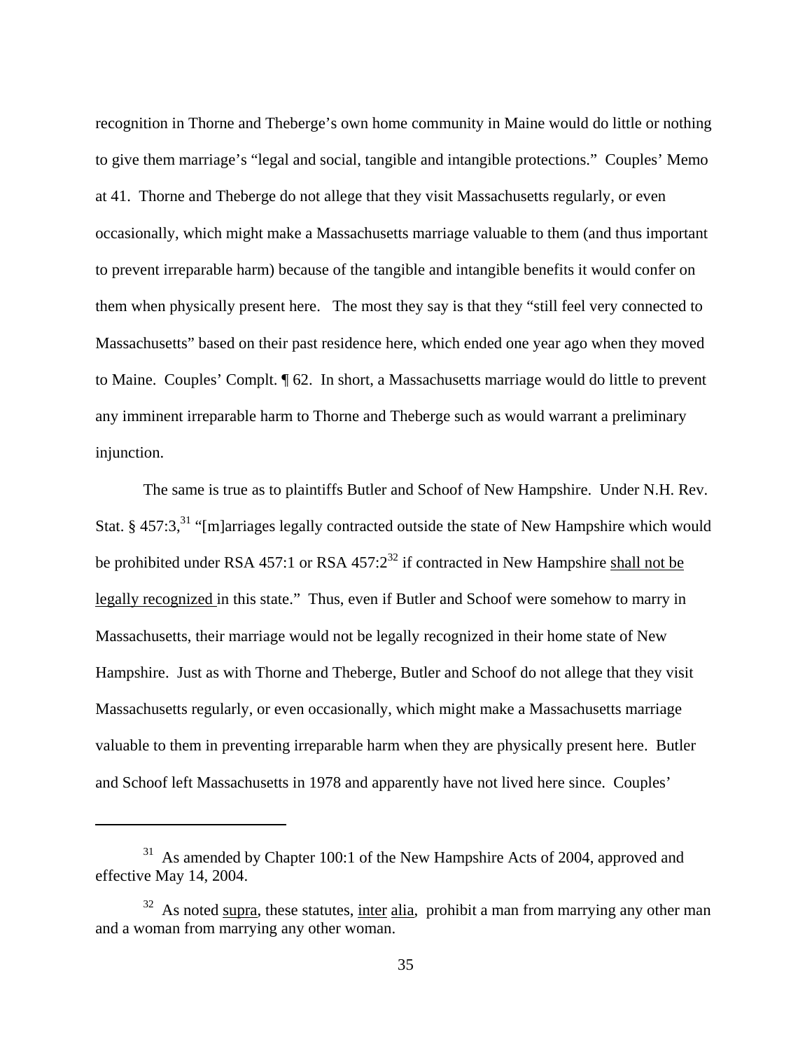recognition in Thorne and Theberge's own home community in Maine would do little or nothing to give them marriage's "legal and social, tangible and intangible protections." Couples' Memo at 41. Thorne and Theberge do not allege that they visit Massachusetts regularly, or even occasionally, which might make a Massachusetts marriage valuable to them (and thus important to prevent irreparable harm) because of the tangible and intangible benefits it would confer on them when physically present here. The most they say is that they "still feel very connected to Massachusetts" based on their past residence here, which ended one year ago when they moved to Maine. Couples' Complt. ¶ 62. In short, a Massachusetts marriage would do little to prevent any imminent irreparable harm to Thorne and Theberge such as would warrant a preliminary injunction.

The same is true as to plaintiffs Butler and Schoof of New Hampshire. Under N.H. Rev. Stat. § 457:3,[31] "[m]arriages legally contracted outside the state of New Hampshire which would be prohibited under RSA 457:1 or RSA 457:2[32] if contracted in New Hampshire shall not be legally recognized in this state." Thus, even if Butler and Schoof were somehow to marry in Massachusetts, their marriage would not be legally recognized in their home state of New Hampshire. Just as with Thorne and Theberge, Butler and Schoof do not allege that they visit Massachusetts regularly, or even occasionally, which might make a Massachusetts marriage valuable to them in preventing irreparable harm when they are physically present here. Butler and Schoof left Massachusetts in 1978 and apparently have not lived here since. Couples'

---

[31] As amended by Chapter 100:1 of the New Hampshire Acts of 2004, approved and effective May 14, 2004.

[32] As noted supra, these statutes, inter alia, prohibit a man from marrying any other man and a woman from marrying any other woman.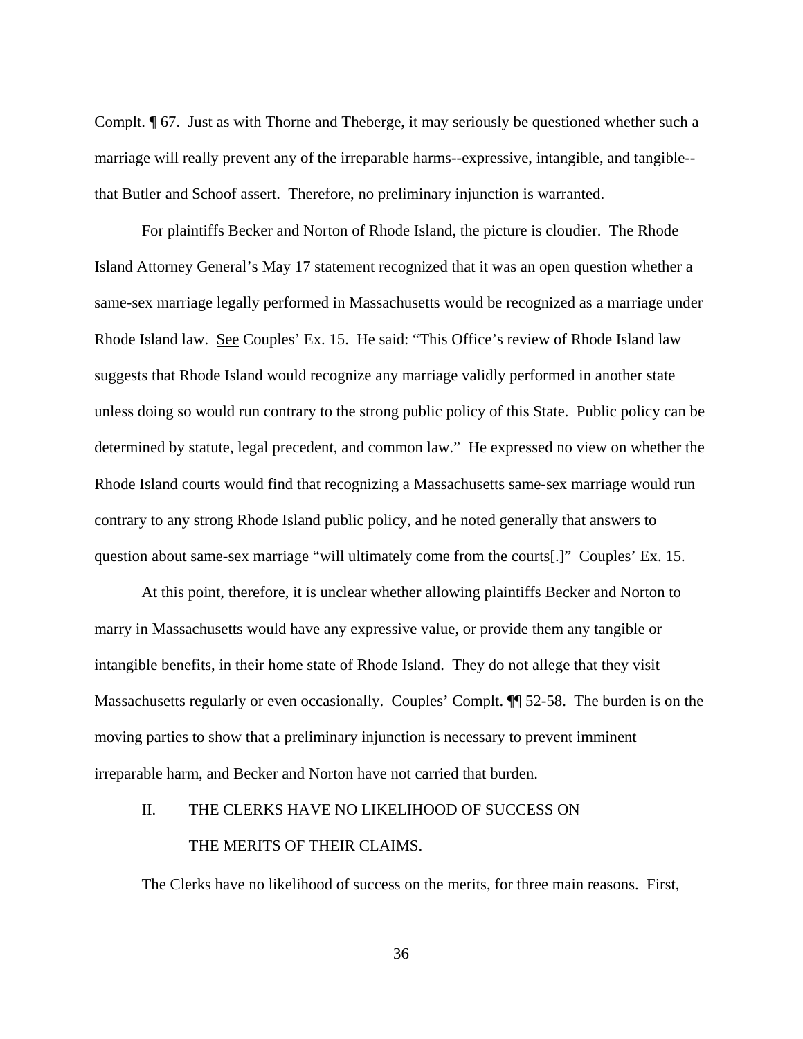Compl. ¶ 67. Just as with Thorne and Theberge, it may seriously be questioned whether such a marriage will really prevent any of the irreparable harms--expressive, intangible, and tangible--that Butler and Schoof assert. Therefore, no preliminary injunction is warranted.

For plaintiffs Becker and Norton of Rhode Island, the picture is cloudier. The Rhode Island Attorney General's May 17 statement recognized that it was an open question whether a same-sex marriage legally performed in Massachusetts would be recognized as a marriage under Rhode Island law. See Couples' Ex. 15. He said: "This Office's review of Rhode Island law suggests that Rhode Island would recognize any marriage validly performed in another state unless doing so would run contrary to the strong public policy of this State. Public policy can be determined by statute, legal precedent, and common law." He expressed no view on whether the Rhode Island courts would find that recognizing a Massachusetts same-sex marriage would run contrary to any strong Rhode Island public policy, and he noted generally that answers to question about same-sex marriage "will ultimately come from the courts[.]" Couples' Ex. 15.

At this point, therefore, it is unclear whether allowing plaintiffs Becker and Norton to marry in Massachusetts would have any expressive value, or provide them any tangible or intangible benefits, in their home state of Rhode Island. They do not allege that they visit Massachusetts regularly or even occasionally. Couples' Compl. ¶¶ 52-58. The burden is on the moving parties to show that a preliminary injunction is necessary to prevent imminent irreparable harm, and Becker and Norton have not carried that burden.

## II. THE CLERKS HAVE NO LIKELIHOOD OF SUCCESS ON THE MERITS OF THEIR CLAIMS.

The Clerks have no likelihood of success on the merits, for three main reasons. First,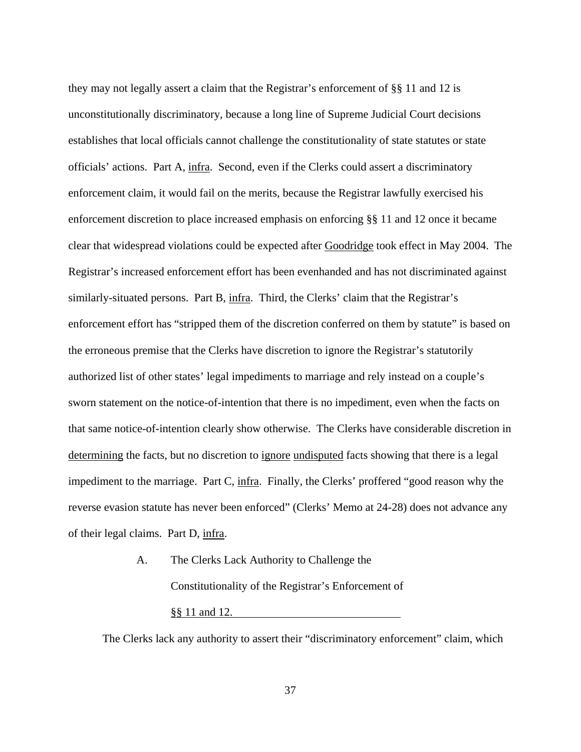they may not legally assert a claim that the Registrar's enforcement of §§ 11 and 12 is unconstitutionally discriminatory, because a long line of Supreme Judicial Court decisions establishes that local officials cannot challenge the constitutionality of state statutes or state officials' actions. Part A, infra. Second, even if the Clerks could assert a discriminatory enforcement claim, it would fail on the merits, because the Registrar lawfully exercised his enforcement discretion to place increased emphasis on enforcing §§ 11 and 12 once it became clear that widespread violations could be expected after Goodridge took effect in May 2004. The Registrar's increased enforcement effort has been evenhanded and has not discriminated against similarly-situated persons. Part B, infra. Third, the Clerks' claim that the Registrar's enforcement effort has "stripped them of the discretion conferred on them by statute" is based on the erroneous premise that the Clerks have discretion to ignore the Registrar's statutorily authorized list of other states' legal impediments to marriage and rely instead on a couple's sworn statement on the notice-of-intention that there is no impediment, even when the facts on that same notice-of-intention clearly show otherwise. The Clerks have considerable discretion in determining the facts, but no discretion to ignore undisputed facts showing that there is a legal impediment to the marriage. Part C, infra. Finally, the Clerks' proffered "good reason why the reverse evasion statute has never been enforced" (Clerks' Memo at 24-28) does not advance any of their legal claims. Part D, infra.

### A. The Clerks Lack Authority to Challenge the Constitutionality of the Registrar's Enforcement of §§ 11 and 12.

The Clerks lack any authority to assert their "discriminatory enforcement" claim, which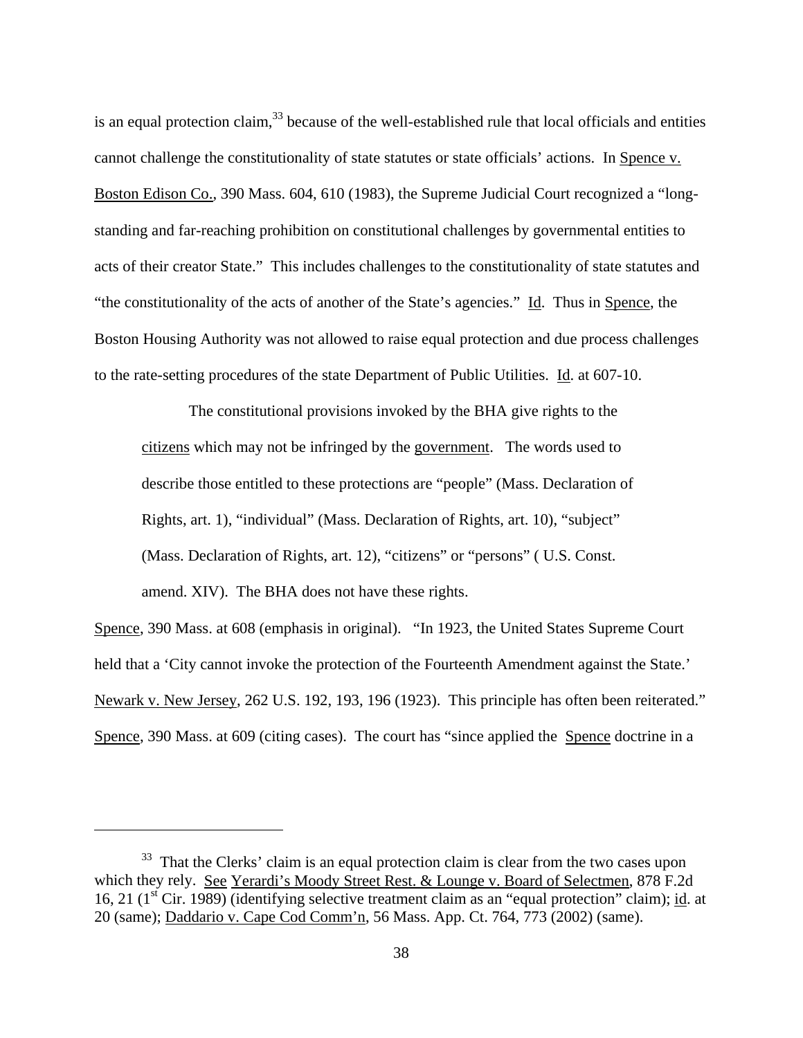is an equal protection claim,[33] because of the well-established rule that local officials and entities cannot challenge the constitutionality of state statutes or state officials' actions. In Spence v. Boston Edison Co., 390 Mass. 604, 610 (1983), the Supreme Judicial Court recognized a "long-standing and far-reaching prohibition on constitutional challenges by governmental entities to acts of their creator State." This includes challenges to the constitutionality of state statutes and "the constitutionality of the acts of another of the State's agencies." Id. Thus in Spence, the Boston Housing Authority was not allowed to raise equal protection and due process challenges to the rate-setting procedures of the state Department of Public Utilities. Id. at 607-10.

> The constitutional provisions invoked by the BHA give rights to the citizens which may not be infringed by the government. The words used to describe those entitled to these protections are "people" (Mass. Declaration of Rights, art. 1), "individual" (Mass. Declaration of Rights, art. 10), "subject" (Mass. Declaration of Rights, art. 12), "citizens" or "persons" ( U.S. Const. amend. XIV). The BHA does not have these rights.

Spence, 390 Mass. at 608 (emphasis in original). "In 1923, the United States Supreme Court held that a 'City cannot invoke the protection of the Fourteenth Amendment against the State.' Newark v. New Jersey, 262 U.S. 192, 193, 196 (1923). This principle has often been reiterated." Spence, 390 Mass. at 609 (citing cases). The court has "since applied the Spence doctrine in a

---

[33] That the Clerks' claim is an equal protection claim is clear from the two cases upon which they rely. See Yerardi's Moody Street Rest. & Lounge v. Board of Selectmen, 878 F.2d 16, 21 (1st Cir. 1989) (identifying selective treatment claim as an "equal protection" claim); id. at 20 (same); Daddario v. Cape Cod Comm'n, 56 Mass. App. Ct. 764, 773 (2002) (same).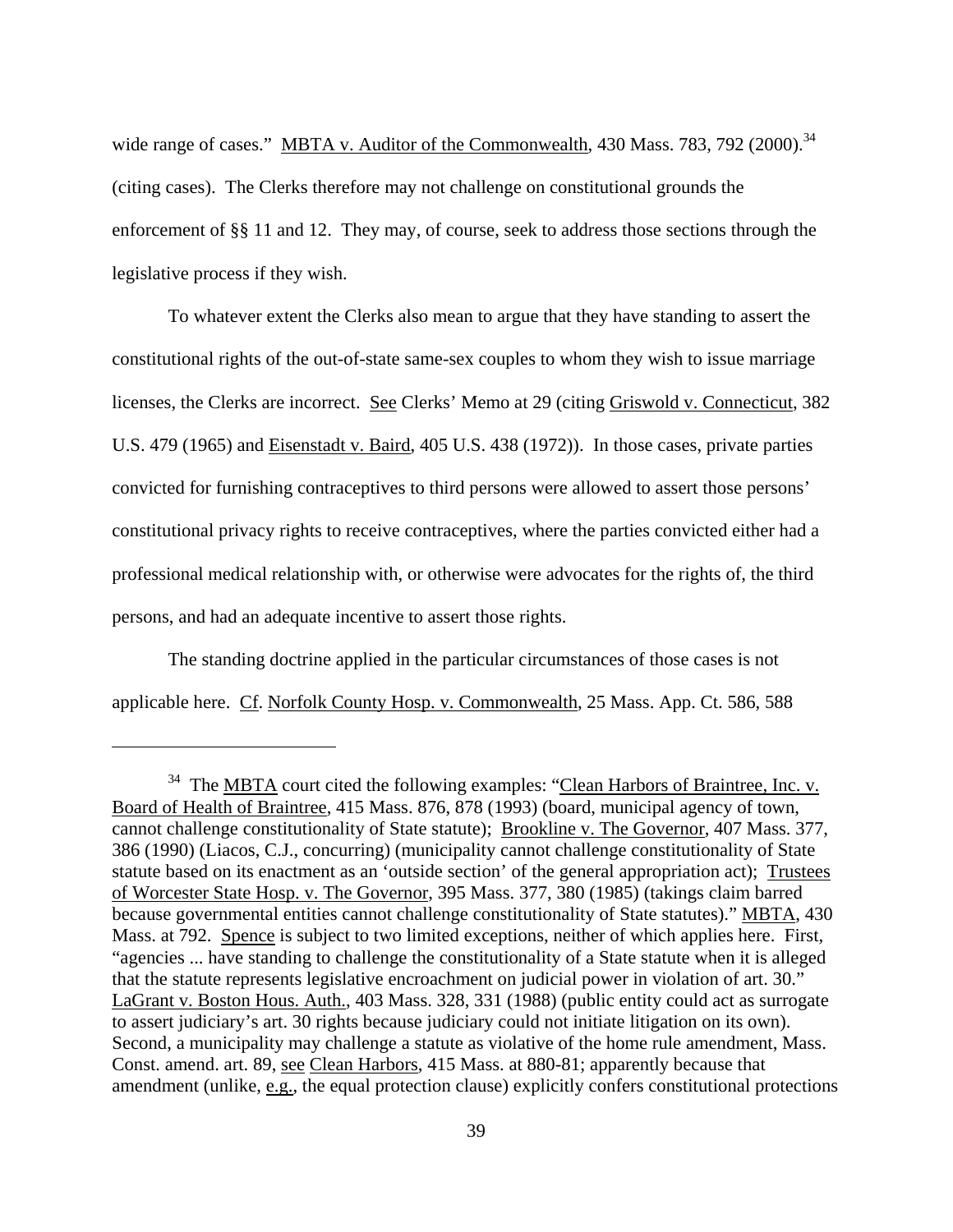wide range of cases." MBTA v. Auditor of the Commonwealth, 430 Mass. 783, 792 (2000).[34] (citing cases). The Clerks therefore may not challenge on constitutional grounds the enforcement of §§ 11 and 12. They may, of course, seek to address those sections through the legislative process if they wish.

To whatever extent the Clerks also mean to argue that they have standing to assert the constitutional rights of the out-of-state same-sex couples to whom they wish to issue marriage licenses, the Clerks are incorrect. See Clerks' Memo at 29 (citing Griswold v. Connecticut, 382 U.S. 479 (1965) and Eisenstadt v. Baird, 405 U.S. 438 (1972)). In those cases, private parties convicted for furnishing contraceptives to third persons were allowed to assert those persons' constitutional privacy rights to receive contraceptives, where the parties convicted either had a professional medical relationship with, or otherwise were advocates for the rights of, the third persons, and had an adequate incentive to assert those rights.

The standing doctrine applied in the particular circumstances of those cases is not applicable here. Cf. Norfolk County Hosp. v. Commonwealth, 25 Mass. App. Ct. 586, 588

---

[34] The MBTA court cited the following examples: "Clean Harbors of Braintree, Inc. v. Board of Health of Braintree, 415 Mass. 876, 878 (1993) (board, municipal agency of town, cannot challenge constitutionality of State statute); Brookline v. The Governor, 407 Mass. 377, 386 (1990) (Liacos, C.J., concurring) (municipality cannot challenge constitutionality of State statute based on its enactment as an 'outside section' of the general appropriation act); Trustees of Worcester State Hosp. v. The Governor, 395 Mass. 377, 380 (1985) (takings claim barred because governmental entities cannot challenge constitutionality of State statutes)." MBTA, 430 Mass. at 792. Spence is subject to two limited exceptions, neither of which applies here. First, "agencies ... have standing to challenge the constitutionality of a State statute when it is alleged that the statute represents legislative encroachment on judicial power in violation of art. 30." LaGrant v. Boston Hous. Auth., 403 Mass. 328, 331 (1988) (public entity could act as surrogate to assert judiciary's art. 30 rights because judiciary could not initiate litigation on its own). Second, a municipality may challenge a statute as violative of the home rule amendment, Mass. Const. amend. art. 89, see Clean Harbors, 415 Mass. at 880-81; apparently because that amendment (unlike, e.g., the equal protection clause) explicitly confers constitutional protections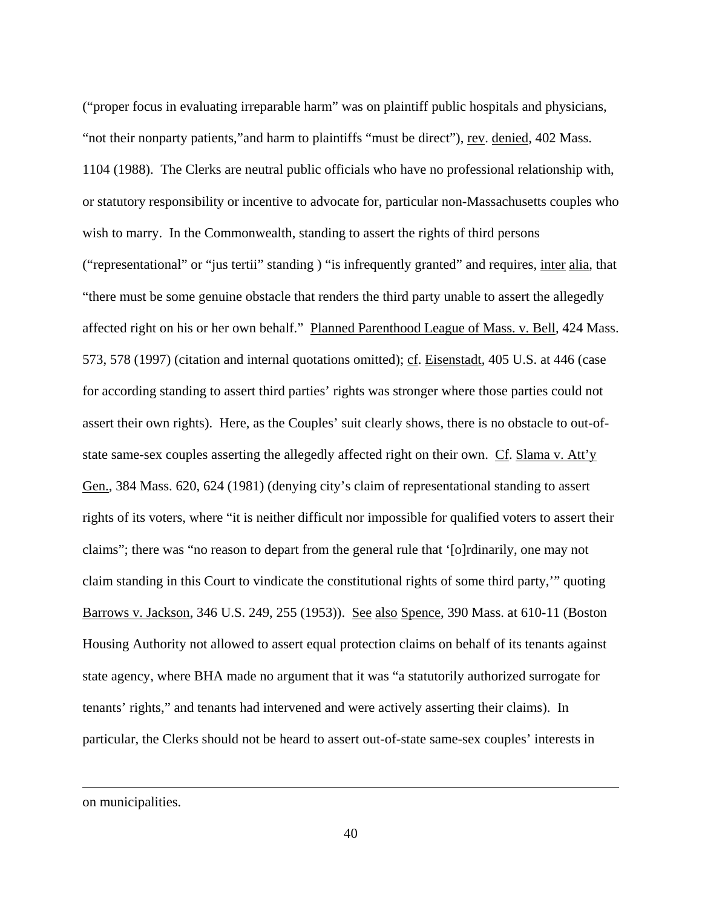("proper focus in evaluating irreparable harm" was on plaintiff public hospitals and physicians, "not their nonparty patients,"and harm to plaintiffs "must be direct"), rev. denied, 402 Mass. 1104 (1988). The Clerks are neutral public officials who have no professional relationship with, or statutory responsibility or incentive to advocate for, particular non-Massachusetts couples who wish to marry. In the Commonwealth, standing to assert the rights of third persons ("representational" or "jus tertii" standing ) "is infrequently granted" and requires, inter alia, that "there must be some genuine obstacle that renders the third party unable to assert the allegedly affected right on his or her own behalf." Planned Parenthood League of Mass. v. Bell, 424 Mass. 573, 578 (1997) (citation and internal quotations omitted); cf. Eisenstadt, 405 U.S. at 446 (case for according standing to assert third parties' rights was stronger where those parties could not assert their own rights). Here, as the Couples' suit clearly shows, there is no obstacle to out-of-state same-sex couples asserting the allegedly affected right on their own. Cf. Slama v. Att'y Gen., 384 Mass. 620, 624 (1981) (denying city's claim of representational standing to assert rights of its voters, where "it is neither difficult nor impossible for qualified voters to assert their claims"; there was "no reason to depart from the general rule that '[o]rdinarily, one may not claim standing in this Court to vindicate the constitutional rights of some third party,'" quoting Barrows v. Jackson, 346 U.S. 249, 255 (1953)). See also Spence, 390 Mass. at 610-11 (Boston Housing Authority not allowed to assert equal protection claims on behalf of its tenants against state agency, where BHA made no argument that it was "a statutorily authorized surrogate for tenants' rights," and tenants had intervened and were actively asserting their claims). In particular, the Clerks should not be heard to assert out-of-state same-sex couples' interests in

---

on municipalities.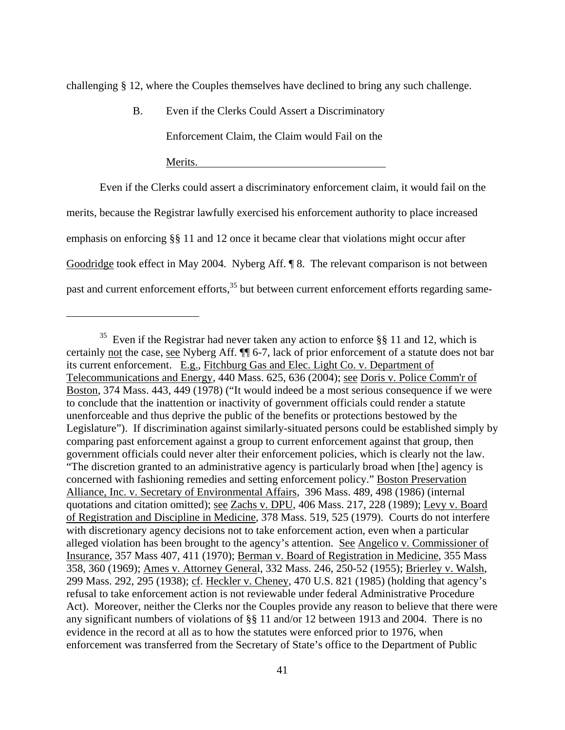challenging § 12, where the Couples themselves have declined to bring any such challenge.

### B. Even if the Clerks Could Assert a Discriminatory Enforcement Claim, the Claim would Fail on the Merits.

Even if the Clerks could assert a discriminatory enforcement claim, it would fail on the merits, because the Registrar lawfully exercised his enforcement authority to place increased emphasis on enforcing §§ 11 and 12 once it became clear that violations might occur after Goodridge took effect in May 2004. Nyberg Aff. ¶ 8. The relevant comparison is not between past and current enforcement efforts,[35] but between current enforcement efforts regarding same-

---

[35] Even if the Registrar had never taken any action to enforce §§ 11 and 12, which is certainly not the case, see Nyberg Aff. ¶¶ 6-7, lack of prior enforcement of a statute does not bar its current enforcement. E.g., Fitchburg Gas and Elec. Light Co. v. Department of Telecommunications and Energy, 440 Mass. 625, 636 (2004); see Doris v. Police Comm'r of Boston, 374 Mass. 443, 449 (1978) ("It would indeed be a most serious consequence if we were to conclude that the inattention or inactivity of government officials could render a statute unenforceable and thus deprive the public of the benefits or protections bestowed by the Legislature"). If discrimination against similarly-situated persons could be established simply by comparing past enforcement against a group to current enforcement against that group, then government officials could never alter their enforcement policies, which is clearly not the law. "The discretion granted to an administrative agency is particularly broad when [the] agency is concerned with fashioning remedies and setting enforcement policy." Boston Preservation Alliance, Inc. v. Secretary of Environmental Affairs, 396 Mass. 489, 498 (1986) (internal quotations and citation omitted); see Zachs v. DPU, 406 Mass. 217, 228 (1989); Levy v. Board of Registration and Discipline in Medicine, 378 Mass. 519, 525 (1979). Courts do not interfere with discretionary agency decisions not to take enforcement action, even when a particular alleged violation has been brought to the agency's attention. See Angelico v. Commissioner of Insurance, 357 Mass 407, 411 (1970); Berman v. Board of Registration in Medicine, 355 Mass 358, 360 (1969); Ames v. Attorney General, 332 Mass. 246, 250-52 (1955); Brierley v. Walsh, 299 Mass. 292, 295 (1938); cf. Heckler v. Cheney, 470 U.S. 821 (1985) (holding that agency's refusal to take enforcement action is not reviewable under federal Administrative Procedure Act). Moreover, neither the Clerks nor the Couples provide any reason to believe that there were any significant numbers of violations of §§ 11 and/or 12 between 1913 and 2004. There is no evidence in the record at all as to how the statutes were enforced prior to 1976, when enforcement was transferred from the Secretary of State's office to the Department of Public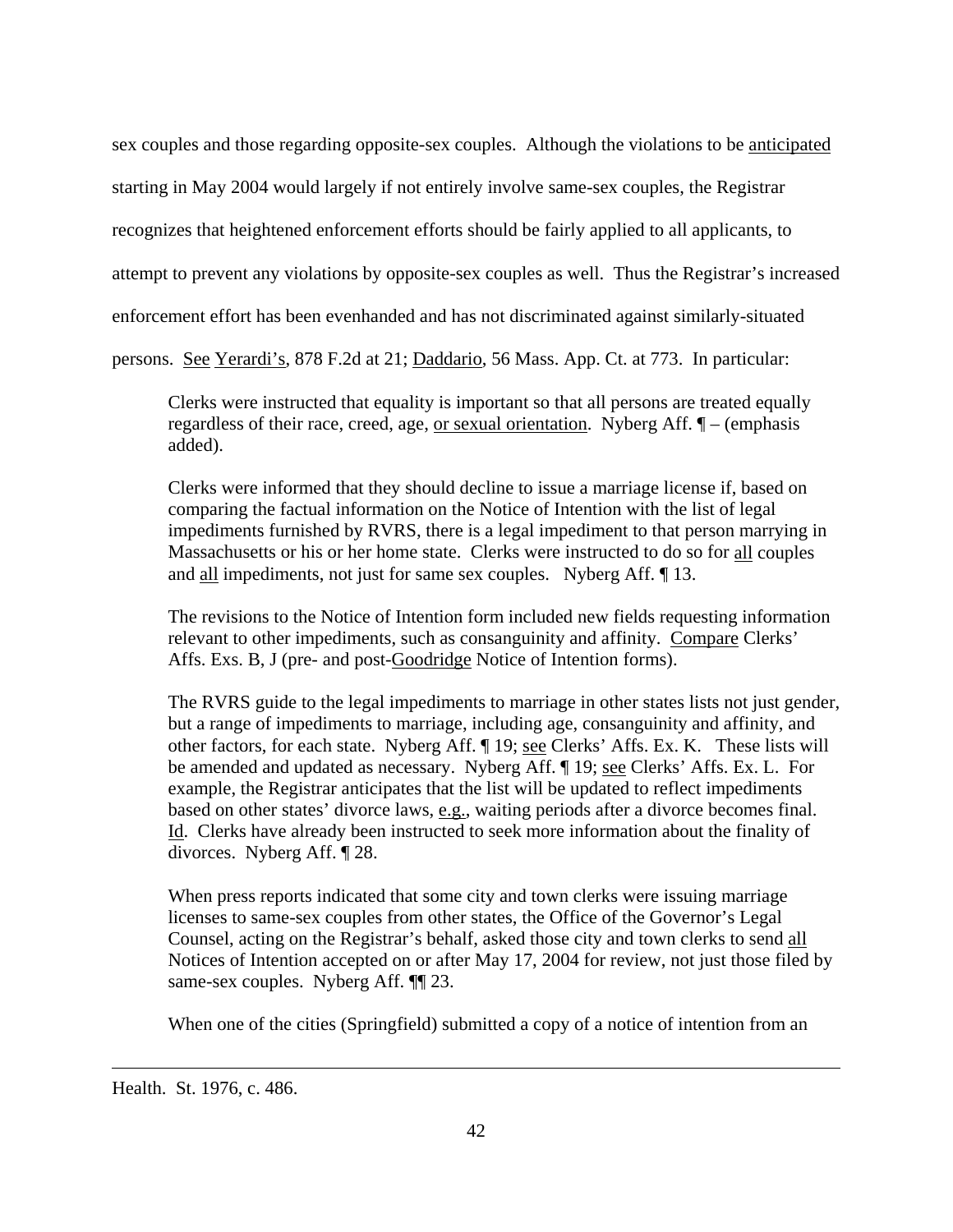sex couples and those regarding opposite-sex couples. Although the violations to be <u>anticipated</u> starting in May 2004 would largely if not entirely involve same-sex couples, the Registrar recognizes that heightened enforcement efforts should be fairly applied to all applicants, to attempt to prevent any violations by opposite-sex couples as well. Thus the Registrar's increased enforcement effort has been evenhanded and has not discriminated against similarly-situated persons. <u>See</u> <u>Yerardi's</u>, 878 F.2d at 21; <u>Daddario</u>, 56 Mass. App. Ct. at 773. In particular:

> Clerks were instructed that equality is important so that all persons are treated equally regardless of their race, creed, age, <u>or sexual orientation</u>. Nyberg Aff. ¶ – (emphasis added).
>
> Clerks were informed that they should decline to issue a marriage license if, based on comparing the factual information on the Notice of Intention with the list of legal impediments furnished by RVRS, there is a legal impediment to that person marrying in Massachusetts or his or her home state. Clerks were instructed to do so for <u>all</u> couples and <u>all</u> impediments, not just for same sex couples. Nyberg Aff. ¶ 13.
>
> The revisions to the Notice of Intention form included new fields requesting information relevant to other impediments, such as consanguinity and affinity. <u>Compare</u> Clerks' Affs. Exs. B, J (pre- and post-<u>Goodridge</u> Notice of Intention forms).
>
> The RVRS guide to the legal impediments to marriage in other states lists not just gender, but a range of impediments to marriage, including age, consanguinity and affinity, and other factors, for each state. Nyberg Aff. ¶ 19; <u>see</u> Clerks' Affs. Ex. K. These lists will be amended and updated as necessary. Nyberg Aff. ¶ 19; <u>see</u> Clerks' Affs. Ex. L. For example, the Registrar anticipates that the list will be updated to reflect impediments based on other states' divorce laws, <u>e.g.</u>, waiting periods after a divorce becomes final. <u>Id</u>. Clerks have already been instructed to seek more information about the finality of divorces. Nyberg Aff. ¶ 28.
>
> When press reports indicated that some city and town clerks were issuing marriage licenses to same-sex couples from other states, the Office of the Governor's Legal Counsel, acting on the Registrar's behalf, asked those city and town clerks to send <u>all</u> Notices of Intention accepted on or after May 17, 2004 for review, not just those filed by same-sex couples. Nyberg Aff. ¶¶ 23.
>
> When one of the cities (Springfield) submitted a copy of a notice of intention from an

---

Health. St. 1976, c. 486.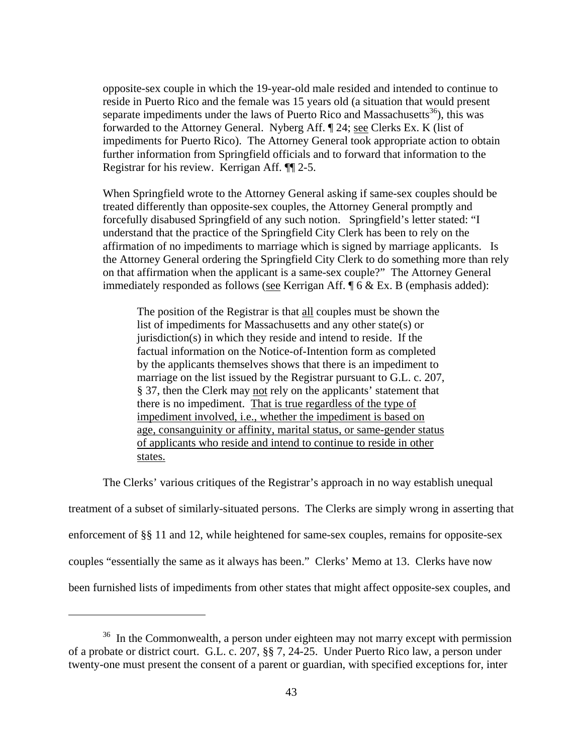opposite-sex couple in which the 19-year-old male resided and intended to continue to reside in Puerto Rico and the female was 15 years old (a situation that would present separate impediments under the laws of Puerto Rico and Massachusetts[36]), this was forwarded to the Attorney General. Nyberg Aff. ¶ 24; see Clerks Ex. K (list of impediments for Puerto Rico). The Attorney General took appropriate action to obtain further information from Springfield officials and to forward that information to the Registrar for his review. Kerrigan Aff. ¶¶ 2-5.

When Springfield wrote to the Attorney General asking if same-sex couples should be treated differently than opposite-sex couples, the Attorney General promptly and forcefully disabused Springfield of any such notion. Springfield's letter stated: "I understand that the practice of the Springfield City Clerk has been to rely on the affirmation of no impediments to marriage which is signed by marriage applicants. Is the Attorney General ordering the Springfield City Clerk to do something more than rely on that affirmation when the applicant is a same-sex couple?" The Attorney General immediately responded as follows (see Kerrigan Aff. ¶ 6 & Ex. B (emphasis added):

> The position of the Registrar is that all couples must be shown the list of impediments for Massachusetts and any other state(s) or jurisdiction(s) in which they reside and intend to reside. If the factual information on the Notice-of-Intention form as completed by the applicants themselves shows that there is an impediment to marriage on the list issued by the Registrar pursuant to G.L. c. 207, § 37, then the Clerk may not rely on the applicants' statement that there is no impediment. That is true regardless of the type of impediment involved, i.e., whether the impediment is based on age, consanguinity or affinity, marital status, or same-gender status of applicants who reside and intend to continue to reside in other states.

The Clerks' various critiques of the Registrar's approach in no way establish unequal treatment of a subset of similarly-situated persons. The Clerks are simply wrong in asserting that enforcement of §§ 11 and 12, while heightened for same-sex couples, remains for opposite-sex couples "essentially the same as it always has been." Clerks' Memo at 13. Clerks have now been furnished lists of impediments from other states that might affect opposite-sex couples, and

---

[36] In the Commonwealth, a person under eighteen may not marry except with permission of a probate or district court. G.L. c. 207, §§ 7, 24-25. Under Puerto Rico law, a person under twenty-one must present the consent of a parent or guardian, with specified exceptions for, inter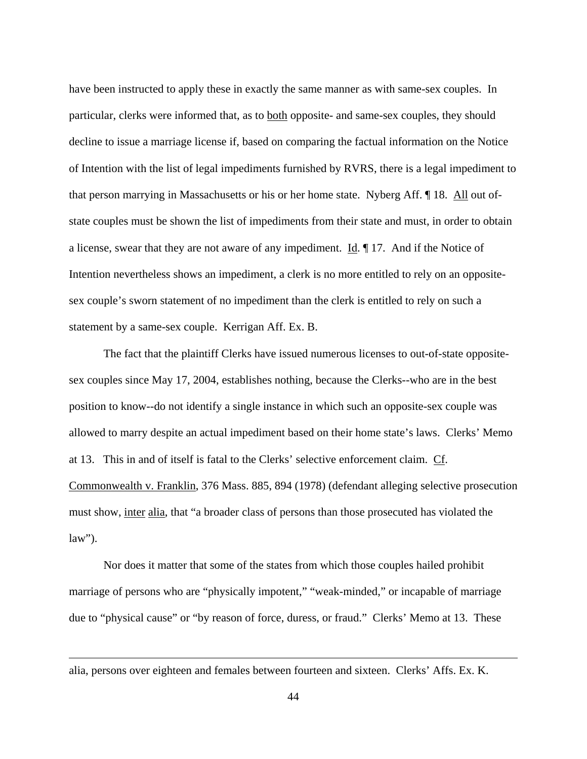have been instructed to apply these in exactly the same manner as with same-sex couples. In particular, clerks were informed that, as to both opposite- and same-sex couples, they should decline to issue a marriage license if, based on comparing the factual information on the Notice of Intention with the list of legal impediments furnished by RVRS, there is a legal impediment to that person marrying in Massachusetts or his or her home state. Nyberg Aff. ¶ 18. All out of-state couples must be shown the list of impediments from their state and must, in order to obtain a license, swear that they are not aware of any impediment. Id. ¶ 17. And if the Notice of Intention nevertheless shows an impediment, a clerk is no more entitled to rely on an opposite-sex couple's sworn statement of no impediment than the clerk is entitled to rely on such a statement by a same-sex couple. Kerrigan Aff. Ex. B.

The fact that the plaintiff Clerks have issued numerous licenses to out-of-state opposite-sex couples since May 17, 2004, establishes nothing, because the Clerks--who are in the best position to know--do not identify a single instance in which such an opposite-sex couple was allowed to marry despite an actual impediment based on their home state's laws. Clerks' Memo at 13. This in and of itself is fatal to the Clerks' selective enforcement claim. Cf. Commonwealth v. Franklin, 376 Mass. 885, 894 (1978) (defendant alleging selective prosecution must show, inter alia, that "a broader class of persons than those prosecuted has violated the law").

Nor does it matter that some of the states from which those couples hailed prohibit marriage of persons who are "physically impotent," "weak-minded," or incapable of marriage due to "physical cause" or "by reason of force, duress, or fraud." Clerks' Memo at 13. These

---

alia, persons over eighteen and females between fourteen and sixteen. Clerks' Affs. Ex. K.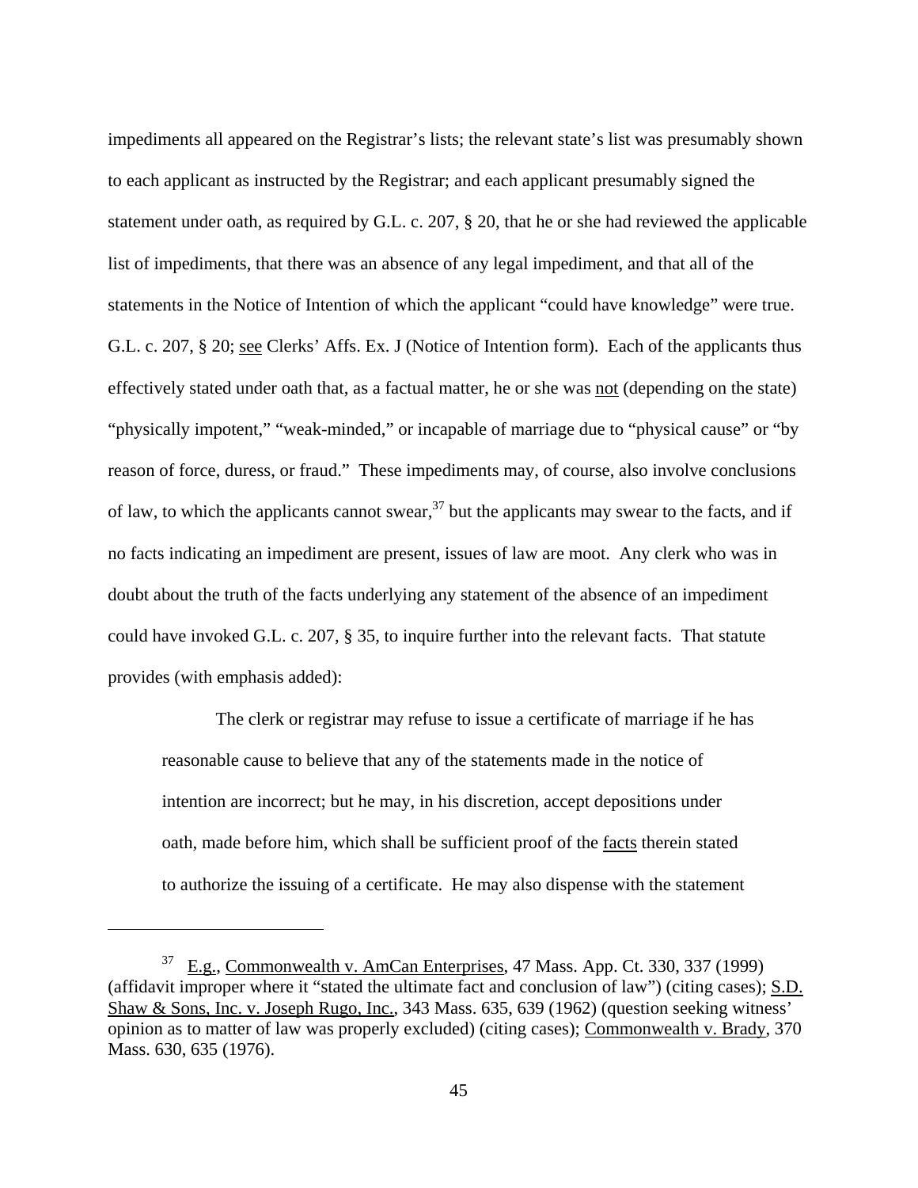impediments all appeared on the Registrar's lists; the relevant state's list was presumably shown to each applicant as instructed by the Registrar; and each applicant presumably signed the statement under oath, as required by G.L. c. 207, § 20, that he or she had reviewed the applicable list of impediments, that there was an absence of any legal impediment, and that all of the statements in the Notice of Intention of which the applicant "could have knowledge" were true. G.L. c. 207, § 20; see Clerks' Affs. Ex. J (Notice of Intention form). Each of the applicants thus effectively stated under oath that, as a factual matter, he or she was not (depending on the state) "physically impotent," "weak-minded," or incapable of marriage due to "physical cause" or "by reason of force, duress, or fraud." These impediments may, of course, also involve conclusions of law, to which the applicants cannot swear,[37] but the applicants may swear to the facts, and if no facts indicating an impediment are present, issues of law are moot. Any clerk who was in doubt about the truth of the facts underlying any statement of the absence of an impediment could have invoked G.L. c. 207, § 35, to inquire further into the relevant facts. That statute provides (with emphasis added):

> The clerk or registrar may refuse to issue a certificate of marriage if he has reasonable cause to believe that any of the statements made in the notice of intention are incorrect; but he may, in his discretion, accept depositions under oath, made before him, which shall be sufficient proof of the facts therein stated to authorize the issuing of a certificate. He may also dispense with the statement

---

[37] E.g., Commonwealth v. AmCan Enterprises, 47 Mass. App. Ct. 330, 337 (1999) (affidavit improper where it "stated the ultimate fact and conclusion of law") (citing cases); S.D. Shaw & Sons, Inc. v. Joseph Rugo, Inc., 343 Mass. 635, 639 (1962) (question seeking witness' opinion as to matter of law was properly excluded) (citing cases); Commonwealth v. Brady, 370 Mass. 630, 635 (1976).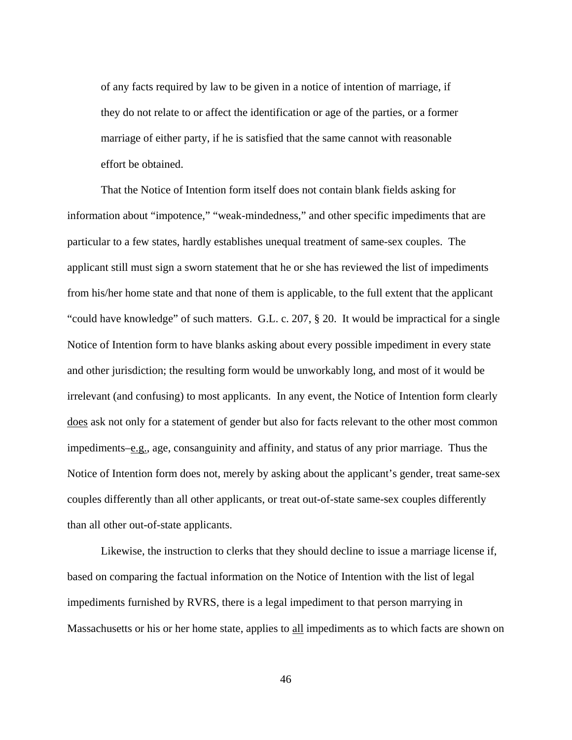> of any facts required by law to be given in a notice of intention of marriage, if they do not relate to or affect the identification or age of the parties, or a former marriage of either party, if he is satisfied that the same cannot with reasonable effort be obtained.

That the Notice of Intention form itself does not contain blank fields asking for information about "impotence," "weak-mindedness," and other specific impediments that are particular to a few states, hardly establishes unequal treatment of same-sex couples. The applicant still must sign a sworn statement that he or she has reviewed the list of impediments from his/her home state and that none of them is applicable, to the full extent that the applicant "could have knowledge" of such matters. G.L. c. 207, § 20. It would be impractical for a single Notice of Intention form to have blanks asking about every possible impediment in every state and other jurisdiction; the resulting form would be unworkably long, and most of it would be irrelevant (and confusing) to most applicants. In any event, the Notice of Intention form clearly <u>does</u> ask not only for a statement of gender but also for facts relevant to the other most common impediments–<u>e.g.</u>, age, consanguinity and affinity, and status of any prior marriage. Thus the Notice of Intention form does not, merely by asking about the applicant's gender, treat same-sex couples differently than all other applicants, or treat out-of-state same-sex couples differently than all other out-of-state applicants.

Likewise, the instruction to clerks that they should decline to issue a marriage license if, based on comparing the factual information on the Notice of Intention with the list of legal impediments furnished by RVRS, there is a legal impediment to that person marrying in Massachusetts or his or her home state, applies to <u>all</u> impediments as to which facts are shown on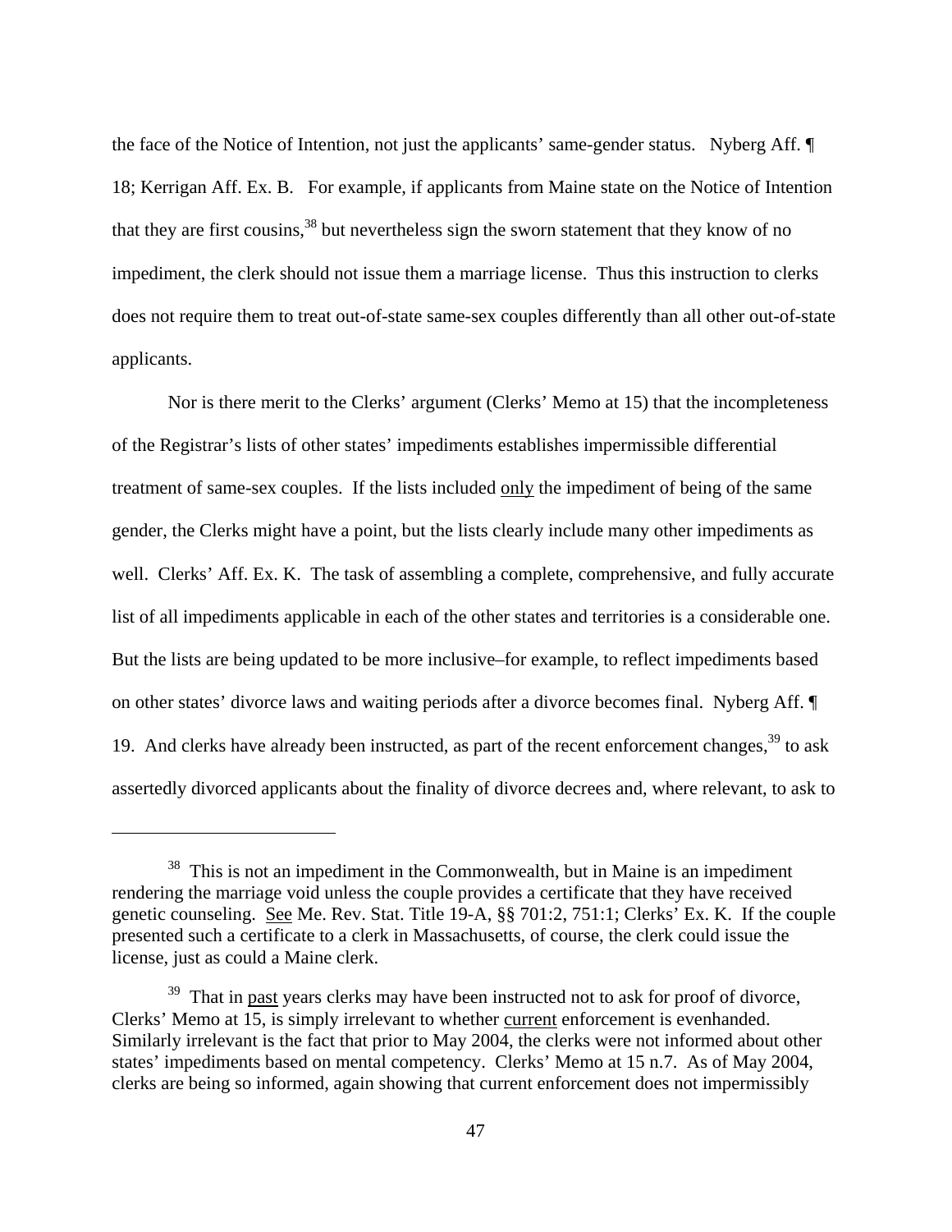the face of the Notice of Intention, not just the applicants' same-gender status. Nyberg Aff. ¶ 18; Kerrigan Aff. Ex. B. For example, if applicants from Maine state on the Notice of Intention that they are first cousins,[38] but nevertheless sign the sworn statement that they know of no impediment, the clerk should not issue them a marriage license. Thus this instruction to clerks does not require them to treat out-of-state same-sex couples differently than all other out-of-state applicants.

Nor is there merit to the Clerks' argument (Clerks' Memo at 15) that the incompleteness of the Registrar's lists of other states' impediments establishes impermissible differential treatment of same-sex couples. If the lists included only the impediment of being of the same gender, the Clerks might have a point, but the lists clearly include many other impediments as well. Clerks' Aff. Ex. K. The task of assembling a complete, comprehensive, and fully accurate list of all impediments applicable in each of the other states and territories is a considerable one. But the lists are being updated to be more inclusive–for example, to reflect impediments based on other states' divorce laws and waiting periods after a divorce becomes final. Nyberg Aff. ¶ 19. And clerks have already been instructed, as part of the recent enforcement changes,[39] to ask assertedly divorced applicants about the finality of divorce decrees and, where relevant, to ask to

---

[38] This is not an impediment in the Commonwealth, but in Maine is an impediment rendering the marriage void unless the couple provides a certificate that they have received genetic counseling. See Me. Rev. Stat. Title 19-A, §§ 701:2, 751:1; Clerks' Ex. K. If the couple presented such a certificate to a clerk in Massachusetts, of course, the clerk could issue the license, just as could a Maine clerk.

[39] That in past years clerks may have been instructed not to ask for proof of divorce, Clerks' Memo at 15, is simply irrelevant to whether current enforcement is evenhanded. Similarly irrelevant is the fact that prior to May 2004, the clerks were not informed about other states' impediments based on mental competency. Clerks' Memo at 15 n.7. As of May 2004, clerks are being so informed, again showing that current enforcement does not impermissibly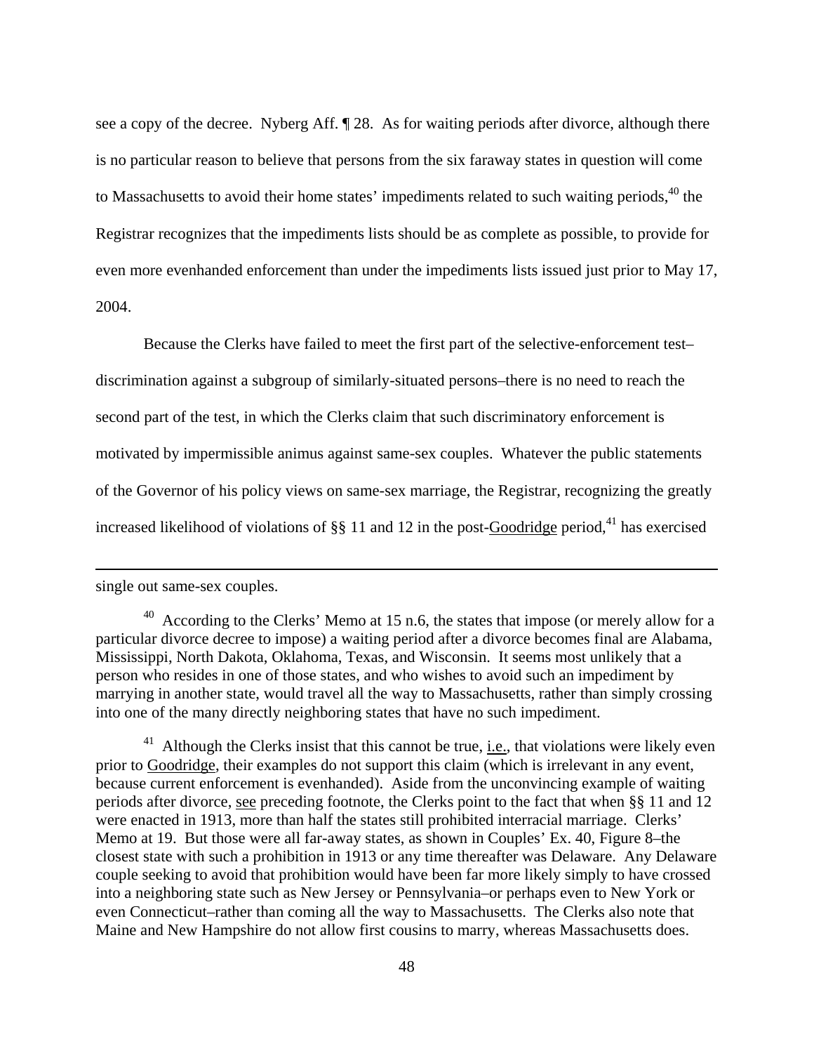see a copy of the decree. Nyberg Aff. ¶ 28. As for waiting periods after divorce, although there is no particular reason to believe that persons from the six faraway states in question will come to Massachusetts to avoid their home states' impediments related to such waiting periods,[40] the Registrar recognizes that the impediments lists should be as complete as possible, to provide for even more evenhanded enforcement than under the impediments lists issued just prior to May 17, 2004.

Because the Clerks have failed to meet the first part of the selective-enforcement test–discrimination against a subgroup of similarly-situated persons–there is no need to reach the second part of the test, in which the Clerks claim that such discriminatory enforcement is motivated by impermissible animus against same-sex couples. Whatever the public statements of the Governor of his policy views on same-sex marriage, the Registrar, recognizing the greatly increased likelihood of violations of §§ 11 and 12 in the post-Goodridge period,[41] has exercised

---

single out same-sex couples.

[40] According to the Clerks' Memo at 15 n.6, the states that impose (or merely allow for a particular divorce decree to impose) a waiting period after a divorce becomes final are Alabama, Mississippi, North Dakota, Oklahoma, Texas, and Wisconsin. It seems most unlikely that a person who resides in one of those states, and who wishes to avoid such an impediment by marrying in another state, would travel all the way to Massachusetts, rather than simply crossing into one of the many directly neighboring states that have no such impediment.

[41] Although the Clerks insist that this cannot be true, i.e., that violations were likely even prior to Goodridge, their examples do not support this claim (which is irrelevant in any event, because current enforcement is evenhanded). Aside from the unconvincing example of waiting periods after divorce, see preceding footnote, the Clerks point to the fact that when §§ 11 and 12 were enacted in 1913, more than half the states still prohibited interracial marriage. Clerks' Memo at 19. But those were all far-away states, as shown in Couples' Ex. 40, Figure 8–the closest state with such a prohibition in 1913 or any time thereafter was Delaware. Any Delaware couple seeking to avoid that prohibition would have been far more likely simply to have crossed into a neighboring state such as New Jersey or Pennsylvania–or perhaps even to New York or even Connecticut–rather than coming all the way to Massachusetts. The Clerks also note that Maine and New Hampshire do not allow first cousins to marry, whereas Massachusetts does.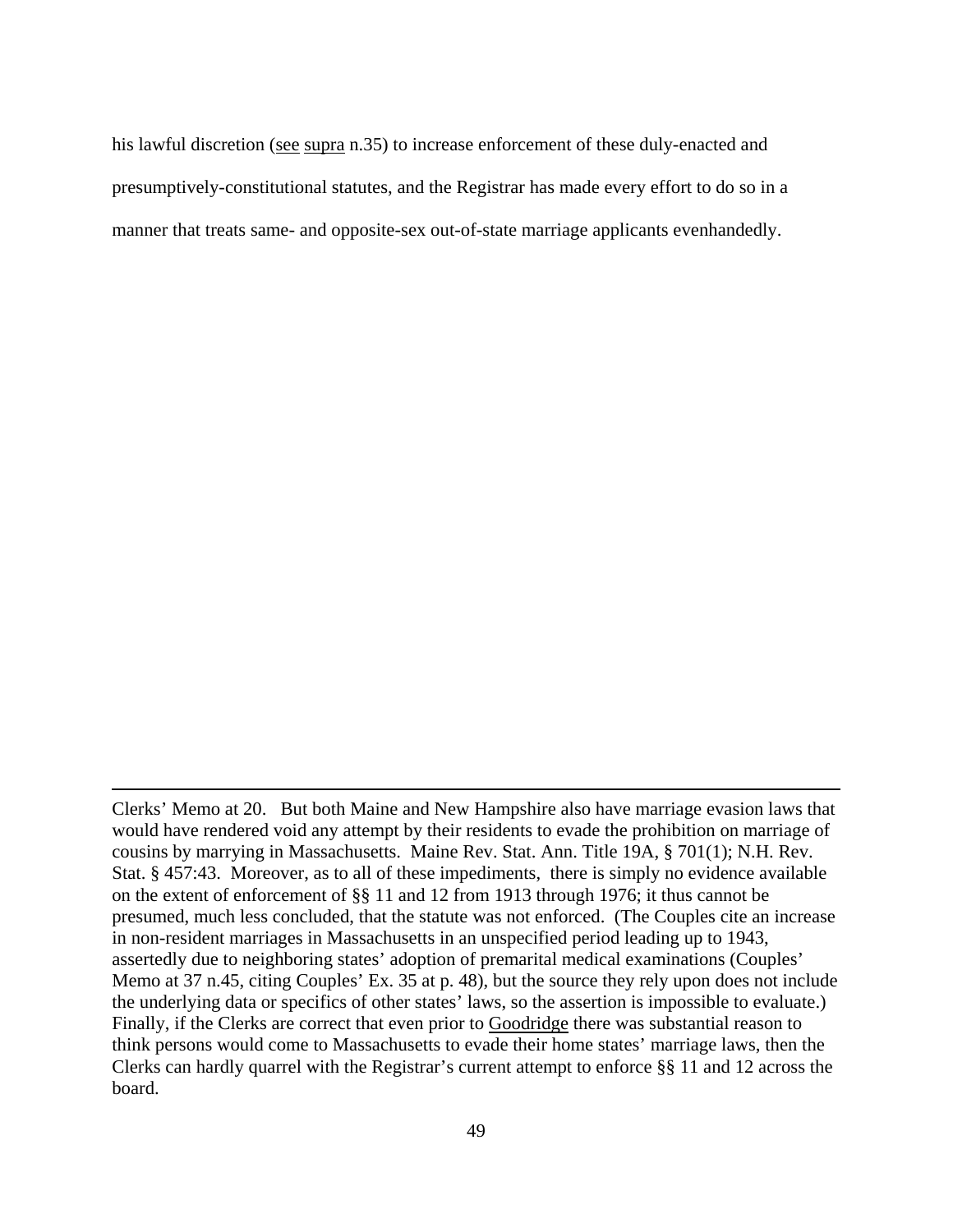his lawful discretion (see supra n.35) to increase enforcement of these duly-enacted and presumptively-constitutional statutes, and the Registrar has made every effort to do so in a manner that treats same- and opposite-sex out-of-state marriage applicants evenhandedly.

---

Clerks' Memo at 20. But both Maine and New Hampshire also have marriage evasion laws that would have rendered void any attempt by their residents to evade the prohibition on marriage of cousins by marrying in Massachusetts. Maine Rev. Stat. Ann. Title 19A, § 701(1); N.H. Rev. Stat. § 457:43. Moreover, as to all of these impediments, there is simply no evidence available on the extent of enforcement of §§ 11 and 12 from 1913 through 1976; it thus cannot be presumed, much less concluded, that the statute was not enforced. (The Couples cite an increase in non-resident marriages in Massachusetts in an unspecified period leading up to 1943, assertedly due to neighboring states' adoption of premarital medical examinations (Couples' Memo at 37 n.45, citing Couples' Ex. 35 at p. 48), but the source they rely upon does not include the underlying data or specifics of other states' laws, so the assertion is impossible to evaluate.) Finally, if the Clerks are correct that even prior to Goodridge there was substantial reason to think persons would come to Massachusetts to evade their home states' marriage laws, then the Clerks can hardly quarrel with the Registrar's current attempt to enforce §§ 11 and 12 across the board.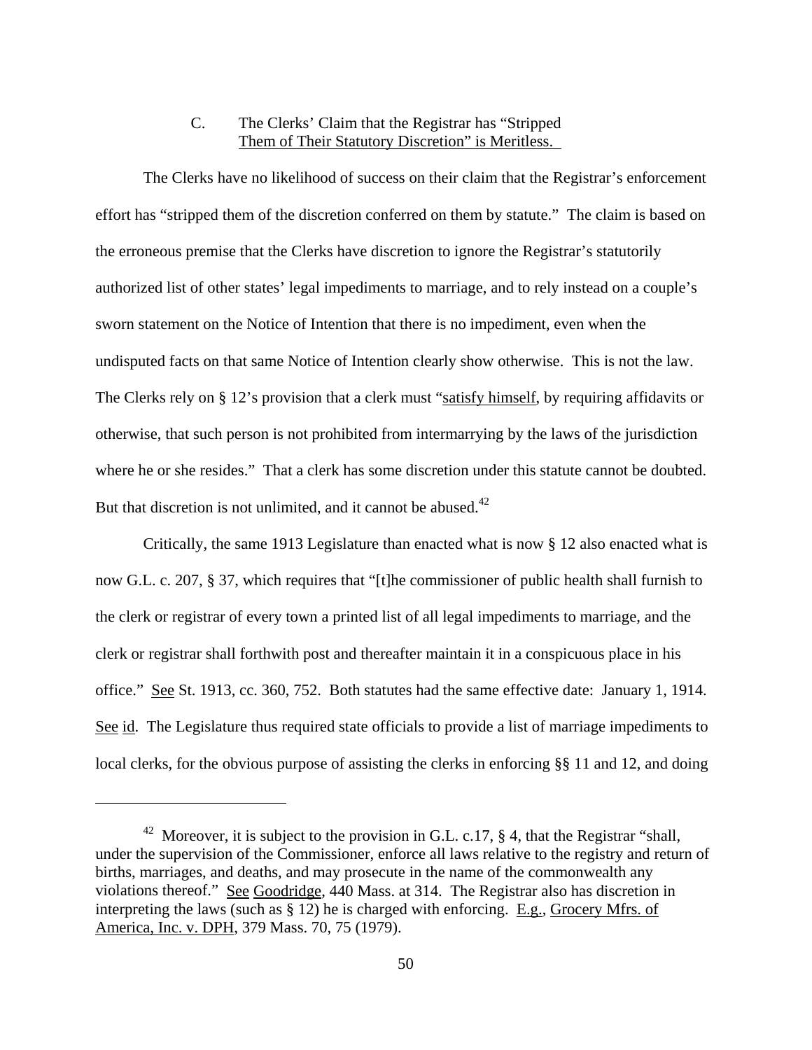### C. The Clerks' Claim that the Registrar has "Stripped Them of Their Statutory Discretion" is Meritless.

The Clerks have no likelihood of success on their claim that the Registrar's enforcement effort has "stripped them of the discretion conferred on them by statute." The claim is based on the erroneous premise that the Clerks have discretion to ignore the Registrar's statutorily authorized list of other states' legal impediments to marriage, and to rely instead on a couple's sworn statement on the Notice of Intention that there is no impediment, even when the undisputed facts on that same Notice of Intention clearly show otherwise. This is not the law. The Clerks rely on § 12's provision that a clerk must "satisfy himself, by requiring affidavits or otherwise, that such person is not prohibited from intermarrying by the laws of the jurisdiction where he or she resides." That a clerk has some discretion under this statute cannot be doubted. But that discretion is not unlimited, and it cannot be abused.[42]

Critically, the same 1913 Legislature than enacted what is now § 12 also enacted what is now G.L. c. 207, § 37, which requires that "[t]he commissioner of public health shall furnish to the clerk or registrar of every town a printed list of all legal impediments to marriage, and the clerk or registrar shall forthwith post and thereafter maintain it in a conspicuous place in his office." See St. 1913, cc. 360, 752. Both statutes had the same effective date: January 1, 1914. See id. The Legislature thus required state officials to provide a list of marriage impediments to local clerks, for the obvious purpose of assisting the clerks in enforcing §§ 11 and 12, and doing

---

[42] Moreover, it is subject to the provision in G.L. c.17, § 4, that the Registrar "shall, under the supervision of the Commissioner, enforce all laws relative to the registry and return of births, marriages, and deaths, and may prosecute in the name of the commonwealth any violations thereof." See Goodridge, 440 Mass. at 314. The Registrar also has discretion in interpreting the laws (such as § 12) he is charged with enforcing. E.g., Grocery Mfrs. of America, Inc. v. DPH, 379 Mass. 70, 75 (1979).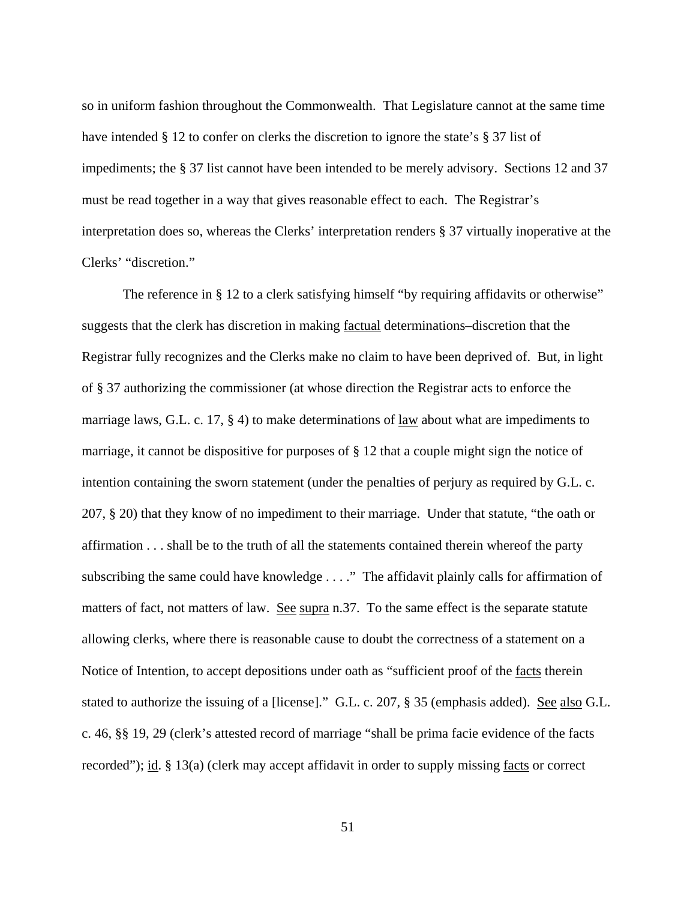so in uniform fashion throughout the Commonwealth. That Legislature cannot at the same time have intended § 12 to confer on clerks the discretion to ignore the state's § 37 list of impediments; the § 37 list cannot have been intended to be merely advisory. Sections 12 and 37 must be read together in a way that gives reasonable effect to each. The Registrar's interpretation does so, whereas the Clerks' interpretation renders § 37 virtually inoperative at the Clerks' "discretion."

The reference in § 12 to a clerk satisfying himself "by requiring affidavits or otherwise" suggests that the clerk has discretion in making <u>factual</u> determinations–discretion that the Registrar fully recognizes and the Clerks make no claim to have been deprived of. But, in light of § 37 authorizing the commissioner (at whose direction the Registrar acts to enforce the marriage laws, G.L. c. 17, § 4) to make determinations of <u>law</u> about what are impediments to marriage, it cannot be dispositive for purposes of § 12 that a couple might sign the notice of intention containing the sworn statement (under the penalties of perjury as required by G.L. c. 207, § 20) that they know of no impediment to their marriage. Under that statute, "the oath or affirmation . . . shall be to the truth of all the statements contained therein whereof the party subscribing the same could have knowledge . . . ." The affidavit plainly calls for affirmation of matters of fact, not matters of law. <u>See</u> <u>supra</u> n.37. To the same effect is the separate statute allowing clerks, where there is reasonable cause to doubt the correctness of a statement on a Notice of Intention, to accept depositions under oath as "sufficient proof of the <u>facts</u> therein stated to authorize the issuing of a [license]." G.L. c. 207, § 35 (emphasis added). <u>See</u> <u>also</u> G.L. c. 46, §§ 19, 29 (clerk's attested record of marriage "shall be prima facie evidence of the facts recorded"); <u>id</u>. § 13(a) (clerk may accept affidavit in order to supply missing <u>facts</u> or correct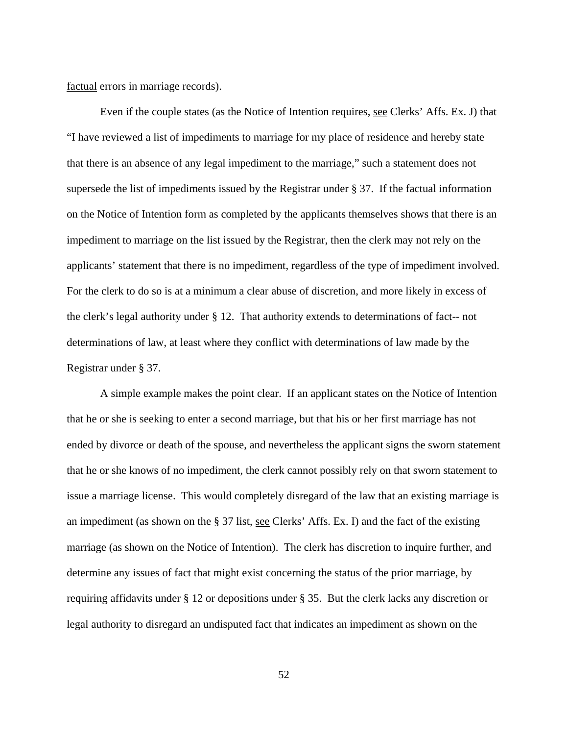factual errors in marriage records).

Even if the couple states (as the Notice of Intention requires, see Clerks' Affs. Ex. J) that "I have reviewed a list of impediments to marriage for my place of residence and hereby state that there is an absence of any legal impediment to the marriage," such a statement does not supersede the list of impediments issued by the Registrar under § 37. If the factual information on the Notice of Intention form as completed by the applicants themselves shows that there is an impediment to marriage on the list issued by the Registrar, then the clerk may not rely on the applicants' statement that there is no impediment, regardless of the type of impediment involved. For the clerk to do so is at a minimum a clear abuse of discretion, and more likely in excess of the clerk's legal authority under § 12. That authority extends to determinations of fact-- not determinations of law, at least where they conflict with determinations of law made by the Registrar under § 37.

A simple example makes the point clear. If an applicant states on the Notice of Intention that he or she is seeking to enter a second marriage, but that his or her first marriage has not ended by divorce or death of the spouse, and nevertheless the applicant signs the sworn statement that he or she knows of no impediment, the clerk cannot possibly rely on that sworn statement to issue a marriage license. This would completely disregard of the law that an existing marriage is an impediment (as shown on the § 37 list, see Clerks' Affs. Ex. I) and the fact of the existing marriage (as shown on the Notice of Intention). The clerk has discretion to inquire further, and determine any issues of fact that might exist concerning the status of the prior marriage, by requiring affidavits under § 12 or depositions under § 35. But the clerk lacks any discretion or legal authority to disregard an undisputed fact that indicates an impediment as shown on the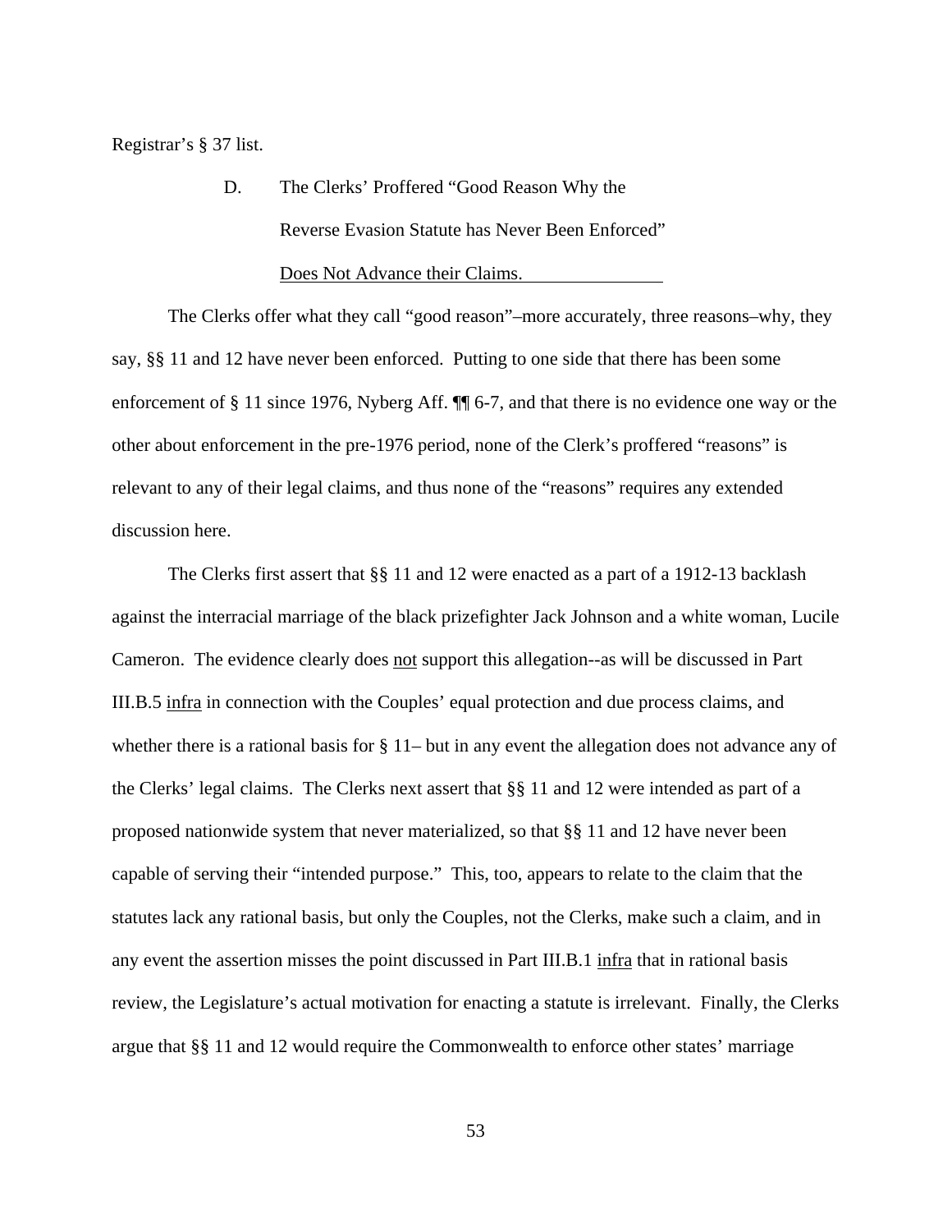Registrar's § 37 list.

### D. The Clerks' Proffered "Good Reason Why the Reverse Evasion Statute has Never Been Enforced" Does Not Advance their Claims.

The Clerks offer what they call "good reason"–more accurately, three reasons–why, they say, §§ 11 and 12 have never been enforced. Putting to one side that there has been some enforcement of § 11 since 1976, Nyberg Aff. ¶¶ 6-7, and that there is no evidence one way or the other about enforcement in the pre-1976 period, none of the Clerk's proffered "reasons" is relevant to any of their legal claims, and thus none of the "reasons" requires any extended discussion here.

The Clerks first assert that §§ 11 and 12 were enacted as a part of a 1912-13 backlash against the interracial marriage of the black prizefighter Jack Johnson and a white woman, Lucile Cameron. The evidence clearly does not support this allegation--as will be discussed in Part III.B.5 infra in connection with the Couples' equal protection and due process claims, and whether there is a rational basis for § 11– but in any event the allegation does not advance any of the Clerks' legal claims. The Clerks next assert that §§ 11 and 12 were intended as part of a proposed nationwide system that never materialized, so that §§ 11 and 12 have never been capable of serving their "intended purpose." This, too, appears to relate to the claim that the statutes lack any rational basis, but only the Couples, not the Clerks, make such a claim, and in any event the assertion misses the point discussed in Part III.B.1 infra that in rational basis review, the Legislature's actual motivation for enacting a statute is irrelevant. Finally, the Clerks argue that §§ 11 and 12 would require the Commonwealth to enforce other states' marriage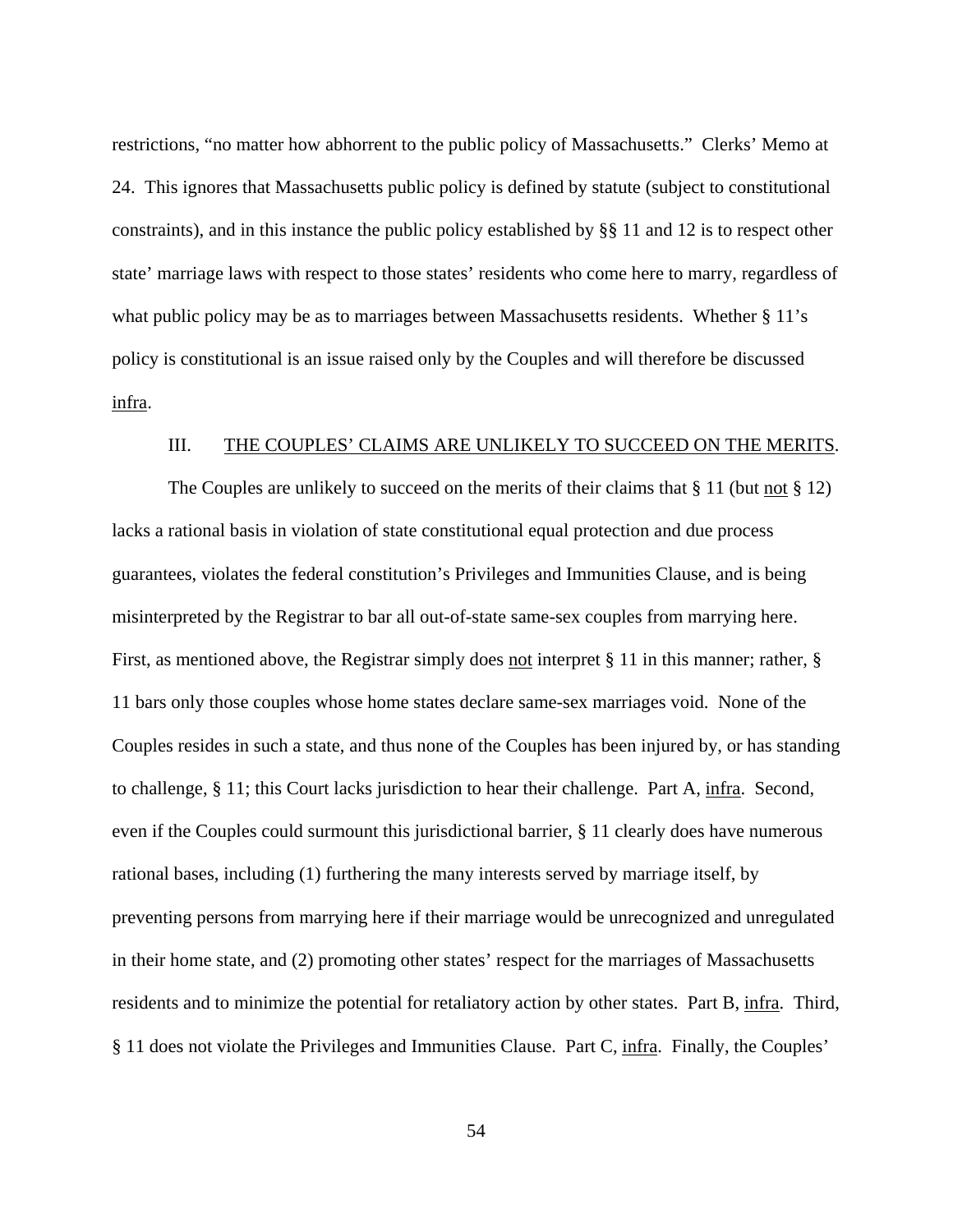restrictions, "no matter how abhorrent to the public policy of Massachusetts." Clerks' Memo at 24. This ignores that Massachusetts public policy is defined by statute (subject to constitutional constraints), and in this instance the public policy established by §§ 11 and 12 is to respect other state' marriage laws with respect to those states' residents who come here to marry, regardless of what public policy may be as to marriages between Massachusetts residents. Whether § 11's policy is constitutional is an issue raised only by the Couples and will therefore be discussed infra.

## III. THE COUPLES' CLAIMS ARE UNLIKELY TO SUCCEED ON THE MERITS.

The Couples are unlikely to succeed on the merits of their claims that § 11 (but not § 12) lacks a rational basis in violation of state constitutional equal protection and due process guarantees, violates the federal constitution's Privileges and Immunities Clause, and is being misinterpreted by the Registrar to bar all out-of-state same-sex couples from marrying here. First, as mentioned above, the Registrar simply does not interpret § 11 in this manner; rather, § 11 bars only those couples whose home states declare same-sex marriages void. None of the Couples resides in such a state, and thus none of the Couples has been injured by, or has standing to challenge, § 11; this Court lacks jurisdiction to hear their challenge. Part A, infra. Second, even if the Couples could surmount this jurisdictional barrier, § 11 clearly does have numerous rational bases, including (1) furthering the many interests served by marriage itself, by preventing persons from marrying here if their marriage would be unrecognized and unregulated in their home state, and (2) promoting other states' respect for the marriages of Massachusetts residents and to minimize the potential for retaliatory action by other states. Part B, infra. Third, § 11 does not violate the Privileges and Immunities Clause. Part C, infra. Finally, the Couples'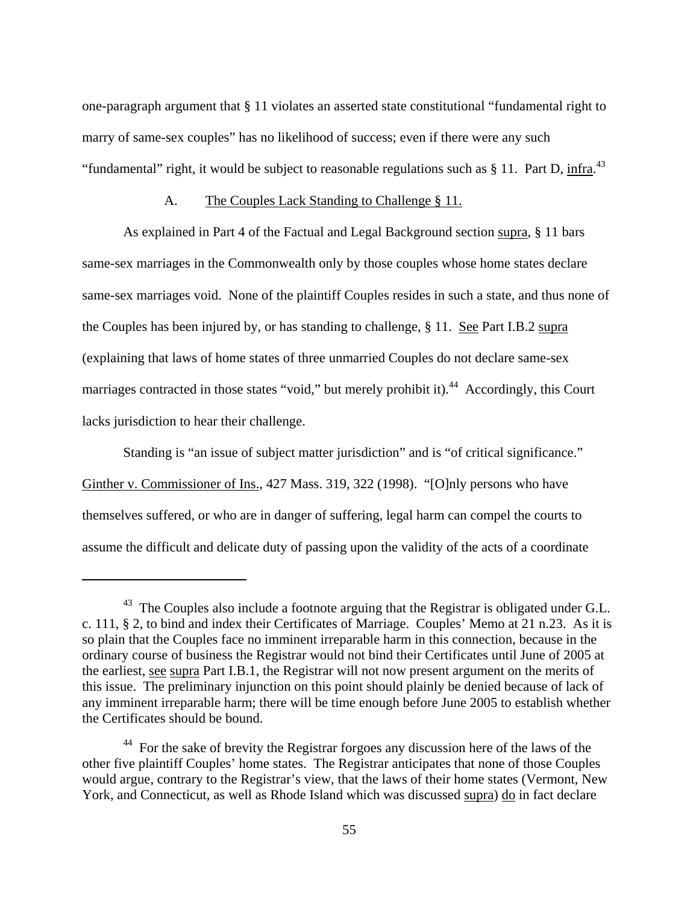one-paragraph argument that § 11 violates an asserted state constitutional "fundamental right to marry of same-sex couples" has no likelihood of success; even if there were any such "fundamental" right, it would be subject to reasonable regulations such as § 11. Part D, infra.[43]

A. The Couples Lack Standing to Challenge § 11.

As explained in Part 4 of the Factual and Legal Background section supra, § 11 bars same-sex marriages in the Commonwealth only by those couples whose home states declare same-sex marriages void. None of the plaintiff Couples resides in such a state, and thus none of the Couples has been injured by, or has standing to challenge, § 11. See Part I.B.2 supra (explaining that laws of home states of three unmarried Couples do not declare same-sex marriages contracted in those states "void," but merely prohibit it).[44] Accordingly, this Court lacks jurisdiction to hear their challenge.

Standing is "an issue of subject matter jurisdiction" and is "of critical significance." Ginther v. Commissioner of Ins., 427 Mass. 319, 322 (1998). "[O]nly persons who have themselves suffered, or who are in danger of suffering, legal harm can compel the courts to assume the difficult and delicate duty of passing upon the validity of the acts of a coordinate

---

[43] The Couples also include a footnote arguing that the Registrar is obligated under G.L. c. 111, § 2, to bind and index their Certificates of Marriage. Couples' Memo at 21 n.23. As it is so plain that the Couples face no imminent irreparable harm in this connection, because in the ordinary course of business the Registrar would not bind their Certificates until June of 2005 at the earliest, see supra Part I.B.1, the Registrar will not now present argument on the merits of this issue. The preliminary injunction on this point should plainly be denied because of lack of any imminent irreparable harm; there will be time enough before June 2005 to establish whether the Certificates should be bound.

[44] For the sake of brevity the Registrar forgoes any discussion here of the laws of the other five plaintiff Couples' home states. The Registrar anticipates that none of those Couples would argue, contrary to the Registrar's view, that the laws of their home states (Vermont, New York, and Connecticut, as well as Rhode Island which was discussed supra) do in fact declare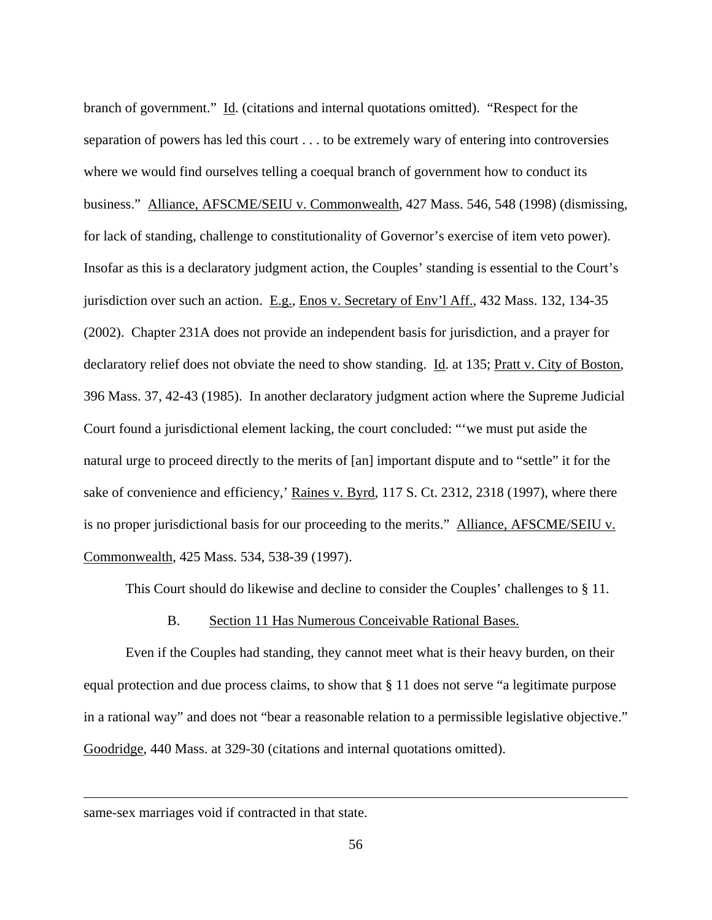branch of government." Id. (citations and internal quotations omitted). "Respect for the separation of powers has led this court . . . to be extremely wary of entering into controversies where we would find ourselves telling a coequal branch of government how to conduct its business." Alliance, AFSCME/SEIU v. Commonwealth, 427 Mass. 546, 548 (1998) (dismissing, for lack of standing, challenge to constitutionality of Governor's exercise of item veto power). Insofar as this is a declaratory judgment action, the Couples' standing is essential to the Court's jurisdiction over such an action. E.g., Enos v. Secretary of Env'l Aff., 432 Mass. 132, 134-35 (2002). Chapter 231A does not provide an independent basis for jurisdiction, and a prayer for declaratory relief does not obviate the need to show standing. Id. at 135; Pratt v. City of Boston, 396 Mass. 37, 42-43 (1985). In another declaratory judgment action where the Supreme Judicial Court found a jurisdictional element lacking, the court concluded: "'we must put aside the natural urge to proceed directly to the merits of [an] important dispute and to "settle" it for the sake of convenience and efficiency,' Raines v. Byrd, 117 S. Ct. 2312, 2318 (1997), where there is no proper jurisdictional basis for our proceeding to the merits." Alliance, AFSCME/SEIU v. Commonwealth, 425 Mass. 534, 538-39 (1997).

This Court should do likewise and decline to consider the Couples' challenges to § 11.

### B. Section 11 Has Numerous Conceivable Rational Bases.

Even if the Couples had standing, they cannot meet what is their heavy burden, on their equal protection and due process claims, to show that § 11 does not serve "a legitimate purpose in a rational way" and does not "bear a reasonable relation to a permissible legislative objective." Goodridge, 440 Mass. at 329-30 (citations and internal quotations omitted).

---

same-sex marriages void if contracted in that state.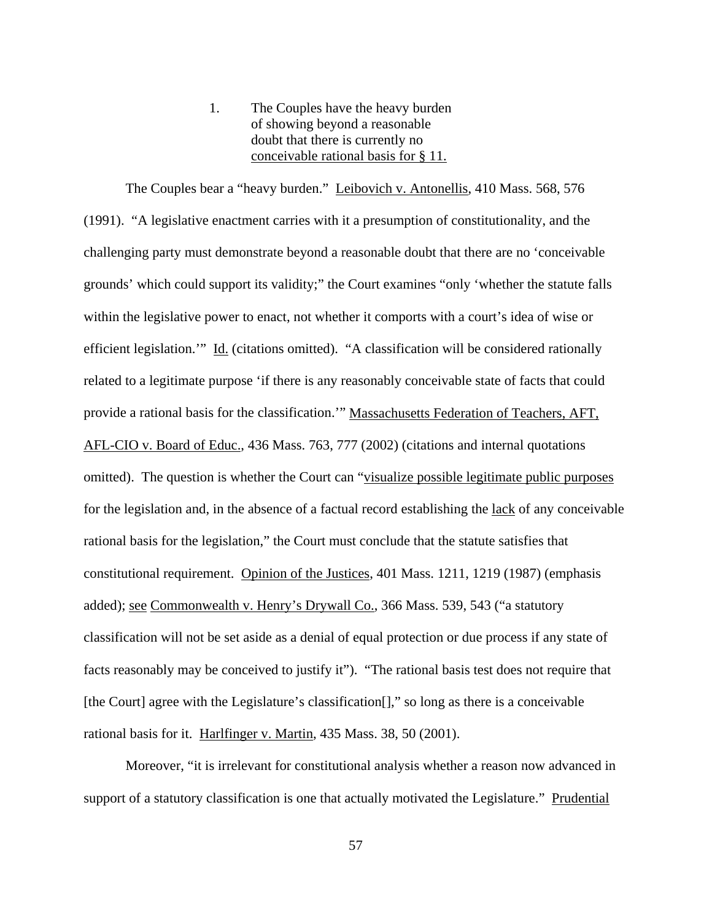1. The Couples have the heavy burden of showing beyond a reasonable doubt that there is currently no <u>conceivable rational basis for § 11.</u>

The Couples bear a "heavy burden." <u>Leibovich v. Antonellis</u>, 410 Mass. 568, 576 (1991). "A legislative enactment carries with it a presumption of constitutionality, and the challenging party must demonstrate beyond a reasonable doubt that there are no 'conceivable grounds' which could support its validity;" the Court examines "only 'whether the statute falls within the legislative power to enact, not whether it comports with a court's idea of wise or efficient legislation.'" <u>Id.</u> (citations omitted). "A classification will be considered rationally related to a legitimate purpose 'if there is any reasonably conceivable state of facts that could provide a rational basis for the classification.'" <u>Massachusetts Federation of Teachers, AFT, AFL-CIO v. Board of Educ.</u>, 436 Mass. 763, 777 (2002) (citations and internal quotations omitted). The question is whether the Court can "<u>visualize possible legitimate public purposes</u> for the legislation and, in the absence of a factual record establishing the <u>lack</u> of any conceivable rational basis for the legislation," the Court must conclude that the statute satisfies that constitutional requirement. <u>Opinion of the Justices</u>, 401 Mass. 1211, 1219 (1987) (emphasis added); <u>see</u> <u>Commonwealth v. Henry's Drywall Co.</u>, 366 Mass. 539, 543 ("a statutory classification will not be set aside as a denial of equal protection or due process if any state of facts reasonably may be conceived to justify it"). "The rational basis test does not require that [the Court] agree with the Legislature's classification[]," so long as there is a conceivable rational basis for it. <u>Harlfinger v. Martin</u>, 435 Mass. 38, 50 (2001).

Moreover, "it is irrelevant for constitutional analysis whether a reason now advanced in support of a statutory classification is one that actually motivated the Legislature." <u>Prudential</u>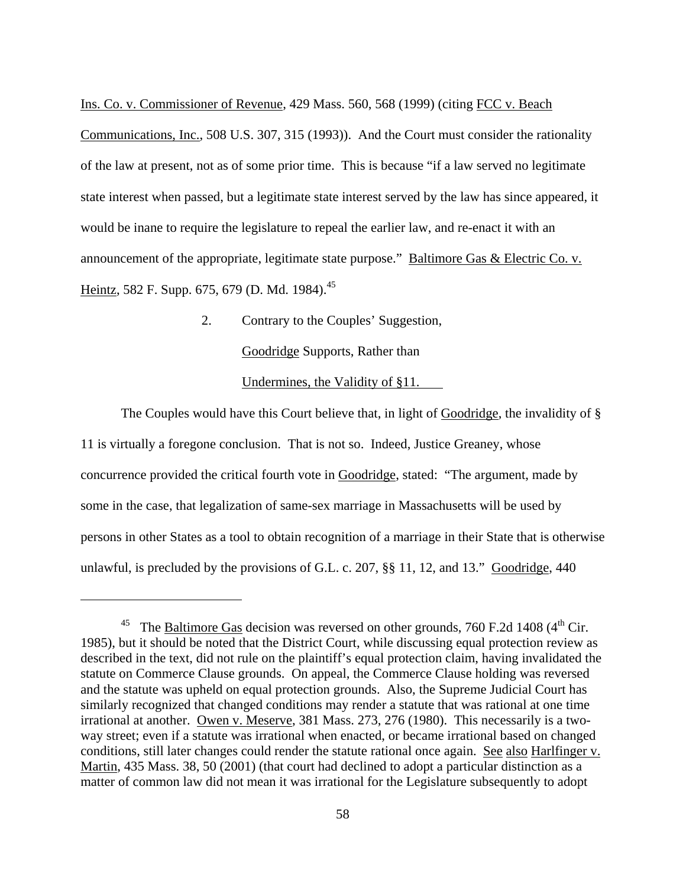Ins. Co. v. Commissioner of Revenue, 429 Mass. 560, 568 (1999) (citing FCC v. Beach Communications, Inc., 508 U.S. 307, 315 (1993)). And the Court must consider the rationality of the law at present, not as of some prior time. This is because "if a law served no legitimate state interest when passed, but a legitimate state interest served by the law has since appeared, it would be inane to require the legislature to repeal the earlier law, and re-enact it with an announcement of the appropriate, legitimate state purpose." Baltimore Gas & Electric Co. v. Heintz, 582 F. Supp. 675, 679 (D. Md. 1984).[45]

2. Contrary to the Couples' Suggestion, Goodridge Supports, Rather than Undermines, the Validity of §11.

The Couples would have this Court believe that, in light of Goodridge, the invalidity of § 11 is virtually a foregone conclusion. That is not so. Indeed, Justice Greaney, whose concurrence provided the critical fourth vote in Goodridge, stated: "The argument, made by some in the case, that legalization of same-sex marriage in Massachusetts will be used by persons in other States as a tool to obtain recognition of a marriage in their State that is otherwise unlawful, is precluded by the provisions of G.L. c. 207, §§ 11, 12, and 13." Goodridge, 440

[45] The Baltimore Gas decision was reversed on other grounds, 760 F.2d 1408 (4th Cir. 1985), but it should be noted that the District Court, while discussing equal protection review as described in the text, did not rule on the plaintiff's equal protection claim, having invalidated the statute on Commerce Clause grounds. On appeal, the Commerce Clause holding was reversed and the statute was upheld on equal protection grounds. Also, the Supreme Judicial Court has similarly recognized that changed conditions may render a statute that was rational at one time irrational at another. Owen v. Meserve, 381 Mass. 273, 276 (1980). This necessarily is a two-way street; even if a statute was irrational when enacted, or became irrational based on changed conditions, still later changes could render the statute rational once again. See also Harlfinger v. Martin, 435 Mass. 38, 50 (2001) (that court had declined to adopt a particular distinction as a matter of common law did not mean it was irrational for the Legislature subsequently to adopt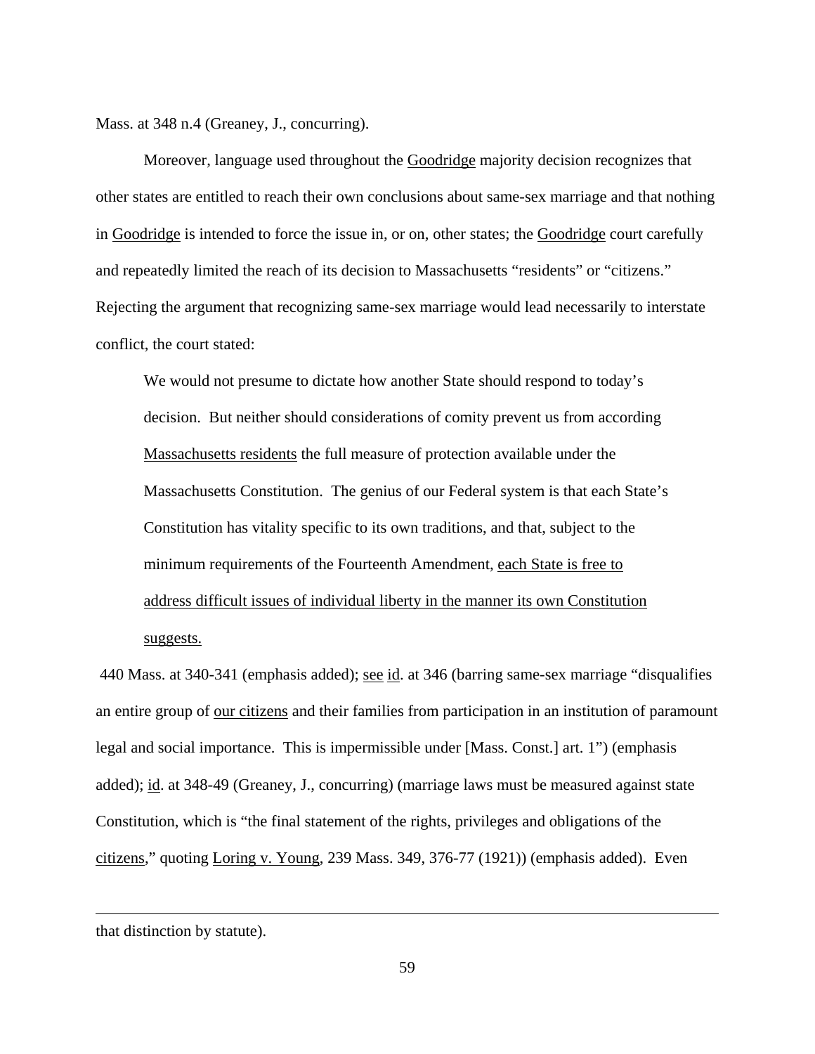Mass. at 348 n.4 (Greaney, J., concurring).

Moreover, language used throughout the Goodridge majority decision recognizes that other states are entitled to reach their own conclusions about same-sex marriage and that nothing in Goodridge is intended to force the issue in, or on, other states; the Goodridge court carefully and repeatedly limited the reach of its decision to Massachusetts "residents" or "citizens." Rejecting the argument that recognizing same-sex marriage would lead necessarily to interstate conflict, the court stated:

> We would not presume to dictate how another State should respond to today's decision. But neither should considerations of comity prevent us from according Massachusetts residents the full measure of protection available under the Massachusetts Constitution. The genius of our Federal system is that each State's Constitution has vitality specific to its own traditions, and that, subject to the minimum requirements of the Fourteenth Amendment, each State is free to address difficult issues of individual liberty in the manner its own Constitution suggests.

440 Mass. at 340-341 (emphasis added); see id. at 346 (barring same-sex marriage "disqualifies an entire group of our citizens and their families from participation in an institution of paramount legal and social importance. This is impermissible under [Mass. Const.] art. 1") (emphasis added); id. at 348-49 (Greaney, J., concurring) (marriage laws must be measured against state Constitution, which is "the final statement of the rights, privileges and obligations of the citizens," quoting Loring v. Young, 239 Mass. 349, 376-77 (1921)) (emphasis added). Even

---

that distinction by statute).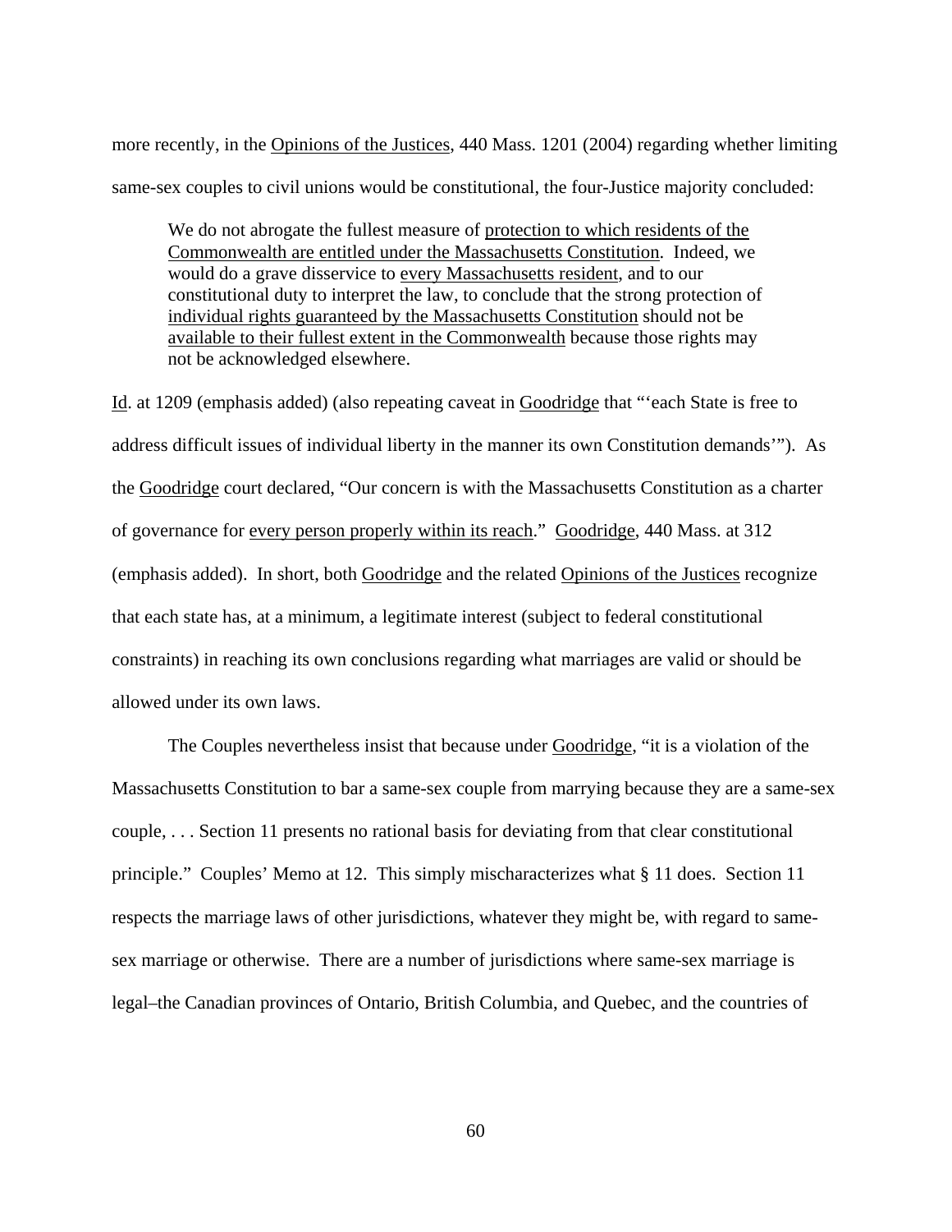more recently, in the Opinions of the Justices, 440 Mass. 1201 (2004) regarding whether limiting same-sex couples to civil unions would be constitutional, the four-Justice majority concluded:

> We do not abrogate the fullest measure of protection to which residents of the Commonwealth are entitled under the Massachusetts Constitution. Indeed, we would do a grave disservice to every Massachusetts resident, and to our constitutional duty to interpret the law, to conclude that the strong protection of individual rights guaranteed by the Massachusetts Constitution should not be available to their fullest extent in the Commonwealth because those rights may not be acknowledged elsewhere.

Id. at 1209 (emphasis added) (also repeating caveat in Goodridge that "'each State is free to address difficult issues of individual liberty in the manner its own Constitution demands'"). As the Goodridge court declared, "Our concern is with the Massachusetts Constitution as a charter of governance for every person properly within its reach." Goodridge, 440 Mass. at 312 (emphasis added). In short, both Goodridge and the related Opinions of the Justices recognize that each state has, at a minimum, a legitimate interest (subject to federal constitutional constraints) in reaching its own conclusions regarding what marriages are valid or should be allowed under its own laws.

The Couples nevertheless insist that because under Goodridge, "it is a violation of the Massachusetts Constitution to bar a same-sex couple from marrying because they are a same-sex couple, . . . Section 11 presents no rational basis for deviating from that clear constitutional principle." Couples' Memo at 12. This simply mischaracterizes what § 11 does. Section 11 respects the marriage laws of other jurisdictions, whatever they might be, with regard to same-sex marriage or otherwise. There are a number of jurisdictions where same-sex marriage is legal–the Canadian provinces of Ontario, British Columbia, and Quebec, and the countries of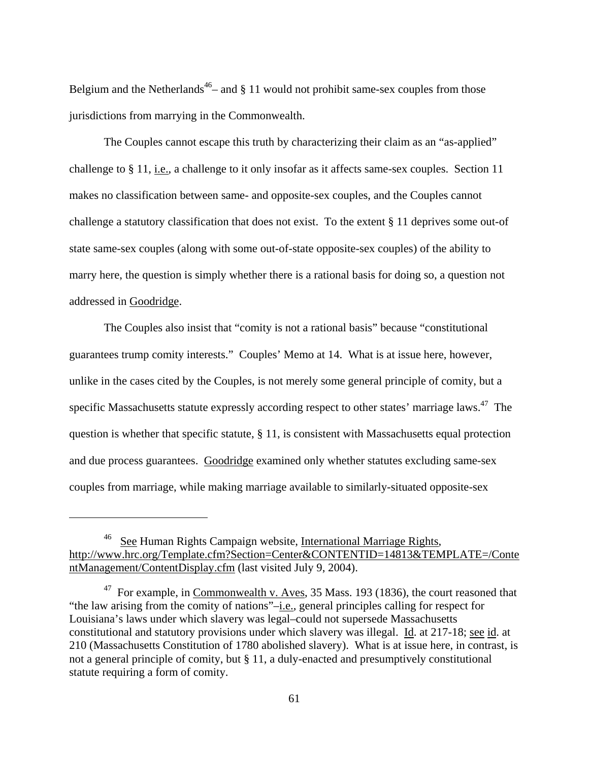Belgium and the Netherlands[46]– and § 11 would not prohibit same-sex couples from those jurisdictions from marrying in the Commonwealth.

The Couples cannot escape this truth by characterizing their claim as an "as-applied" challenge to § 11, i.e., a challenge to it only insofar as it affects same-sex couples. Section 11 makes no classification between same- and opposite-sex couples, and the Couples cannot challenge a statutory classification that does not exist. To the extent § 11 deprives some out-of state same-sex couples (along with some out-of-state opposite-sex couples) of the ability to marry here, the question is simply whether there is a rational basis for doing so, a question not addressed in Goodridge.

The Couples also insist that "comity is not a rational basis" because "constitutional guarantees trump comity interests." Couples' Memo at 14. What is at issue here, however, unlike in the cases cited by the Couples, is not merely some general principle of comity, but a specific Massachusetts statute expressly according respect to other states' marriage laws.[47] The question is whether that specific statute, § 11, is consistent with Massachusetts equal protection and due process guarantees. Goodridge examined only whether statutes excluding same-sex couples from marriage, while making marriage available to similarly-situated opposite-sex

---

[46] See Human Rights Campaign website, International Marriage Rights, http://www.hrc.org/Template.cfm?Section=Center&CONTENTID=14813&TEMPLATE=/ContentManagement/ContentDisplay.cfm (last visited July 9, 2004).

[47] For example, in Commonwealth v. Aves, 35 Mass. 193 (1836), the court reasoned that "the law arising from the comity of nations"–i.e., general principles calling for respect for Louisiana's laws under which slavery was legal–could not supersede Massachusetts constitutional and statutory provisions under which slavery was illegal. Id. at 217-18; see id. at 210 (Massachusetts Constitution of 1780 abolished slavery). What is at issue here, in contrast, is not a general principle of comity, but § 11, a duly-enacted and presumptively constitutional statute requiring a form of comity.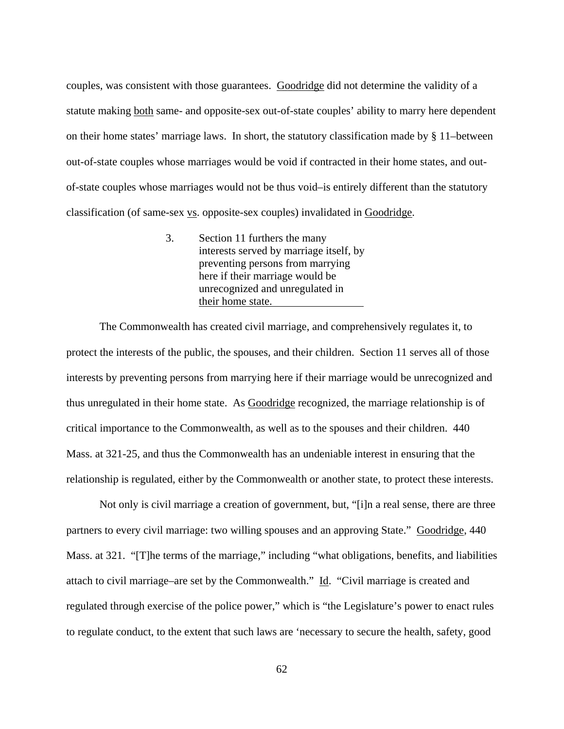couples, was consistent with those guarantees. Goodridge did not determine the validity of a statute making both same- and opposite-sex out-of-state couples' ability to marry here dependent on their home states' marriage laws. In short, the statutory classification made by § 11–between out-of-state couples whose marriages would be void if contracted in their home states, and out-of-state couples whose marriages would not be thus void–is entirely different than the statutory classification (of same-sex vs. opposite-sex couples) invalidated in Goodridge.

### 3. Section 11 furthers the many interests served by marriage itself, by preventing persons from marrying here if their marriage would be unrecognized and unregulated in their home state.

The Commonwealth has created civil marriage, and comprehensively regulates it, to protect the interests of the public, the spouses, and their children. Section 11 serves all of those interests by preventing persons from marrying here if their marriage would be unrecognized and thus unregulated in their home state. As Goodridge recognized, the marriage relationship is of critical importance to the Commonwealth, as well as to the spouses and their children. 440 Mass. at 321-25, and thus the Commonwealth has an undeniable interest in ensuring that the relationship is regulated, either by the Commonwealth or another state, to protect these interests.

Not only is civil marriage a creation of government, but, "[i]n a real sense, there are three partners to every civil marriage: two willing spouses and an approving State." Goodridge, 440 Mass. at 321. "[T]he terms of the marriage," including "what obligations, benefits, and liabilities attach to civil marriage–are set by the Commonwealth." Id. "Civil marriage is created and regulated through exercise of the police power," which is "the Legislature's power to enact rules to regulate conduct, to the extent that such laws are 'necessary to secure the health, safety, good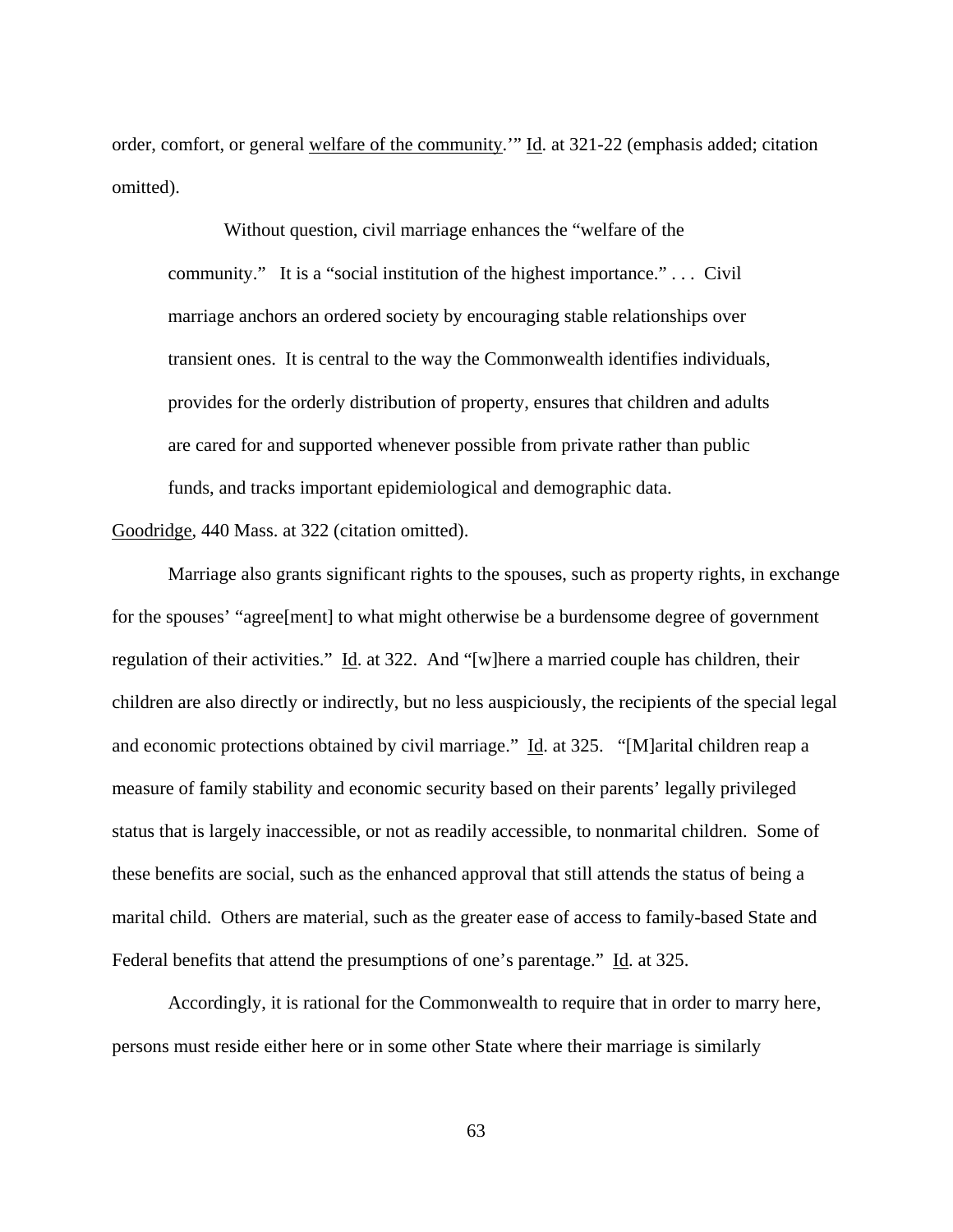order, comfort, or general <u>welfare of the community</u>.'" <u>Id</u>. at 321-22 (emphasis added; citation omitted).

> Without question, civil marriage enhances the "welfare of the community." It is a "social institution of the highest importance." . . . Civil marriage anchors an ordered society by encouraging stable relationships over transient ones. It is central to the way the Commonwealth identifies individuals, provides for the orderly distribution of property, ensures that children and adults are cared for and supported whenever possible from private rather than public funds, and tracks important epidemiological and demographic data.

<u>Goodridge</u>, 440 Mass. at 322 (citation omitted).

Marriage also grants significant rights to the spouses, such as property rights, in exchange for the spouses' "agree[ment] to what might otherwise be a burdensome degree of government regulation of their activities." <u>Id</u>. at 322. And "[w]here a married couple has children, their children are also directly or indirectly, but no less auspiciously, the recipients of the special legal and economic protections obtained by civil marriage." <u>Id</u>. at 325. "[M]arital children reap a measure of family stability and economic security based on their parents' legally privileged status that is largely inaccessible, or not as readily accessible, to nonmarital children. Some of these benefits are social, such as the enhanced approval that still attends the status of being a marital child. Others are material, such as the greater ease of access to family-based State and Federal benefits that attend the presumptions of one's parentage." <u>Id</u>. at 325.

Accordingly, it is rational for the Commonwealth to require that in order to marry here, persons must reside either here or in some other State where their marriage is similarly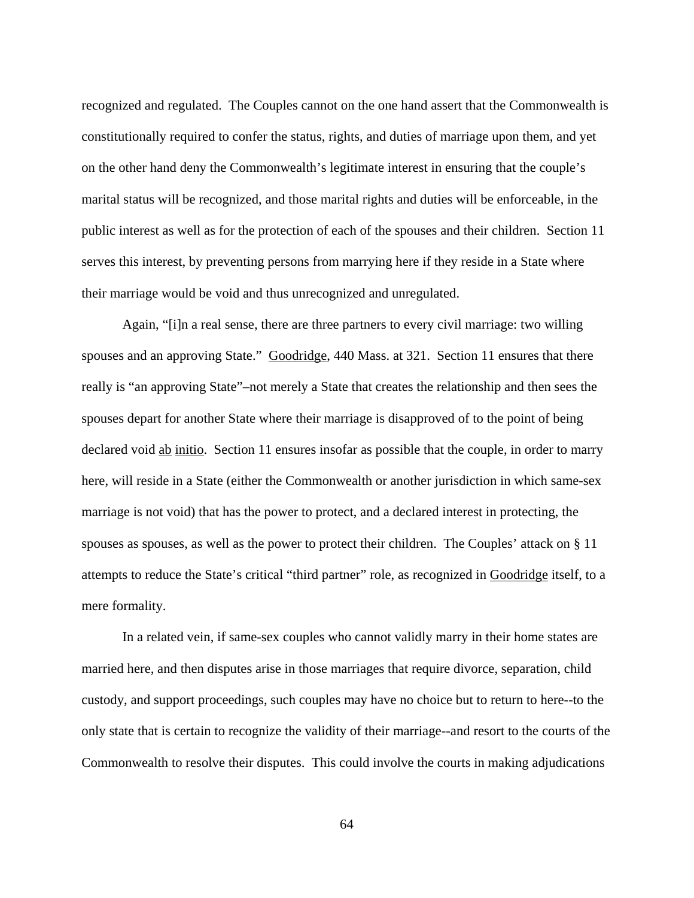recognized and regulated. The Couples cannot on the one hand assert that the Commonwealth is constitutionally required to confer the status, rights, and duties of marriage upon them, and yet on the other hand deny the Commonwealth's legitimate interest in ensuring that the couple's marital status will be recognized, and those marital rights and duties will be enforceable, in the public interest as well as for the protection of each of the spouses and their children. Section 11 serves this interest, by preventing persons from marrying here if they reside in a State where their marriage would be void and thus unrecognized and unregulated.

Again, "[i]n a real sense, there are three partners to every civil marriage: two willing spouses and an approving State." Goodridge, 440 Mass. at 321. Section 11 ensures that there really is "an approving State"–not merely a State that creates the relationship and then sees the spouses depart for another State where their marriage is disapproved of to the point of being declared void ab initio. Section 11 ensures insofar as possible that the couple, in order to marry here, will reside in a State (either the Commonwealth or another jurisdiction in which same-sex marriage is not void) that has the power to protect, and a declared interest in protecting, the spouses as spouses, as well as the power to protect their children. The Couples' attack on § 11 attempts to reduce the State's critical "third partner" role, as recognized in Goodridge itself, to a mere formality.

In a related vein, if same-sex couples who cannot validly marry in their home states are married here, and then disputes arise in those marriages that require divorce, separation, child custody, and support proceedings, such couples may have no choice but to return to here--to the only state that is certain to recognize the validity of their marriage--and resort to the courts of the Commonwealth to resolve their disputes. This could involve the courts in making adjudications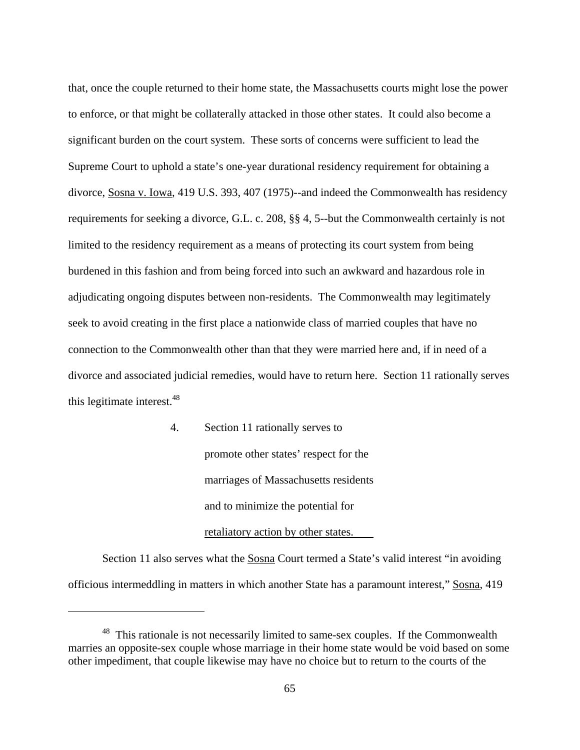that, once the couple returned to their home state, the Massachusetts courts might lose the power to enforce, or that might be collaterally attacked in those other states. It could also become a significant burden on the court system. These sorts of concerns were sufficient to lead the Supreme Court to uphold a state's one-year durational residency requirement for obtaining a divorce, Sosna v. Iowa, 419 U.S. 393, 407 (1975)--and indeed the Commonwealth has residency requirements for seeking a divorce, G.L. c. 208, §§ 4, 5--but the Commonwealth certainly is not limited to the residency requirement as a means of protecting its court system from being burdened in this fashion and from being forced into such an awkward and hazardous role in adjudicating ongoing disputes between non-residents. The Commonwealth may legitimately seek to avoid creating in the first place a nationwide class of married couples that have no connection to the Commonwealth other than that they were married here and, if in need of a divorce and associated judicial remedies, would have to return here. Section 11 rationally serves this legitimate interest.[48]

4. Section 11 rationally serves to promote other states' respect for the marriages of Massachusetts residents and to minimize the potential for retaliatory action by other states.

Section 11 also serves what the Sosna Court termed a State's valid interest "in avoiding officious intermeddling in matters in which another State has a paramount interest," Sosna, 419

---

[48] This rationale is not necessarily limited to same-sex couples. If the Commonwealth marries an opposite-sex couple whose marriage in their home state would be void based on some other impediment, that couple likewise may have no choice but to return to the courts of the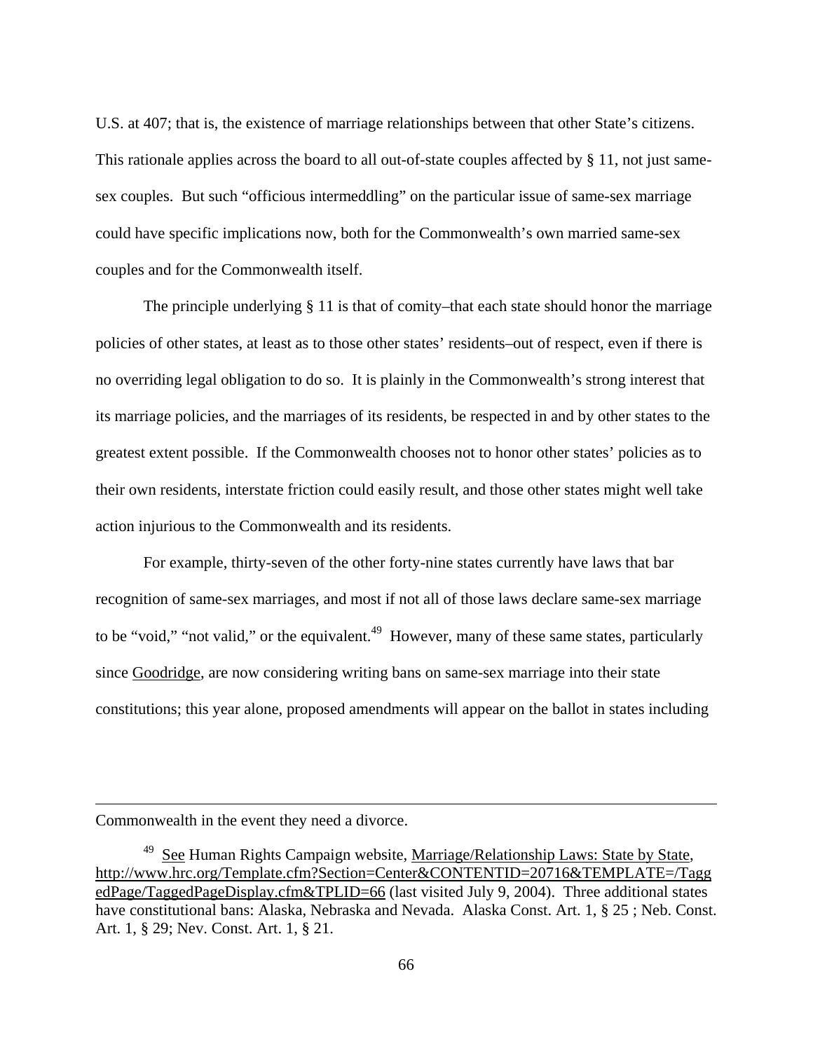U.S. at 407; that is, the existence of marriage relationships between that other State's citizens. This rationale applies across the board to all out-of-state couples affected by § 11, not just same-sex couples. But such "officious intermeddling" on the particular issue of same-sex marriage could have specific implications now, both for the Commonwealth's own married same-sex couples and for the Commonwealth itself.

The principle underlying § 11 is that of comity–that each state should honor the marriage policies of other states, at least as to those other states' residents–out of respect, even if there is no overriding legal obligation to do so. It is plainly in the Commonwealth's strong interest that its marriage policies, and the marriages of its residents, be respected in and by other states to the greatest extent possible. If the Commonwealth chooses not to honor other states' policies as to their own residents, interstate friction could easily result, and those other states might well take action injurious to the Commonwealth and its residents.

For example, thirty-seven of the other forty-nine states currently have laws that bar recognition of same-sex marriages, and most if not all of those laws declare same-sex marriage to be "void," "not valid," or the equivalent.[49] However, many of these same states, particularly since Goodridge, are now considering writing bans on same-sex marriage into their state constitutions; this year alone, proposed amendments will appear on the ballot in states including

---

Commonwealth in the event they need a divorce.

[49] See Human Rights Campaign website, Marriage/Relationship Laws: State by State, http://www.hrc.org/Template.cfm?Section=Center&CONTENTID=20716&TEMPLATE=/TaggedPage/TaggedPageDisplay.cfm&TPLID=66 (last visited July 9, 2004). Three additional states have constitutional bans: Alaska, Nebraska and Nevada. Alaska Const. Art. 1, § 25 ; Neb. Const. Art. 1, § 29; Nev. Const. Art. 1, § 21.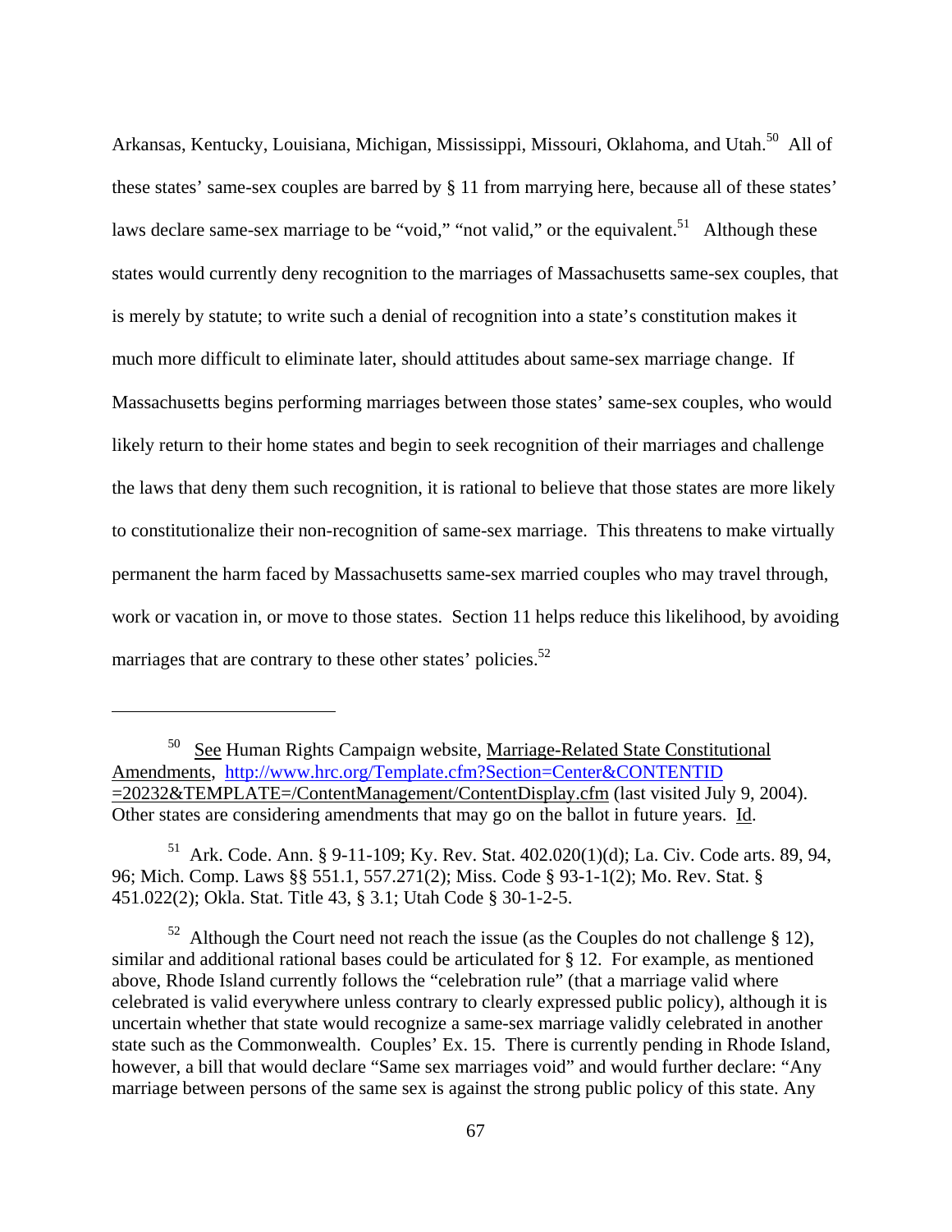Arkansas, Kentucky, Louisiana, Michigan, Mississippi, Missouri, Oklahoma, and Utah.[50] All of these states' same-sex couples are barred by § 11 from marrying here, because all of these states' laws declare same-sex marriage to be "void," "not valid," or the equivalent.[51] Although these states would currently deny recognition to the marriages of Massachusetts same-sex couples, that is merely by statute; to write such a denial of recognition into a state's constitution makes it much more difficult to eliminate later, should attitudes about same-sex marriage change. If Massachusetts begins performing marriages between those states' same-sex couples, who would likely return to their home states and begin to seek recognition of their marriages and challenge the laws that deny them such recognition, it is rational to believe that those states are more likely to constitutionalize their non-recognition of same-sex marriage. This threatens to make virtually permanent the harm faced by Massachusetts same-sex married couples who may travel through, work or vacation in, or move to those states. Section 11 helps reduce this likelihood, by avoiding marriages that are contrary to these other states' policies.[52]

---

[50] See Human Rights Campaign website, Marriage-Related State Constitutional Amendments, http://www.hrc.org/Template.cfm?Section=Center&CONTENTID=20232&TEMPLATE=/ContentManagement/ContentDisplay.cfm (last visited July 9, 2004). Other states are considering amendments that may go on the ballot in future years. Id.

[51] Ark. Code. Ann. § 9-11-109; Ky. Rev. Stat. 402.020(1)(d); La. Civ. Code arts. 89, 94, 96; Mich. Comp. Laws §§ 551.1, 557.271(2); Miss. Code § 93-1-1(2); Mo. Rev. Stat. § 451.022(2); Okla. Stat. Title 43, § 3.1; Utah Code § 30-1-2-5.

[52] Although the Court need not reach the issue (as the Couples do not challenge § 12), similar and additional rational bases could be articulated for § 12. For example, as mentioned above, Rhode Island currently follows the "celebration rule" (that a marriage valid where celebrated is valid everywhere unless contrary to clearly expressed public policy), although it is uncertain whether that state would recognize a same-sex marriage validly celebrated in another state such as the Commonwealth. Couples' Ex. 15. There is currently pending in Rhode Island, however, a bill that would declare "Same sex marriages void" and would further declare: "Any marriage between persons of the same sex is against the strong public policy of this state. Any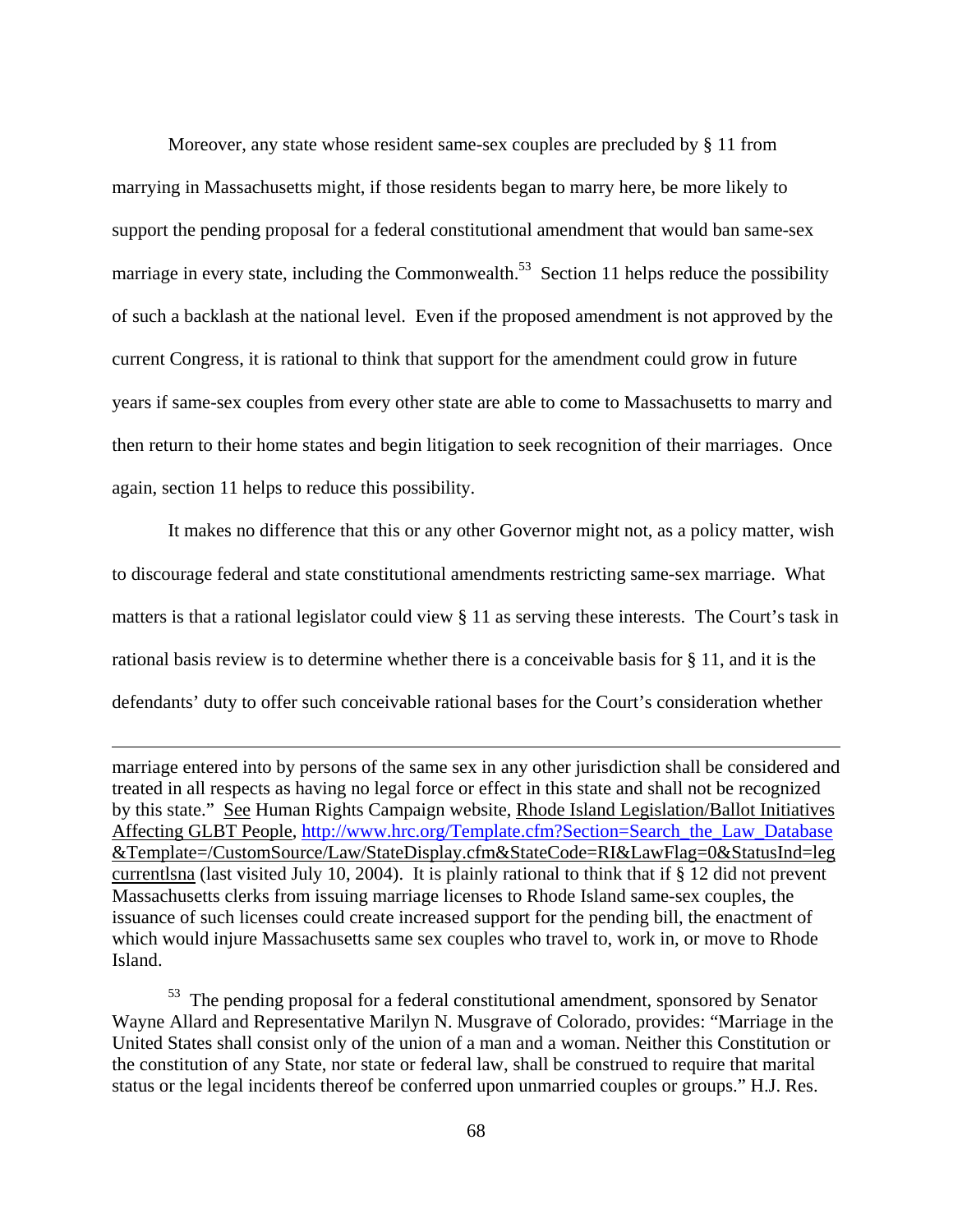Moreover, any state whose resident same-sex couples are precluded by § 11 from marrying in Massachusetts might, if those residents began to marry here, be more likely to support the pending proposal for a federal constitutional amendment that would ban same-sex marriage in every state, including the Commonwealth.[53] Section 11 helps reduce the possibility of such a backlash at the national level. Even if the proposed amendment is not approved by the current Congress, it is rational to think that support for the amendment could grow in future years if same-sex couples from every other state are able to come to Massachusetts to marry and then return to their home states and begin litigation to seek recognition of their marriages. Once again, section 11 helps to reduce this possibility.

It makes no difference that this or any other Governor might not, as a policy matter, wish to discourage federal and state constitutional amendments restricting same-sex marriage. What matters is that a rational legislator could view § 11 as serving these interests. The Court's task in rational basis review is to determine whether there is a conceivable basis for § 11, and it is the defendants' duty to offer such conceivable rational bases for the Court's consideration whether

---

marriage entered into by persons of the same sex in any other jurisdiction shall be considered and treated in all respects as having no legal force or effect in this state and shall not be recognized by this state." See Human Rights Campaign website, Rhode Island Legislation/Ballot Initiatives Affecting GLBT People, http://www.hrc.org/Template.cfm?Section=Search_the_Law_Database&Template=/CustomSource/Law/StateDisplay.cfm&StateCode=RI&LawFlag=0&StatusInd=legcurrentlsna (last visited July 10, 2004). It is plainly rational to think that if § 12 did not prevent Massachusetts clerks from issuing marriage licenses to Rhode Island same-sex couples, the issuance of such licenses could create increased support for the pending bill, the enactment of which would injure Massachusetts same sex couples who travel to, work in, or move to Rhode Island.

[53] The pending proposal for a federal constitutional amendment, sponsored by Senator Wayne Allard and Representative Marilyn N. Musgrave of Colorado, provides: "Marriage in the United States shall consist only of the union of a man and a woman. Neither this Constitution or the constitution of any State, nor state or federal law, shall be construed to require that marital status or the legal incidents thereof be conferred upon unmarried couples or groups." H.J. Res.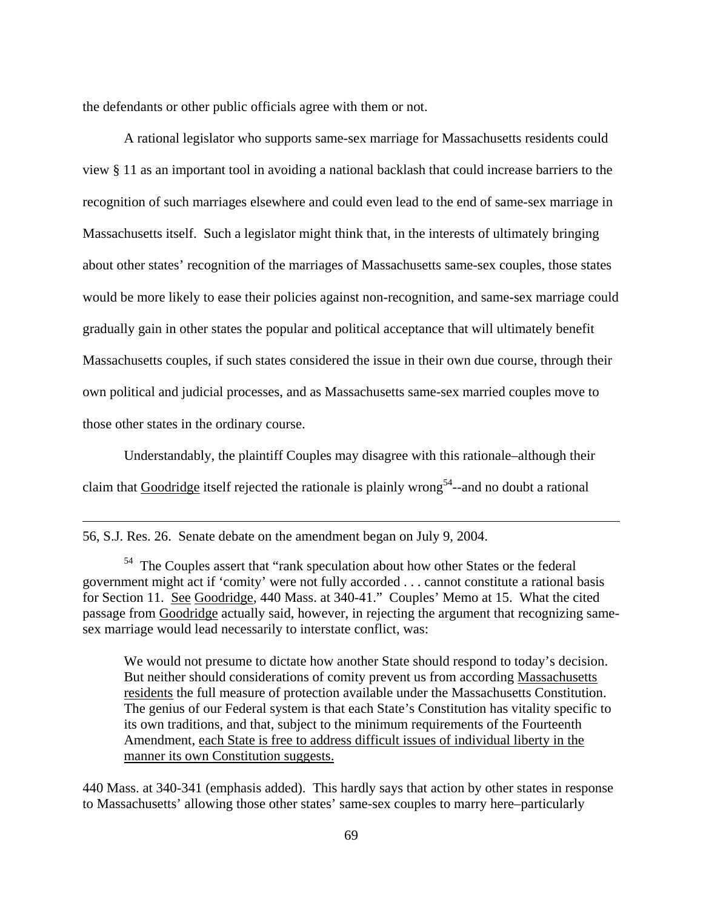the defendants or other public officials agree with them or not.

A rational legislator who supports same-sex marriage for Massachusetts residents could view § 11 as an important tool in avoiding a national backlash that could increase barriers to the recognition of such marriages elsewhere and could even lead to the end of same-sex marriage in Massachusetts itself. Such a legislator might think that, in the interests of ultimately bringing about other states' recognition of the marriages of Massachusetts same-sex couples, those states would be more likely to ease their policies against non-recognition, and same-sex marriage could gradually gain in other states the popular and political acceptance that will ultimately benefit Massachusetts couples, if such states considered the issue in their own due course, through their own political and judicial processes, and as Massachusetts same-sex married couples move to those other states in the ordinary course.

Understandably, the plaintiff Couples may disagree with this rationale–although their claim that Goodridge itself rejected the rationale is plainly wrong[54]--and no doubt a rational

---

56, S.J. Res. 26. Senate debate on the amendment began on July 9, 2004.

[54] The Couples assert that "rank speculation about how other States or the federal government might act if 'comity' were not fully accorded . . . cannot constitute a rational basis for Section 11. See Goodridge, 440 Mass. at 340-41." Couples' Memo at 15. What the cited passage from Goodridge actually said, however, in rejecting the argument that recognizing same-sex marriage would lead necessarily to interstate conflict, was:

> We would not presume to dictate how another State should respond to today's decision. But neither should considerations of comity prevent us from according Massachusetts residents the full measure of protection available under the Massachusetts Constitution. The genius of our Federal system is that each State's Constitution has vitality specific to its own traditions, and that, subject to the minimum requirements of the Fourteenth Amendment, each State is free to address difficult issues of individual liberty in the manner its own Constitution suggests.

440 Mass. at 340-341 (emphasis added). This hardly says that action by other states in response to Massachusetts' allowing those other states' same-sex couples to marry here–particularly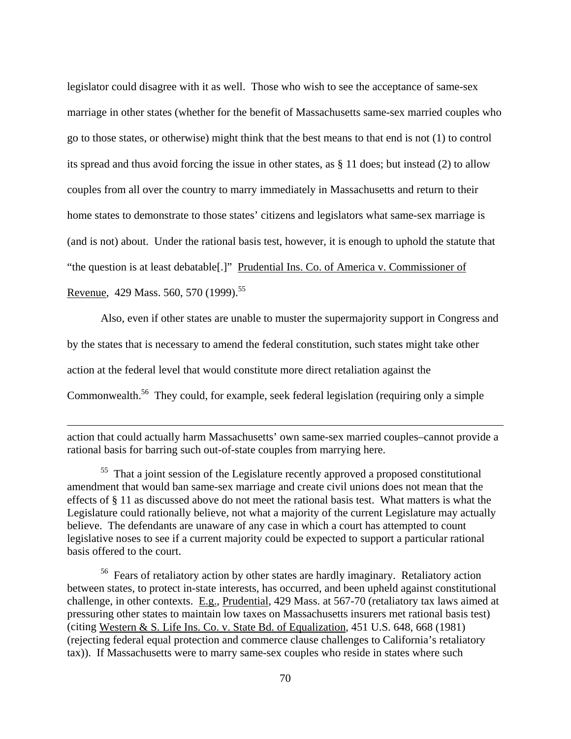legislator could disagree with it as well. Those who wish to see the acceptance of same-sex marriage in other states (whether for the benefit of Massachusetts same-sex married couples who go to those states, or otherwise) might think that the best means to that end is not (1) to control its spread and thus avoid forcing the issue in other states, as § 11 does; but instead (2) to allow couples from all over the country to marry immediately in Massachusetts and return to their home states to demonstrate to those states' citizens and legislators what same-sex marriage is (and is not) about. Under the rational basis test, however, it is enough to uphold the statute that "the question is at least debatable[.]" Prudential Ins. Co. of America v. Commissioner of Revenue, 429 Mass. 560, 570 (1999).[55]

Also, even if other states are unable to muster the supermajority support in Congress and by the states that is necessary to amend the federal constitution, such states might take other action at the federal level that would constitute more direct retaliation against the Commonwealth.[56] They could, for example, seek federal legislation (requiring only a simple

---

action that could actually harm Massachusetts' own same-sex married couples–cannot provide a rational basis for barring such out-of-state couples from marrying here.

[55] That a joint session of the Legislature recently approved a proposed constitutional amendment that would ban same-sex marriage and create civil unions does not mean that the effects of § 11 as discussed above do not meet the rational basis test. What matters is what the Legislature could rationally believe, not what a majority of the current Legislature may actually believe. The defendants are unaware of any case in which a court has attempted to count legislative noses to see if a current majority could be expected to support a particular rational basis offered to the court.

[56] Fears of retaliatory action by other states are hardly imaginary. Retaliatory action between states, to protect in-state interests, has occurred, and been upheld against constitutional challenge, in other contexts. E.g., Prudential, 429 Mass. at 567-70 (retaliatory tax laws aimed at pressuring other states to maintain low taxes on Massachusetts insurers met rational basis test) (citing Western & S. Life Ins. Co. v. State Bd. of Equalization, 451 U.S. 648, 668 (1981) (rejecting federal equal protection and commerce clause challenges to California's retaliatory tax)). If Massachusetts were to marry same-sex couples who reside in states where such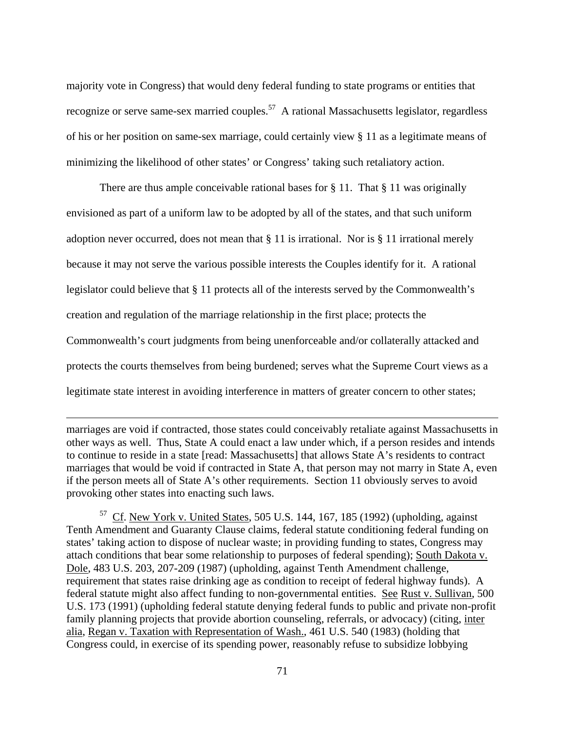majority vote in Congress) that would deny federal funding to state programs or entities that recognize or serve same-sex married couples.[57] A rational Massachusetts legislator, regardless of his or her position on same-sex marriage, could certainly view § 11 as a legitimate means of minimizing the likelihood of other states' or Congress' taking such retaliatory action.

There are thus ample conceivable rational bases for § 11. That § 11 was originally envisioned as part of a uniform law to be adopted by all of the states, and that such uniform adoption never occurred, does not mean that § 11 is irrational. Nor is § 11 irrational merely because it may not serve the various possible interests the Couples identify for it. A rational legislator could believe that § 11 protects all of the interests served by the Commonwealth's creation and regulation of the marriage relationship in the first place; protects the Commonwealth's court judgments from being unenforceable and/or collaterally attacked and protects the courts themselves from being burdened; serves what the Supreme Court views as a legitimate state interest in avoiding interference in matters of greater concern to other states;

---

marriages are void if contracted, those states could conceivably retaliate against Massachusetts in other ways as well. Thus, State A could enact a law under which, if a person resides and intends to continue to reside in a state [read: Massachusetts] that allows State A's residents to contract marriages that would be void if contracted in State A, that person may not marry in State A, even if the person meets all of State A's other requirements. Section 11 obviously serves to avoid provoking other states into enacting such laws.

[57] Cf. New York v. United States, 505 U.S. 144, 167, 185 (1992) (upholding, against Tenth Amendment and Guaranty Clause claims, federal statute conditioning federal funding on states' taking action to dispose of nuclear waste; in providing funding to states, Congress may attach conditions that bear some relationship to purposes of federal spending); South Dakota v. Dole, 483 U.S. 203, 207-209 (1987) (upholding, against Tenth Amendment challenge, requirement that states raise drinking age as condition to receipt of federal highway funds). A federal statute might also affect funding to non-governmental entities. See Rust v. Sullivan, 500 U.S. 173 (1991) (upholding federal statute denying federal funds to public and private non-profit family planning projects that provide abortion counseling, referrals, or advocacy) (citing, inter alia, Regan v. Taxation with Representation of Wash., 461 U.S. 540 (1983) (holding that Congress could, in exercise of its spending power, reasonably refuse to subsidize lobbying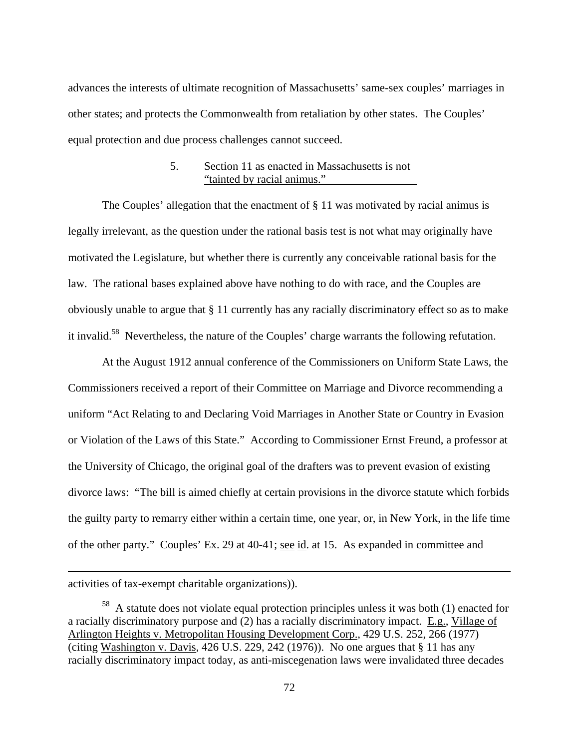advances the interests of ultimate recognition of Massachusetts' same-sex couples' marriages in other states; and protects the Commonwealth from retaliation by other states. The Couples' equal protection and due process challenges cannot succeed.

5. Section 11 as enacted in Massachusetts is not "tainted by racial animus."

The Couples' allegation that the enactment of § 11 was motivated by racial animus is legally irrelevant, as the question under the rational basis test is not what may originally have motivated the Legislature, but whether there is currently any conceivable rational basis for the law. The rational bases explained above have nothing to do with race, and the Couples are obviously unable to argue that § 11 currently has any racially discriminatory effect so as to make it invalid.[58] Nevertheless, the nature of the Couples' charge warrants the following refutation.

At the August 1912 annual conference of the Commissioners on Uniform State Laws, the Commissioners received a report of their Committee on Marriage and Divorce recommending a uniform "Act Relating to and Declaring Void Marriages in Another State or Country in Evasion or Violation of the Laws of this State." According to Commissioner Ernst Freund, a professor at the University of Chicago, the original goal of the drafters was to prevent evasion of existing divorce laws: "The bill is aimed chiefly at certain provisions in the divorce statute which forbids the guilty party to remarry either within a certain time, one year, or, in New York, in the life time of the other party." Couples' Ex. 29 at 40-41; see id. at 15. As expanded in committee and

---

activities of tax-exempt charitable organizations)).

[58] A statute does not violate equal protection principles unless it was both (1) enacted for a racially discriminatory purpose and (2) has a racially discriminatory impact. E.g., Village of Arlington Heights v. Metropolitan Housing Development Corp., 429 U.S. 252, 266 (1977) (citing Washington v. Davis, 426 U.S. 229, 242 (1976)). No one argues that § 11 has any racially discriminatory impact today, as anti-miscegenation laws were invalidated three decades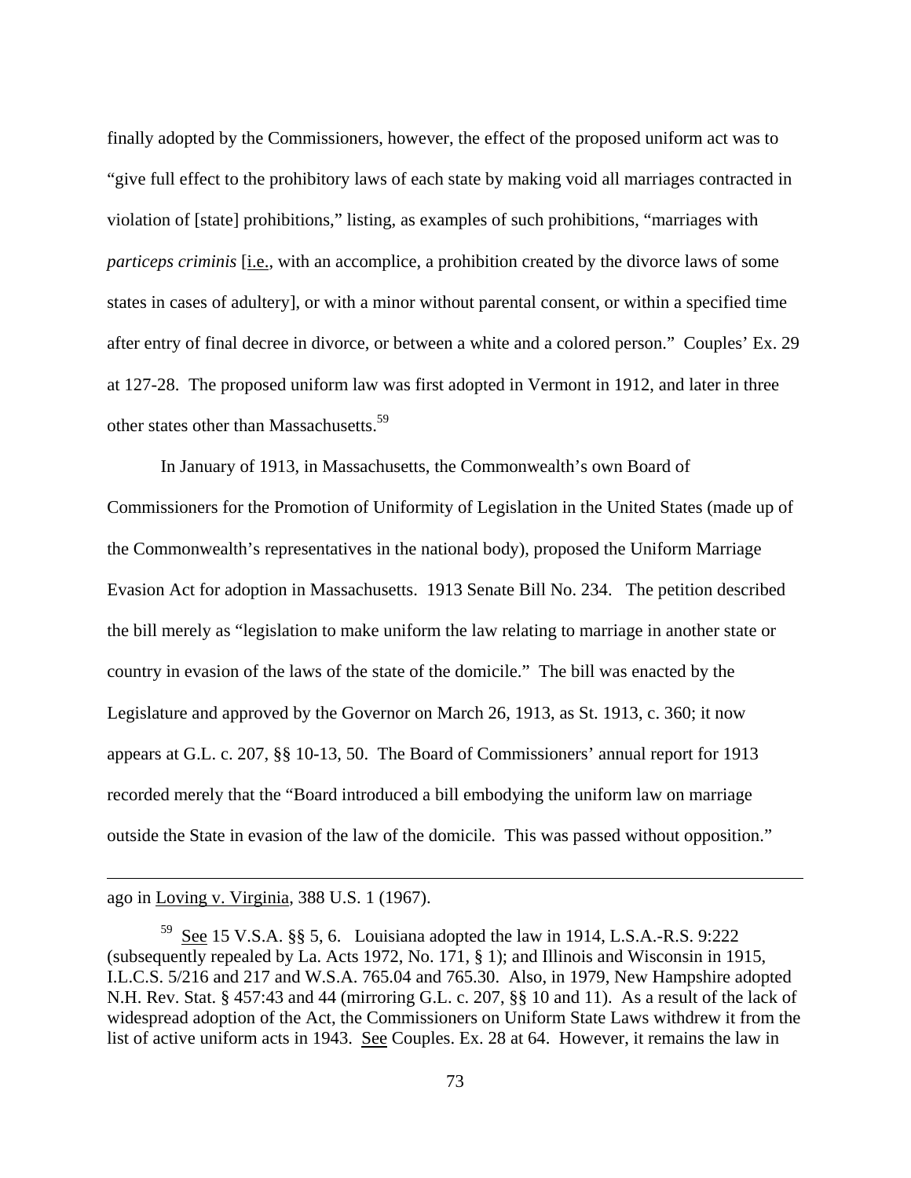finally adopted by the Commissioners, however, the effect of the proposed uniform act was to "give full effect to the prohibitory laws of each state by making void all marriages contracted in violation of [state] prohibitions," listing, as examples of such prohibitions, "marriages with *particeps criminis* [i.e., with an accomplice, a prohibition created by the divorce laws of some states in cases of adultery], or with a minor without parental consent, or within a specified time after entry of final decree in divorce, or between a white and a colored person." Couples' Ex. 29 at 127-28. The proposed uniform law was first adopted in Vermont in 1912, and later in three other states other than Massachusetts.[59]

In January of 1913, in Massachusetts, the Commonwealth's own Board of Commissioners for the Promotion of Uniformity of Legislation in the United States (made up of the Commonwealth's representatives in the national body), proposed the Uniform Marriage Evasion Act for adoption in Massachusetts. 1913 Senate Bill No. 234. The petition described the bill merely as "legislation to make uniform the law relating to marriage in another state or country in evasion of the laws of the state of the domicile." The bill was enacted by the Legislature and approved by the Governor on March 26, 1913, as St. 1913, c. 360; it now appears at G.L. c. 207, §§ 10-13, 50. The Board of Commissioners' annual report for 1913 recorded merely that the "Board introduced a bill embodying the uniform law on marriage outside the State in evasion of the law of the domicile. This was passed without opposition."

---

ago in Loving v. Virginia, 388 U.S. 1 (1967).

[59] See 15 V.S.A. §§ 5, 6. Louisiana adopted the law in 1914, L.S.A.-R.S. 9:222 (subsequently repealed by La. Acts 1972, No. 171, § 1); and Illinois and Wisconsin in 1915, I.L.C.S. 5/216 and 217 and W.S.A. 765.04 and 765.30. Also, in 1979, New Hampshire adopted N.H. Rev. Stat. § 457:43 and 44 (mirroring G.L. c. 207, §§ 10 and 11). As a result of the lack of widespread adoption of the Act, the Commissioners on Uniform State Laws withdrew it from the list of active uniform acts in 1943. See Couples. Ex. 28 at 64. However, it remains the law in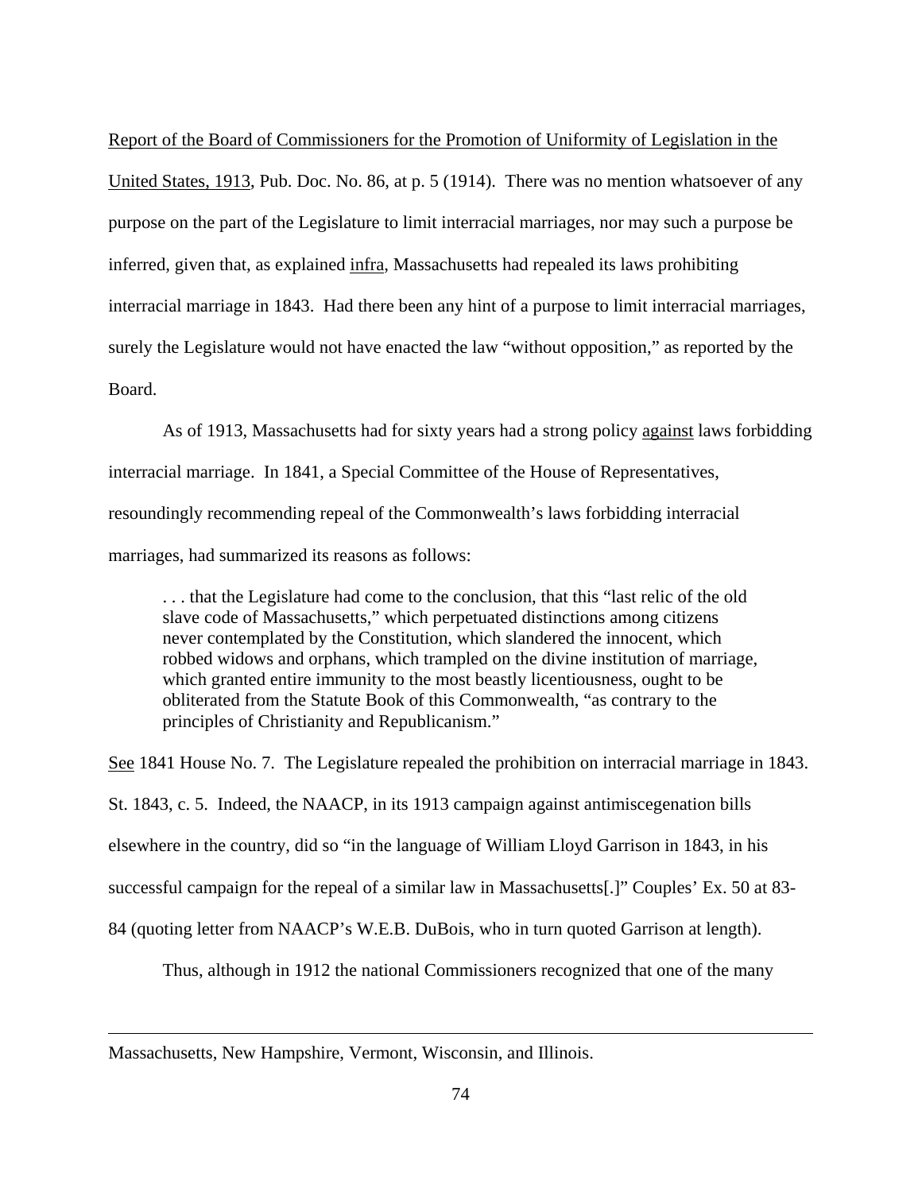Report of the Board of Commissioners for the Promotion of Uniformity of Legislation in the United States, 1913, Pub. Doc. No. 86, at p. 5 (1914). There was no mention whatsoever of any purpose on the part of the Legislature to limit interracial marriages, nor may such a purpose be inferred, given that, as explained infra, Massachusetts had repealed its laws prohibiting interracial marriage in 1843. Had there been any hint of a purpose to limit interracial marriages, surely the Legislature would not have enacted the law "without opposition," as reported by the Board.

As of 1913, Massachusetts had for sixty years had a strong policy against laws forbidding interracial marriage. In 1841, a Special Committee of the House of Representatives, resoundingly recommending repeal of the Commonwealth's laws forbidding interracial marriages, had summarized its reasons as follows:

> . . . that the Legislature had come to the conclusion, that this "last relic of the old slave code of Massachusetts," which perpetuated distinctions among citizens never contemplated by the Constitution, which slandered the innocent, which robbed widows and orphans, which trampled on the divine institution of marriage, which granted entire immunity to the most beastly licentiousness, ought to be obliterated from the Statute Book of this Commonwealth, "as contrary to the principles of Christianity and Republicanism."

See 1841 House No. 7. The Legislature repealed the prohibition on interracial marriage in 1843. St. 1843, c. 5. Indeed, the NAACP, in its 1913 campaign against antimiscegenation bills elsewhere in the country, did so "in the language of William Lloyd Garrison in 1843, in his successful campaign for the repeal of a similar law in Massachusetts[.]" Couples' Ex. 50 at 83-84 (quoting letter from NAACP's W.E.B. DuBois, who in turn quoted Garrison at length).

Thus, although in 1912 the national Commissioners recognized that one of the many

---

Massachusetts, New Hampshire, Vermont, Wisconsin, and Illinois.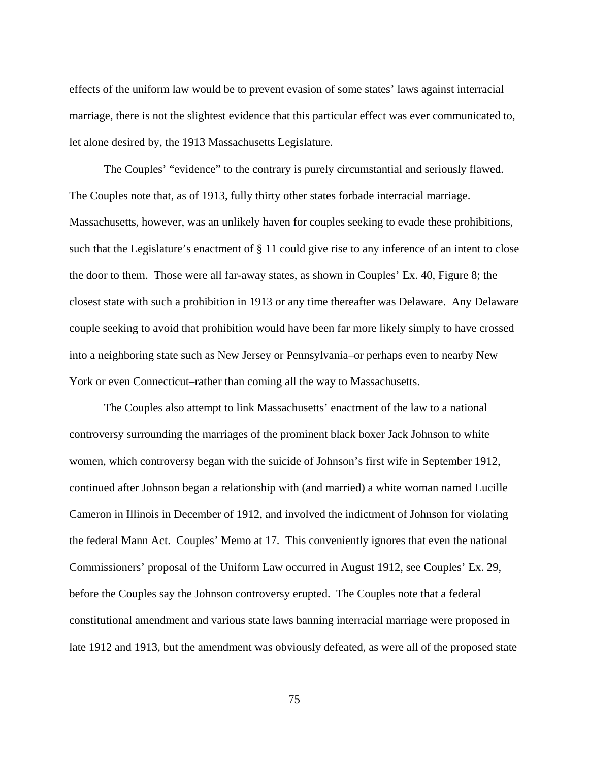effects of the uniform law would be to prevent evasion of some states' laws against interracial marriage, there is not the slightest evidence that this particular effect was ever communicated to, let alone desired by, the 1913 Massachusetts Legislature.

The Couples' "evidence" to the contrary is purely circumstantial and seriously flawed. The Couples note that, as of 1913, fully thirty other states forbade interracial marriage. Massachusetts, however, was an unlikely haven for couples seeking to evade these prohibitions, such that the Legislature's enactment of § 11 could give rise to any inference of an intent to close the door to them. Those were all far-away states, as shown in Couples' Ex. 40, Figure 8; the closest state with such a prohibition in 1913 or any time thereafter was Delaware. Any Delaware couple seeking to avoid that prohibition would have been far more likely simply to have crossed into a neighboring state such as New Jersey or Pennsylvania–or perhaps even to nearby New York or even Connecticut–rather than coming all the way to Massachusetts.

The Couples also attempt to link Massachusetts' enactment of the law to a national controversy surrounding the marriages of the prominent black boxer Jack Johnson to white women, which controversy began with the suicide of Johnson's first wife in September 1912, continued after Johnson began a relationship with (and married) a white woman named Lucille Cameron in Illinois in December of 1912, and involved the indictment of Johnson for violating the federal Mann Act. Couples' Memo at 17. This conveniently ignores that even the national Commissioners' proposal of the Uniform Law occurred in August 1912, see Couples' Ex. 29, before the Couples say the Johnson controversy erupted. The Couples note that a federal constitutional amendment and various state laws banning interracial marriage were proposed in late 1912 and 1913, but the amendment was obviously defeated, as were all of the proposed state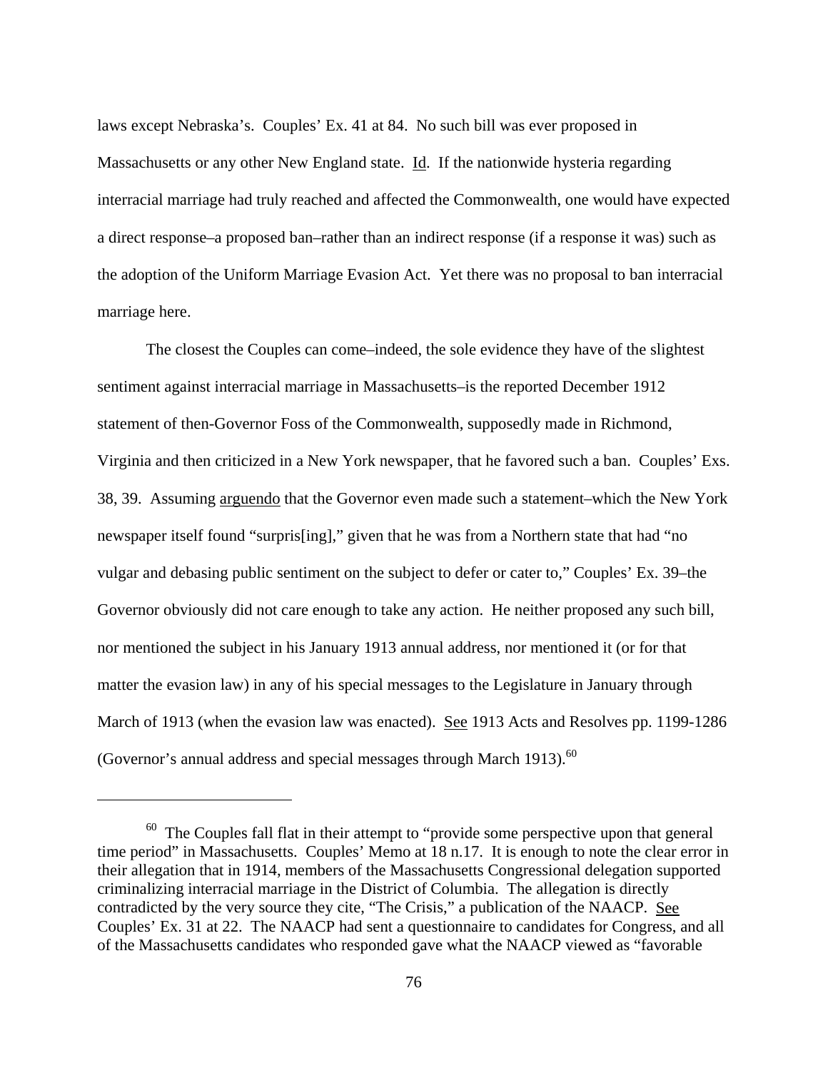laws except Nebraska's. Couples' Ex. 41 at 84. No such bill was ever proposed in Massachusetts or any other New England state. Id. If the nationwide hysteria regarding interracial marriage had truly reached and affected the Commonwealth, one would have expected a direct response–a proposed ban–rather than an indirect response (if a response it was) such as the adoption of the Uniform Marriage Evasion Act. Yet there was no proposal to ban interracial marriage here.

The closest the Couples can come–indeed, the sole evidence they have of the slightest sentiment against interracial marriage in Massachusetts–is the reported December 1912 statement of then-Governor Foss of the Commonwealth, supposedly made in Richmond, Virginia and then criticized in a New York newspaper, that he favored such a ban. Couples' Exs. 38, 39. Assuming arguendo that the Governor even made such a statement–which the New York newspaper itself found "surpris[ing]," given that he was from a Northern state that had "no vulgar and debasing public sentiment on the subject to defer or cater to," Couples' Ex. 39–the Governor obviously did not care enough to take any action. He neither proposed any such bill, nor mentioned the subject in his January 1913 annual address, nor mentioned it (or for that matter the evasion law) in any of his special messages to the Legislature in January through March of 1913 (when the evasion law was enacted). See 1913 Acts and Resolves pp. 1199-1286 (Governor's annual address and special messages through March 1913).[60]

---

[60] The Couples fall flat in their attempt to "provide some perspective upon that general time period" in Massachusetts. Couples' Memo at 18 n.17. It is enough to note the clear error in their allegation that in 1914, members of the Massachusetts Congressional delegation supported criminalizing interracial marriage in the District of Columbia. The allegation is directly contradicted by the very source they cite, "The Crisis," a publication of the NAACP. See Couples' Ex. 31 at 22. The NAACP had sent a questionnaire to candidates for Congress, and all of the Massachusetts candidates who responded gave what the NAACP viewed as "favorable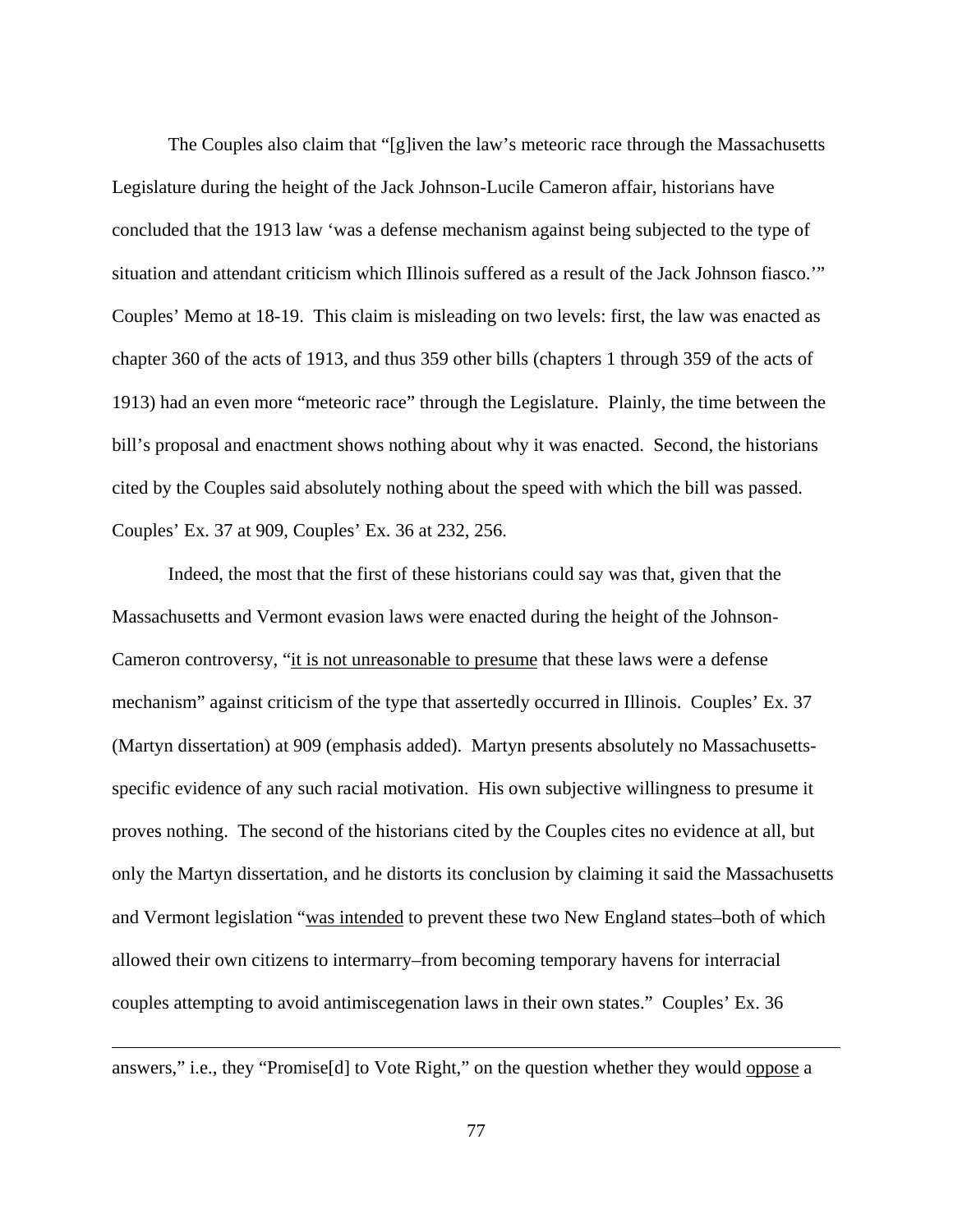The Couples also claim that "[g]iven the law's meteoric race through the Massachusetts Legislature during the height of the Jack Johnson-Lucile Cameron affair, historians have concluded that the 1913 law 'was a defense mechanism against being subjected to the type of situation and attendant criticism which Illinois suffered as a result of the Jack Johnson fiasco.'" Couples' Memo at 18-19. This claim is misleading on two levels: first, the law was enacted as chapter 360 of the acts of 1913, and thus 359 other bills (chapters 1 through 359 of the acts of 1913) had an even more "meteoric race" through the Legislature. Plainly, the time between the bill's proposal and enactment shows nothing about why it was enacted. Second, the historians cited by the Couples said absolutely nothing about the speed with which the bill was passed. Couples' Ex. 37 at 909, Couples' Ex. 36 at 232, 256.

Indeed, the most that the first of these historians could say was that, given that the Massachusetts and Vermont evasion laws were enacted during the height of the Johnson-Cameron controversy, "<u>it is not unreasonable to presume</u> that these laws were a defense mechanism" against criticism of the type that assertedly occurred in Illinois. Couples' Ex. 37 (Martyn dissertation) at 909 (emphasis added). Martyn presents absolutely no Massachusetts-specific evidence of any such racial motivation. His own subjective willingness to presume it proves nothing. The second of the historians cited by the Couples cites no evidence at all, but only the Martyn dissertation, and he distorts its conclusion by claiming it said the Massachusetts and Vermont legislation "<u>was intended</u> to prevent these two New England states–both of which allowed their own citizens to intermarry–from becoming temporary havens for interracial couples attempting to avoid antimiscegenation laws in their own states." Couples' Ex. 36

---

answers," i.e., they "Promise[d] to Vote Right," on the question whether they would <u>oppose</u> a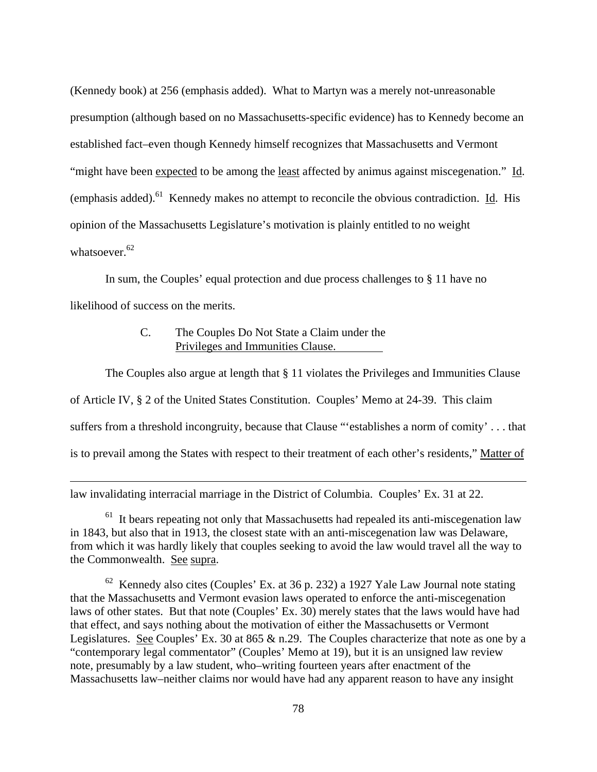(Kennedy book) at 256 (emphasis added). What to Martyn was a merely not-unreasonable presumption (although based on no Massachusetts-specific evidence) has to Kennedy become an established fact–even though Kennedy himself recognizes that Massachusetts and Vermont "might have been expected to be among the least affected by animus against miscegenation." Id. (emphasis added).[61] Kennedy makes no attempt to reconcile the obvious contradiction. Id. His opinion of the Massachusetts Legislature's motivation is plainly entitled to no weight whatsoever.[62]

In sum, the Couples' equal protection and due process challenges to § 11 have no likelihood of success on the merits.

### C. The Couples Do Not State a Claim under the Privileges and Immunities Clause.

The Couples also argue at length that § 11 violates the Privileges and Immunities Clause of Article IV, § 2 of the United States Constitution. Couples' Memo at 24-39. This claim suffers from a threshold incongruity, because that Clause "'establishes a norm of comity' . . . that is to prevail among the States with respect to their treatment of each other's residents," Matter of

---

law invalidating interracial marriage in the District of Columbia. Couples' Ex. 31 at 22.

[61] It bears repeating not only that Massachusetts had repealed its anti-miscegenation law in 1843, but also that in 1913, the closest state with an anti-miscegenation law was Delaware, from which it was hardly likely that couples seeking to avoid the law would travel all the way to the Commonwealth. See supra.

[62] Kennedy also cites (Couples' Ex. at 36 p. 232) a 1927 Yale Law Journal note stating that the Massachusetts and Vermont evasion laws operated to enforce the anti-miscegenation laws of other states. But that note (Couples' Ex. 30) merely states that the laws would have had that effect, and says nothing about the motivation of either the Massachusetts or Vermont Legislatures. See Couples' Ex. 30 at 865 & n.29. The Couples characterize that note as one by a "contemporary legal commentator" (Couples' Memo at 19), but it is an unsigned law review note, presumably by a law student, who–writing fourteen years after enactment of the Massachusetts law–neither claims nor would have had any apparent reason to have any insight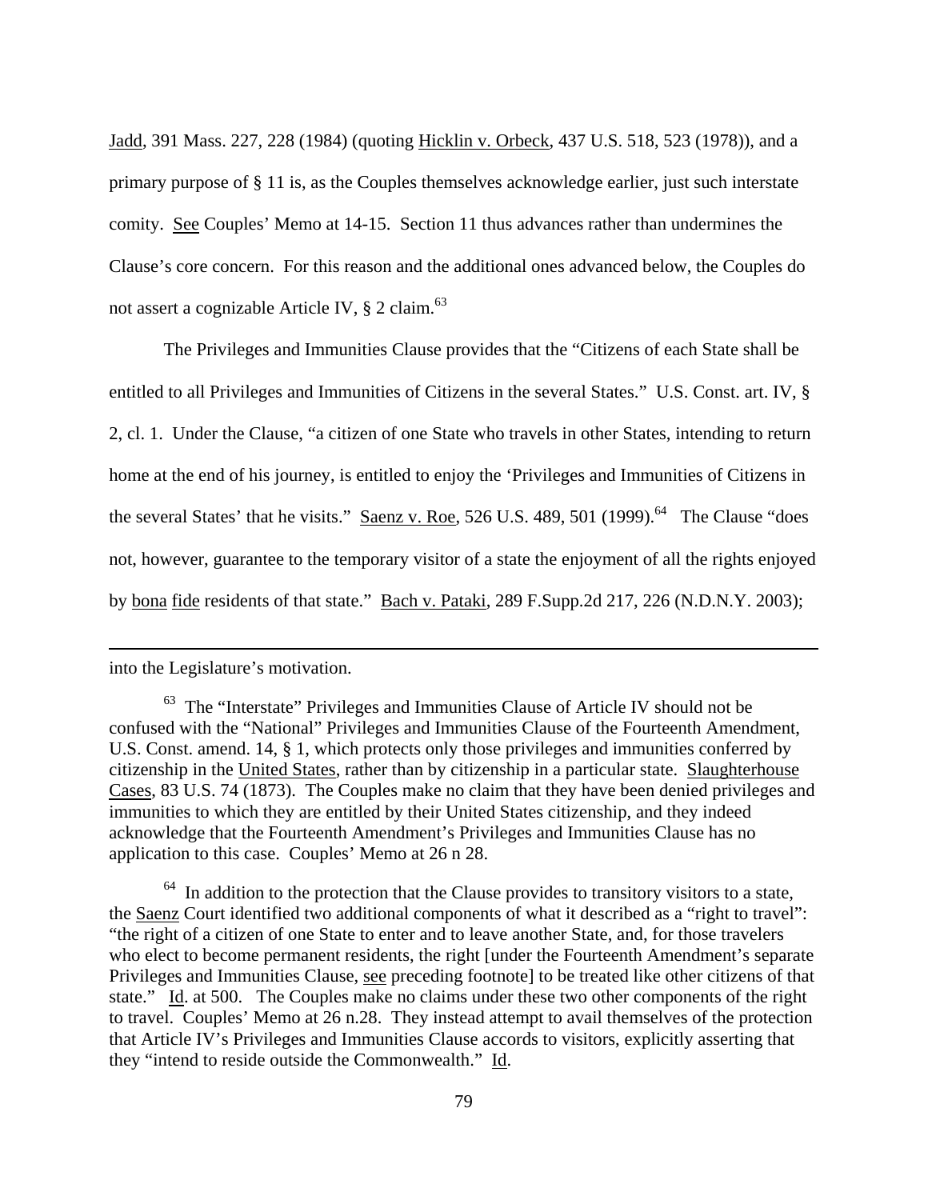Jadd, 391 Mass. 227, 228 (1984) (quoting Hicklin v. Orbeck, 437 U.S. 518, 523 (1978)), and a primary purpose of § 11 is, as the Couples themselves acknowledge earlier, just such interstate comity. See Couples' Memo at 14-15. Section 11 thus advances rather than undermines the Clause's core concern. For this reason and the additional ones advanced below, the Couples do not assert a cognizable Article IV, § 2 claim.[63]

The Privileges and Immunities Clause provides that the "Citizens of each State shall be entitled to all Privileges and Immunities of Citizens in the several States." U.S. Const. art. IV, § 2, cl. 1. Under the Clause, "a citizen of one State who travels in other States, intending to return home at the end of his journey, is entitled to enjoy the 'Privileges and Immunities of Citizens in the several States' that he visits." Saenz v. Roe, 526 U.S. 489, 501 (1999).[64] The Clause "does not, however, guarantee to the temporary visitor of a state the enjoyment of all the rights enjoyed by bona fide residents of that state." Bach v. Pataki, 289 F.Supp.2d 217, 226 (N.D.N.Y. 2003);

---

into the Legislature's motivation.

[63] The "Interstate" Privileges and Immunities Clause of Article IV should not be confused with the "National" Privileges and Immunities Clause of the Fourteenth Amendment, U.S. Const. amend. 14, § 1, which protects only those privileges and immunities conferred by citizenship in the United States, rather than by citizenship in a particular state. Slaughterhouse Cases, 83 U.S. 74 (1873). The Couples make no claim that they have been denied privileges and immunities to which they are entitled by their United States citizenship, and they indeed acknowledge that the Fourteenth Amendment's Privileges and Immunities Clause has no application to this case. Couples' Memo at 26 n 28.

[64] In addition to the protection that the Clause provides to transitory visitors to a state, the Saenz Court identified two additional components of what it described as a "right to travel": "the right of a citizen of one State to enter and to leave another State, and, for those travelers who elect to become permanent residents, the right [under the Fourteenth Amendment's separate Privileges and Immunities Clause, see preceding footnote] to be treated like other citizens of that state." Id. at 500. The Couples make no claims under these two other components of the right to travel. Couples' Memo at 26 n.28. They instead attempt to avail themselves of the protection that Article IV's Privileges and Immunities Clause accords to visitors, explicitly asserting that they "intend to reside outside the Commonwealth." Id.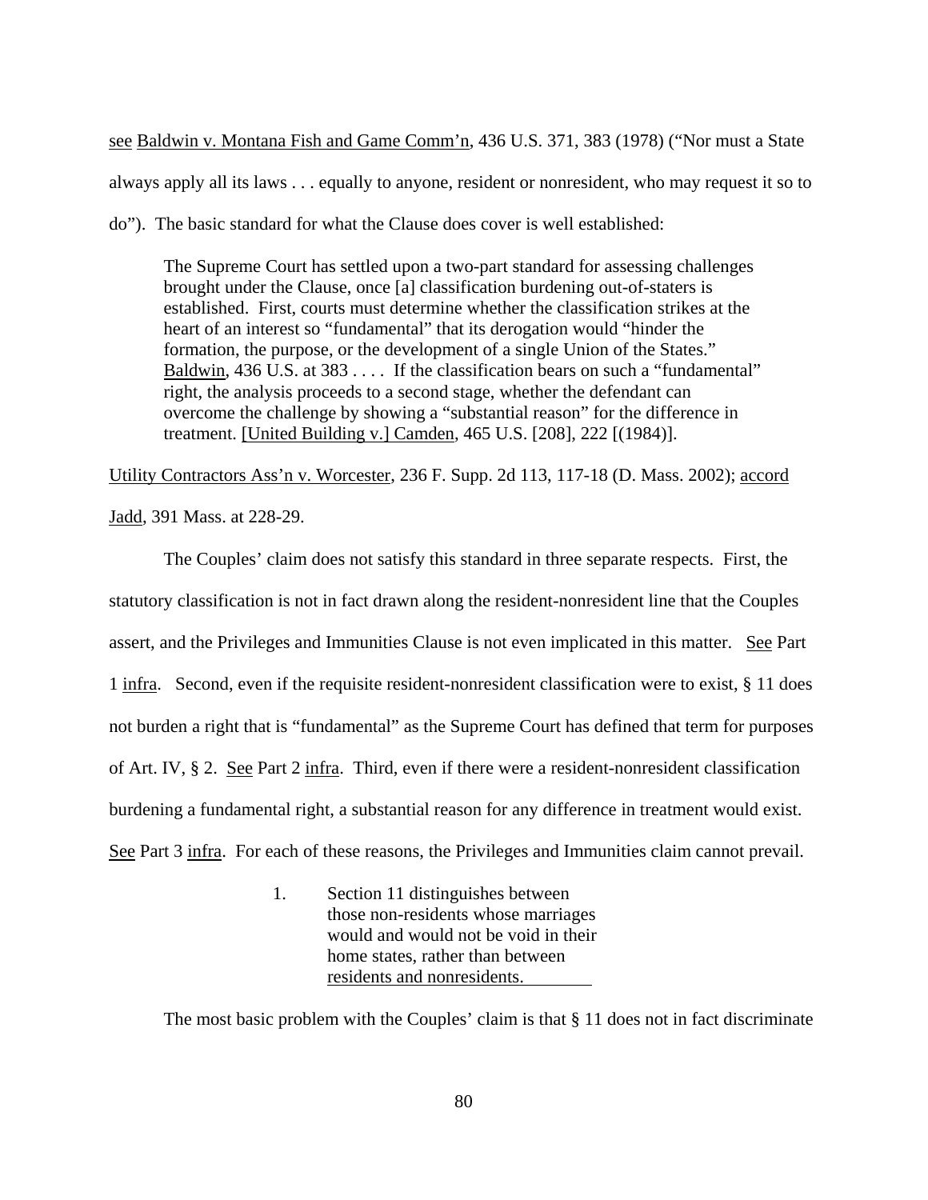see Baldwin v. Montana Fish and Game Comm'n, 436 U.S. 371, 383 (1978) ("Nor must a State always apply all its laws . . . equally to anyone, resident or nonresident, who may request it so to do"). The basic standard for what the Clause does cover is well established:

> The Supreme Court has settled upon a two-part standard for assessing challenges brought under the Clause, once [a] classification burdening out-of-staters is established. First, courts must determine whether the classification strikes at the heart of an interest so "fundamental" that its derogation would "hinder the formation, the purpose, or the development of a single Union of the States." Baldwin, 436 U.S. at 383 . . . . If the classification bears on such a "fundamental" right, the analysis proceeds to a second stage, whether the defendant can overcome the challenge by showing a "substantial reason" for the difference in treatment. [United Building v.] Camden, 465 U.S. [208], 222 [(1984)].

Utility Contractors Ass'n v. Worcester, 236 F. Supp. 2d 113, 117-18 (D. Mass. 2002); accord Jadd, 391 Mass. at 228-29.

The Couples' claim does not satisfy this standard in three separate respects. First, the statutory classification is not in fact drawn along the resident-nonresident line that the Couples assert, and the Privileges and Immunities Clause is not even implicated in this matter. See Part 1 infra. Second, even if the requisite resident-nonresident classification were to exist, § 11 does not burden a right that is "fundamental" as the Supreme Court has defined that term for purposes of Art. IV, § 2. See Part 2 infra. Third, even if there were a resident-nonresident classification burdening a fundamental right, a substantial reason for any difference in treatment would exist. See Part 3 infra. For each of these reasons, the Privileges and Immunities claim cannot prevail.

1. Section 11 distinguishes between those non-residents whose marriages would and would not be void in their home states, rather than between residents and nonresidents.

The most basic problem with the Couples' claim is that § 11 does not in fact discriminate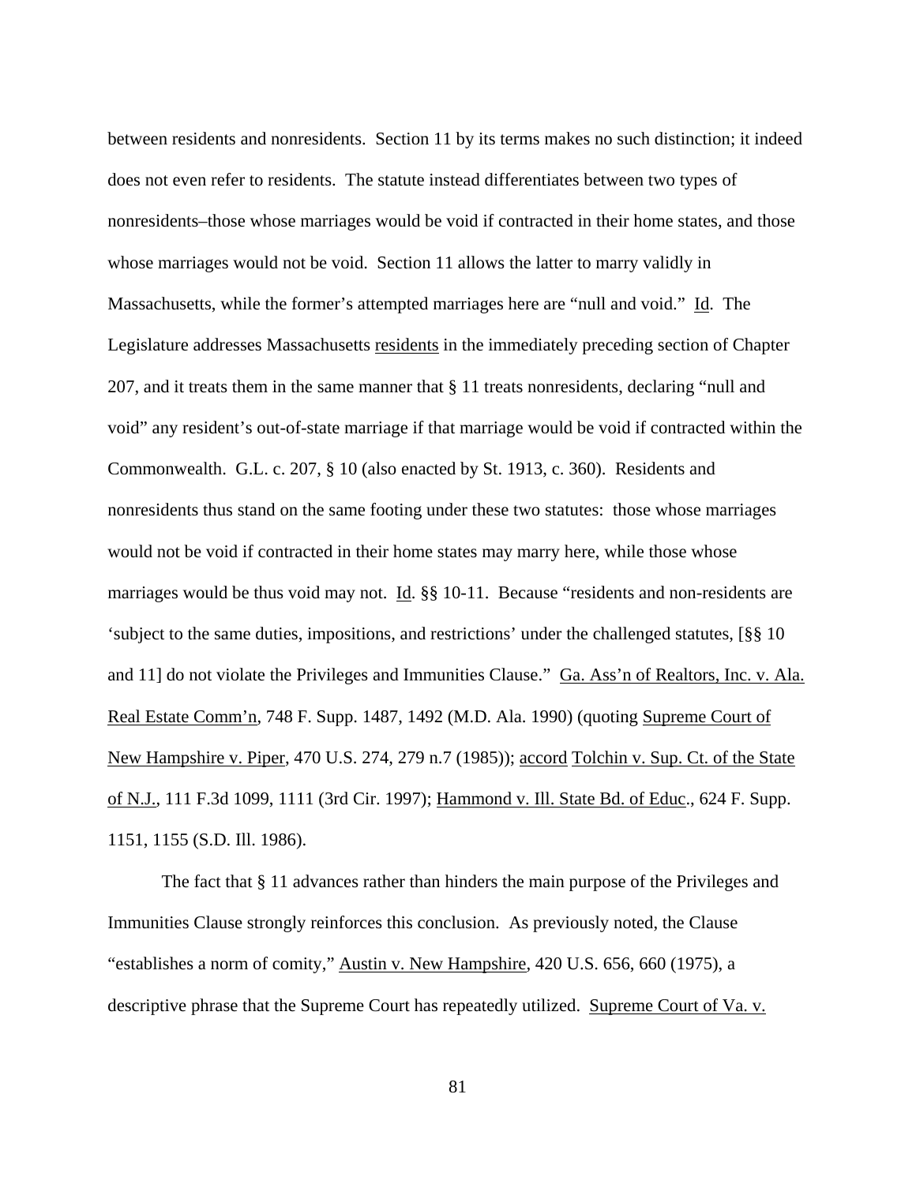between residents and nonresidents. Section 11 by its terms makes no such distinction; it indeed does not even refer to residents. The statute instead differentiates between two types of nonresidents–those whose marriages would be void if contracted in their home states, and those whose marriages would not be void. Section 11 allows the latter to marry validly in Massachusetts, while the former's attempted marriages here are "null and void." Id. The Legislature addresses Massachusetts residents in the immediately preceding section of Chapter 207, and it treats them in the same manner that § 11 treats nonresidents, declaring "null and void" any resident's out-of-state marriage if that marriage would be void if contracted within the Commonwealth. G.L. c. 207, § 10 (also enacted by St. 1913, c. 360). Residents and nonresidents thus stand on the same footing under these two statutes: those whose marriages would not be void if contracted in their home states may marry here, while those whose marriages would be thus void may not. Id. §§ 10-11. Because "residents and non-residents are 'subject to the same duties, impositions, and restrictions' under the challenged statutes, [§§ 10 and 11] do not violate the Privileges and Immunities Clause." Ga. Ass'n of Realtors, Inc. v. Ala. Real Estate Comm'n, 748 F. Supp. 1487, 1492 (M.D. Ala. 1990) (quoting Supreme Court of New Hampshire v. Piper, 470 U.S. 274, 279 n.7 (1985)); accord Tolchin v. Sup. Ct. of the State of N.J., 111 F.3d 1099, 1111 (3rd Cir. 1997); Hammond v. Ill. State Bd. of Educ., 624 F. Supp. 1151, 1155 (S.D. Ill. 1986).

The fact that § 11 advances rather than hinders the main purpose of the Privileges and Immunities Clause strongly reinforces this conclusion. As previously noted, the Clause "establishes a norm of comity," Austin v. New Hampshire, 420 U.S. 656, 660 (1975), a descriptive phrase that the Supreme Court has repeatedly utilized. Supreme Court of Va. v.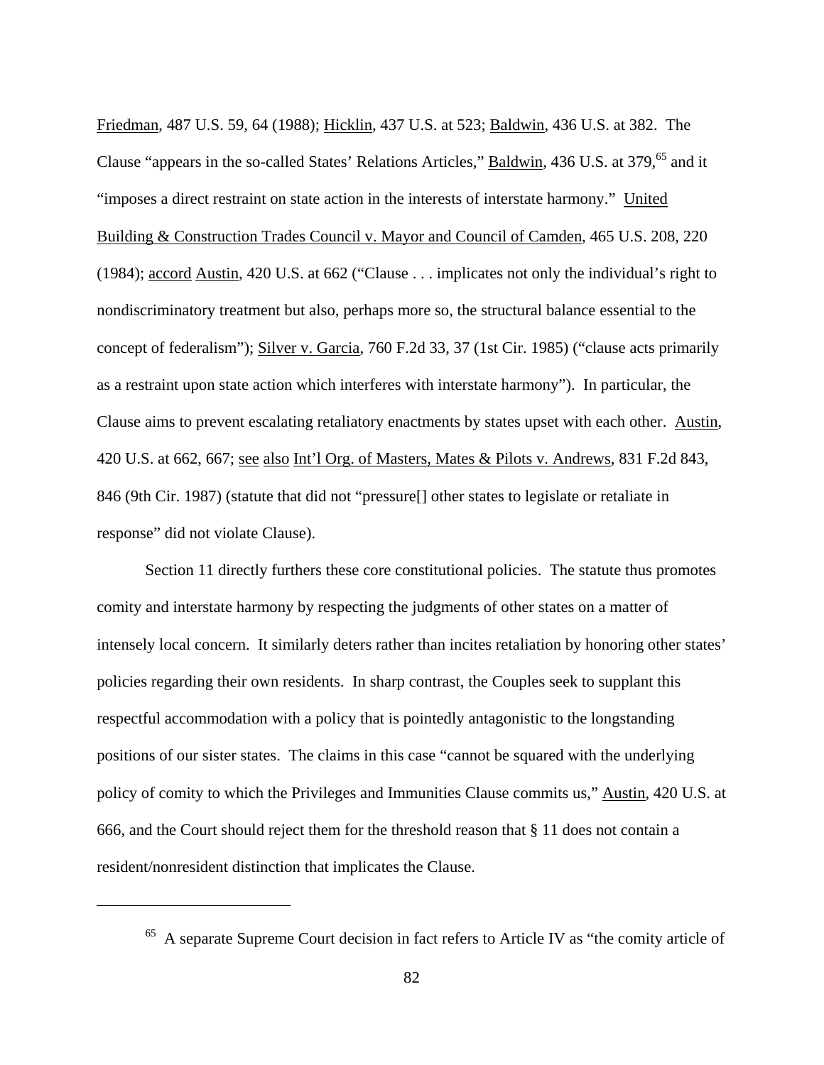Friedman, 487 U.S. 59, 64 (1988); Hicklin, 437 U.S. at 523; Baldwin, 436 U.S. at 382. The Clause "appears in the so-called States' Relations Articles," Baldwin, 436 U.S. at 379,[65] and it "imposes a direct restraint on state action in the interests of interstate harmony." United Building & Construction Trades Council v. Mayor and Council of Camden, 465 U.S. 208, 220 (1984); accord Austin, 420 U.S. at 662 ("Clause . . . implicates not only the individual's right to nondiscriminatory treatment but also, perhaps more so, the structural balance essential to the concept of federalism"); Silver v. Garcia, 760 F.2d 33, 37 (1st Cir. 1985) ("clause acts primarily as a restraint upon state action which interferes with interstate harmony"). In particular, the Clause aims to prevent escalating retaliatory enactments by states upset with each other. Austin, 420 U.S. at 662, 667; see also Int'l Org. of Masters, Mates & Pilots v. Andrews, 831 F.2d 843, 846 (9th Cir. 1987) (statute that did not "pressure[] other states to legislate or retaliate in response" did not violate Clause).

Section 11 directly furthers these core constitutional policies. The statute thus promotes comity and interstate harmony by respecting the judgments of other states on a matter of intensely local concern. It similarly deters rather than incites retaliation by honoring other states' policies regarding their own residents. In sharp contrast, the Couples seek to supplant this respectful accommodation with a policy that is pointedly antagonistic to the longstanding positions of our sister states. The claims in this case "cannot be squared with the underlying policy of comity to which the Privileges and Immunities Clause commits us," Austin, 420 U.S. at 666, and the Court should reject them for the threshold reason that § 11 does not contain a resident/nonresident distinction that implicates the Clause.

---

[65] A separate Supreme Court decision in fact refers to Article IV as "the comity article of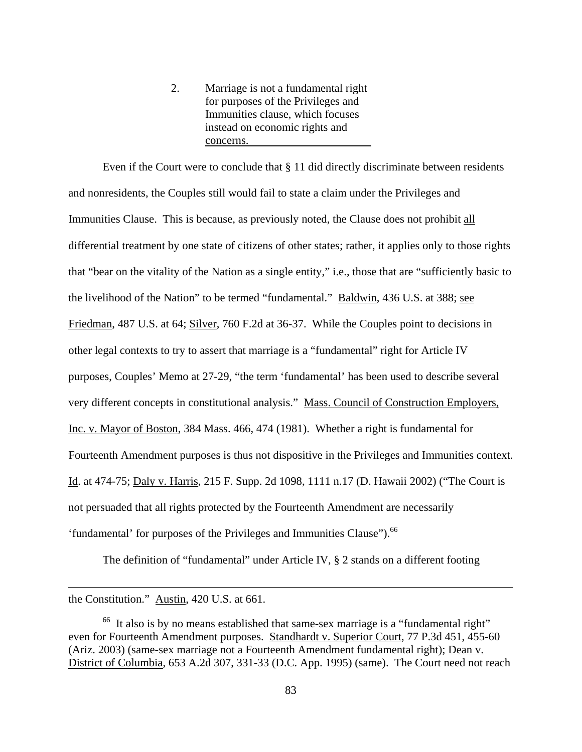2. Marriage is not a fundamental right for purposes of the Privileges and Immunities clause, which focuses instead on economic rights and concerns.

Even if the Court were to conclude that § 11 did directly discriminate between residents and nonresidents, the Couples still would fail to state a claim under the Privileges and Immunities Clause. This is because, as previously noted, the Clause does not prohibit all differential treatment by one state of citizens of other states; rather, it applies only to those rights that "bear on the vitality of the Nation as a single entity," i.e., those that are "sufficiently basic to the livelihood of the Nation" to be termed "fundamental." Baldwin, 436 U.S. at 388; see Friedman, 487 U.S. at 64; Silver, 760 F.2d at 36-37. While the Couples point to decisions in other legal contexts to try to assert that marriage is a "fundamental" right for Article IV purposes, Couples' Memo at 27-29, "the term 'fundamental' has been used to describe several very different concepts in constitutional analysis." Mass. Council of Construction Employers, Inc. v. Mayor of Boston, 384 Mass. 466, 474 (1981). Whether a right is fundamental for Fourteenth Amendment purposes is thus not dispositive in the Privileges and Immunities context. Id. at 474-75; Daly v. Harris, 215 F. Supp. 2d 1098, 1111 n.17 (D. Hawaii 2002) ("The Court is not persuaded that all rights protected by the Fourteenth Amendment are necessarily 'fundamental' for purposes of the Privileges and Immunities Clause").[66]

The definition of "fundamental" under Article IV, § 2 stands on a different footing

---

the Constitution." Austin, 420 U.S. at 661.

[66] It also is by no means established that same-sex marriage is a "fundamental right" even for Fourteenth Amendment purposes. Standhardt v. Superior Court, 77 P.3d 451, 455-60 (Ariz. 2003) (same-sex marriage not a Fourteenth Amendment fundamental right); Dean v. District of Columbia, 653 A.2d 307, 331-33 (D.C. App. 1995) (same). The Court need not reach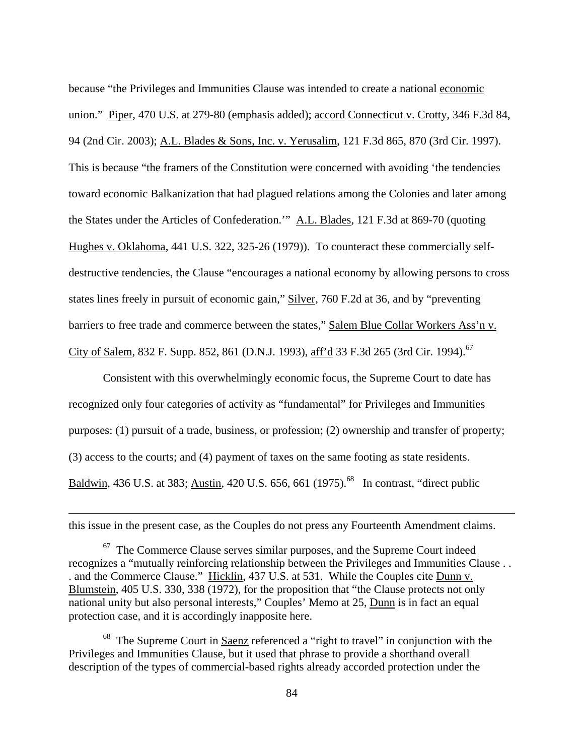because "the Privileges and Immunities Clause was intended to create a national economic union." Piper, 470 U.S. at 279-80 (emphasis added); accord Connecticut v. Crotty, 346 F.3d 84, 94 (2nd Cir. 2003); A.L. Blades & Sons, Inc. v. Yerusalim, 121 F.3d 865, 870 (3rd Cir. 1997). This is because "the framers of the Constitution were concerned with avoiding 'the tendencies toward economic Balkanization that had plagued relations among the Colonies and later among the States under the Articles of Confederation.'" A.L. Blades, 121 F.3d at 869-70 (quoting Hughes v. Oklahoma, 441 U.S. 322, 325-26 (1979)). To counteract these commercially self-destructive tendencies, the Clause "encourages a national economy by allowing persons to cross states lines freely in pursuit of economic gain," Silver, 760 F.2d at 36, and by "preventing barriers to free trade and commerce between the states," Salem Blue Collar Workers Ass'n v. City of Salem, 832 F. Supp. 852, 861 (D.N.J. 1993), aff'd 33 F.3d 265 (3rd Cir. 1994).[67]

Consistent with this overwhelmingly economic focus, the Supreme Court to date has recognized only four categories of activity as "fundamental" for Privileges and Immunities purposes: (1) pursuit of a trade, business, or profession; (2) ownership and transfer of property; (3) access to the courts; and (4) payment of taxes on the same footing as state residents. Baldwin, 436 U.S. at 383; Austin, 420 U.S. 656, 661 (1975).[68] In contrast, "direct public

---

this issue in the present case, as the Couples do not press any Fourteenth Amendment claims.

[67] The Commerce Clause serves similar purposes, and the Supreme Court indeed recognizes a "mutually reinforcing relationship between the Privileges and Immunities Clause . . . and the Commerce Clause." Hicklin, 437 U.S. at 531. While the Couples cite Dunn v. Blumstein, 405 U.S. 330, 338 (1972), for the proposition that "the Clause protects not only national unity but also personal interests," Couples' Memo at 25, Dunn is in fact an equal protection case, and it is accordingly inapposite here.

[68] The Supreme Court in Saenz referenced a "right to travel" in conjunction with the Privileges and Immunities Clause, but it used that phrase to provide a shorthand overall description of the types of commercial-based rights already accorded protection under the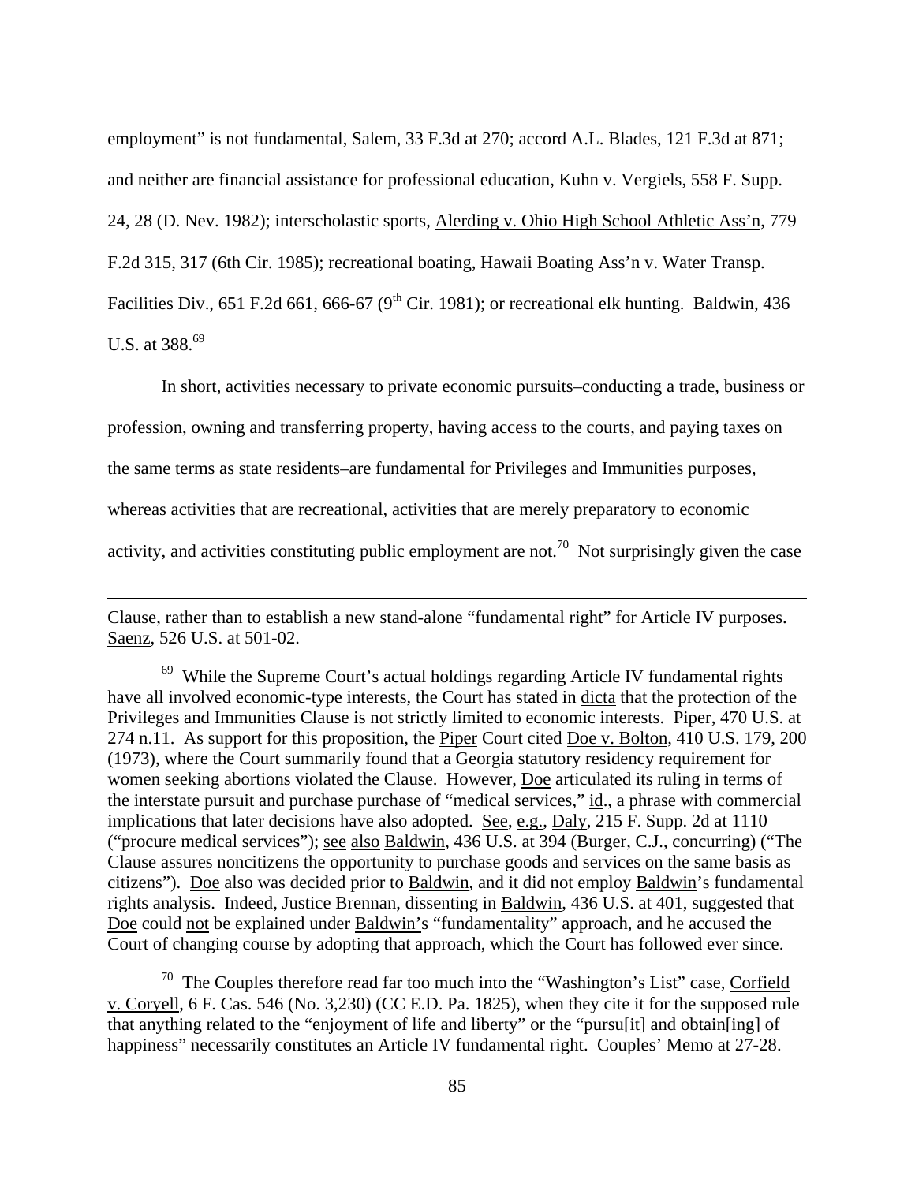employment" is not fundamental, Salem, 33 F.3d at 270; accord A.L. Blades, 121 F.3d at 871; and neither are financial assistance for professional education, Kuhn v. Vergiels, 558 F. Supp. 24, 28 (D. Nev. 1982); interscholastic sports, Alerding v. Ohio High School Athletic Ass'n, 779 F.2d 315, 317 (6th Cir. 1985); recreational boating, Hawaii Boating Ass'n v. Water Transp. Facilities Div., 651 F.2d 661, 666-67 (9th Cir. 1981); or recreational elk hunting. Baldwin, 436 U.S. at 388.[69]

In short, activities necessary to private economic pursuits–conducting a trade, business or profession, owning and transferring property, having access to the courts, and paying taxes on the same terms as state residents–are fundamental for Privileges and Immunities purposes, whereas activities that are recreational, activities that are merely preparatory to economic activity, and activities constituting public employment are not.[70] Not surprisingly given the case

---

Clause, rather than to establish a new stand-alone "fundamental right" for Article IV purposes. Saenz, 526 U.S. at 501-02.

[69] While the Supreme Court's actual holdings regarding Article IV fundamental rights have all involved economic-type interests, the Court has stated in dicta that the protection of the Privileges and Immunities Clause is not strictly limited to economic interests. Piper, 470 U.S. at 274 n.11. As support for this proposition, the Piper Court cited Doe v. Bolton, 410 U.S. 179, 200 (1973), where the Court summarily found that a Georgia statutory residency requirement for women seeking abortions violated the Clause. However, Doe articulated its ruling in terms of the interstate pursuit and purchase purchase of "medical services," id., a phrase with commercial implications that later decisions have also adopted. See, e.g., Daly, 215 F. Supp. 2d at 1110 ("procure medical services"); see also Baldwin, 436 U.S. at 394 (Burger, C.J., concurring) ("The Clause assures noncitizens the opportunity to purchase goods and services on the same basis as citizens"). Doe also was decided prior to Baldwin, and it did not employ Baldwin's fundamental rights analysis. Indeed, Justice Brennan, dissenting in Baldwin, 436 U.S. at 401, suggested that Doe could not be explained under Baldwin's "fundamentality" approach, and he accused the Court of changing course by adopting that approach, which the Court has followed ever since.

[70] The Couples therefore read far too much into the "Washington's List" case, Corfield v. Coryell, 6 F. Cas. 546 (No. 3,230) (CC E.D. Pa. 1825), when they cite it for the supposed rule that anything related to the "enjoyment of life and liberty" or the "pursu[it] and obtain[ing] of happiness" necessarily constitutes an Article IV fundamental right. Couples' Memo at 27-28.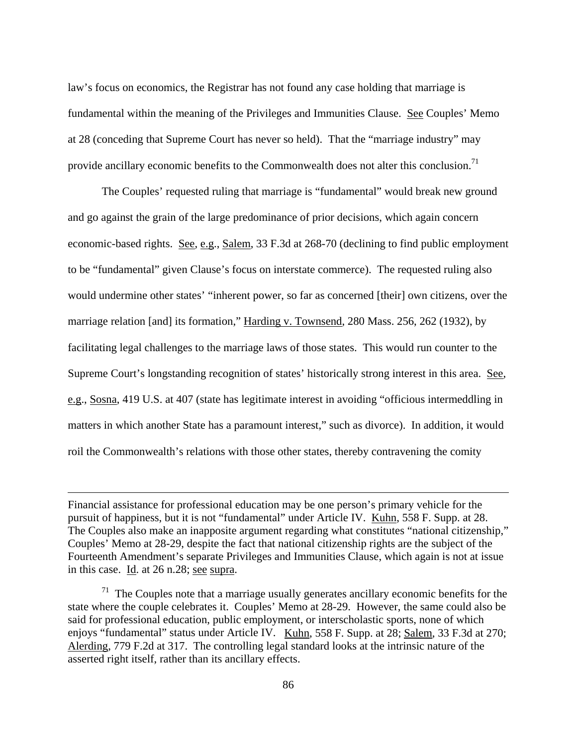law's focus on economics, the Registrar has not found any case holding that marriage is fundamental within the meaning of the Privileges and Immunities Clause. See Couples' Memo at 28 (conceding that Supreme Court has never so held). That the "marriage industry" may provide ancillary economic benefits to the Commonwealth does not alter this conclusion.[71]

The Couples' requested ruling that marriage is "fundamental" would break new ground and go against the grain of the large predominance of prior decisions, which again concern economic-based rights. See, e.g., Salem, 33 F.3d at 268-70 (declining to find public employment to be "fundamental" given Clause's focus on interstate commerce). The requested ruling also would undermine other states' "inherent power, so far as concerned [their] own citizens, over the marriage relation [and] its formation," Harding v. Townsend, 280 Mass. 256, 262 (1932), by facilitating legal challenges to the marriage laws of those states. This would run counter to the Supreme Court's longstanding recognition of states' historically strong interest in this area. See, e.g., Sosna, 419 U.S. at 407 (state has legitimate interest in avoiding "officious intermeddling in matters in which another State has a paramount interest," such as divorce). In addition, it would roil the Commonwealth's relations with those other states, thereby contravening the comity

---

Financial assistance for professional education may be one person's primary vehicle for the pursuit of happiness, but it is not "fundamental" under Article IV. Kuhn, 558 F. Supp. at 28. The Couples also make an inapposite argument regarding what constitutes "national citizenship," Couples' Memo at 28-29, despite the fact that national citizenship rights are the subject of the Fourteenth Amendment's separate Privileges and Immunities Clause, which again is not at issue in this case. Id. at 26 n.28; see supra.

[71] The Couples note that a marriage usually generates ancillary economic benefits for the state where the couple celebrates it. Couples' Memo at 28-29. However, the same could also be said for professional education, public employment, or interscholastic sports, none of which enjoys "fundamental" status under Article IV. Kuhn, 558 F. Supp. at 28; Salem, 33 F.3d at 270; Alerding, 779 F.2d at 317. The controlling legal standard looks at the intrinsic nature of the asserted right itself, rather than its ancillary effects.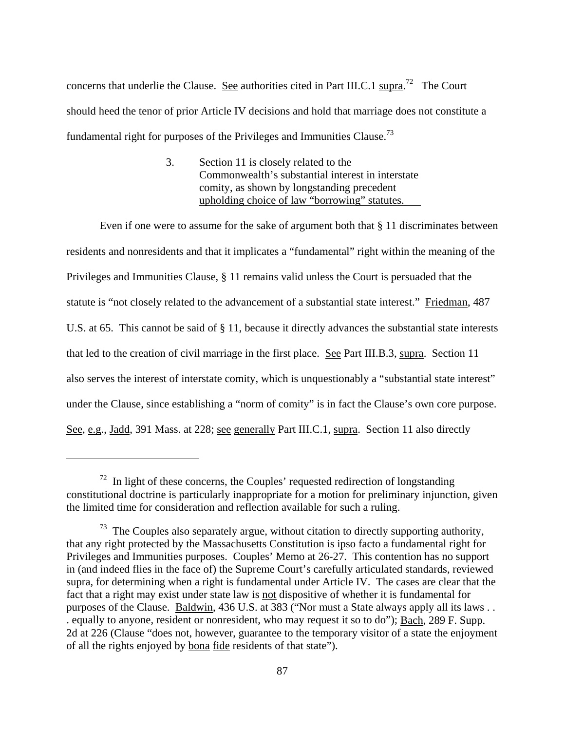concerns that underlie the Clause. See authorities cited in Part III.C.1 supra.[72] The Court should heed the tenor of prior Article IV decisions and hold that marriage does not constitute a fundamental right for purposes of the Privileges and Immunities Clause.[73]

### 3. Section 11 is closely related to the Commonwealth's substantial interest in interstate comity, as shown by longstanding precedent upholding choice of law "borrowing" statutes.

Even if one were to assume for the sake of argument both that § 11 discriminates between residents and nonresidents and that it implicates a "fundamental" right within the meaning of the Privileges and Immunities Clause, § 11 remains valid unless the Court is persuaded that the statute is "not closely related to the advancement of a substantial state interest." Friedman, 487 U.S. at 65. This cannot be said of § 11, because it directly advances the substantial state interests that led to the creation of civil marriage in the first place. See Part III.B.3, supra. Section 11 also serves the interest of interstate comity, which is unquestionably a "substantial state interest" under the Clause, since establishing a "norm of comity" is in fact the Clause's own core purpose. See, e.g., Jadd, 391 Mass. at 228; see generally Part III.C.1, supra. Section 11 also directly

---

[72] In light of these concerns, the Couples' requested redirection of longstanding constitutional doctrine is particularly inappropriate for a motion for preliminary injunction, given the limited time for consideration and reflection available for such a ruling.

[73] The Couples also separately argue, without citation to directly supporting authority, that any right protected by the Massachusetts Constitution is ipso facto a fundamental right for Privileges and Immunities purposes. Couples' Memo at 26-27. This contention has no support in (and indeed flies in the face of) the Supreme Court's carefully articulated standards, reviewed supra, for determining when a right is fundamental under Article IV. The cases are clear that the fact that a right may exist under state law is not dispositive of whether it is fundamental for purposes of the Clause. Baldwin, 436 U.S. at 383 ("Nor must a State always apply all its laws . . . equally to anyone, resident or nonresident, who may request it so to do"); Bach, 289 F. Supp. 2d at 226 (Clause "does not, however, guarantee to the temporary visitor of a state the enjoyment of all the rights enjoyed by bona fide residents of that state").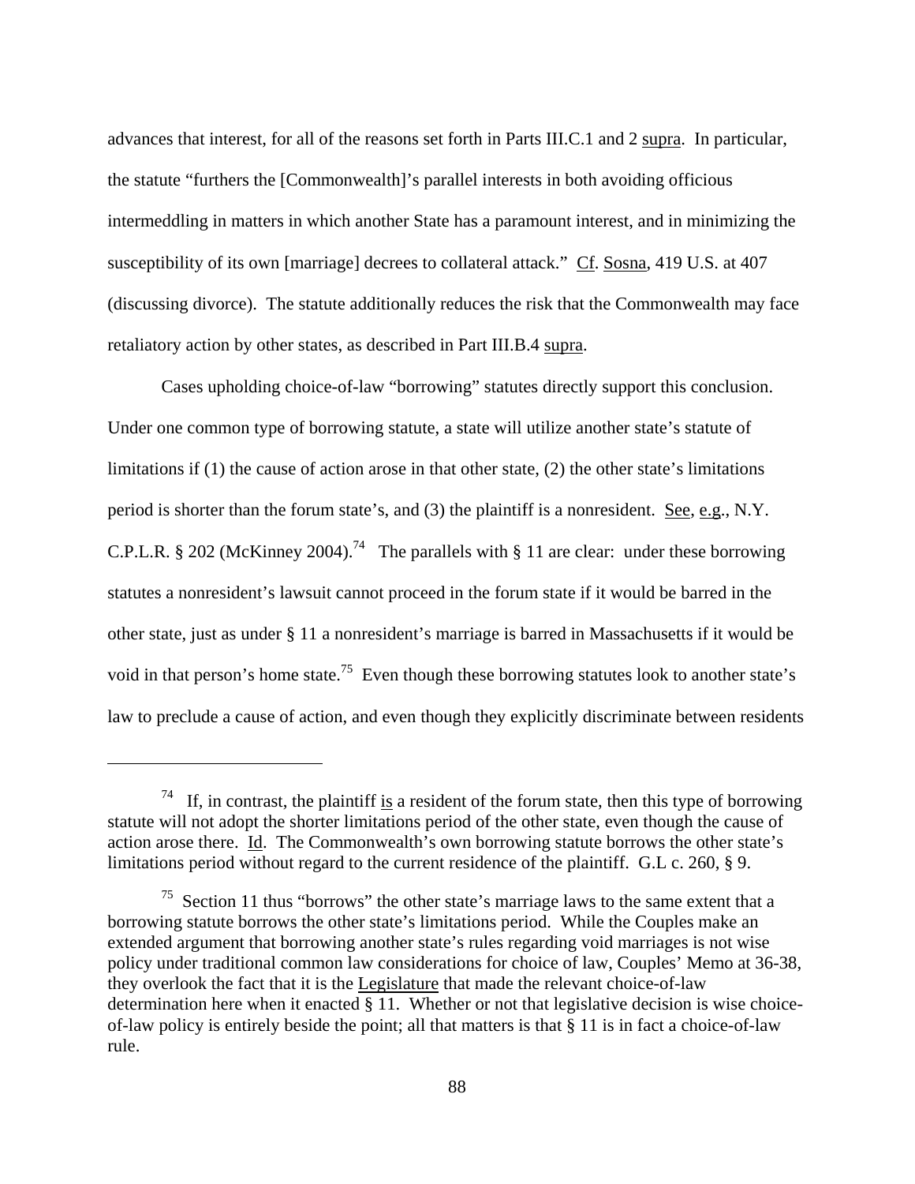advances that interest, for all of the reasons set forth in Parts III.C.1 and 2 supra. In particular, the statute "furthers the [Commonwealth]'s parallel interests in both avoiding officious intermeddling in matters in which another State has a paramount interest, and in minimizing the susceptibility of its own [marriage] decrees to collateral attack." Cf. Sosna, 419 U.S. at 407 (discussing divorce). The statute additionally reduces the risk that the Commonwealth may face retaliatory action by other states, as described in Part III.B.4 supra.

Cases upholding choice-of-law "borrowing" statutes directly support this conclusion. Under one common type of borrowing statute, a state will utilize another state's statute of limitations if (1) the cause of action arose in that other state, (2) the other state's limitations period is shorter than the forum state's, and (3) the plaintiff is a nonresident. See, e.g., N.Y. C.P.L.R. § 202 (McKinney 2004).[74] The parallels with § 11 are clear: under these borrowing statutes a nonresident's lawsuit cannot proceed in the forum state if it would be barred in the other state, just as under § 11 a nonresident's marriage is barred in Massachusetts if it would be void in that person's home state.[75] Even though these borrowing statutes look to another state's law to preclude a cause of action, and even though they explicitly discriminate between residents

---

[74] If, in contrast, the plaintiff is a resident of the forum state, then this type of borrowing statute will not adopt the shorter limitations period of the other state, even though the cause of action arose there. Id. The Commonwealth's own borrowing statute borrows the other state's limitations period without regard to the current residence of the plaintiff. G.L c. 260, § 9.

[75] Section 11 thus "borrows" the other state's marriage laws to the same extent that a borrowing statute borrows the other state's limitations period. While the Couples make an extended argument that borrowing another state's rules regarding void marriages is not wise policy under traditional common law considerations for choice of law, Couples' Memo at 36-38, they overlook the fact that it is the Legislature that made the relevant choice-of-law determination here when it enacted § 11. Whether or not that legislative decision is wise choice-of-law policy is entirely beside the point; all that matters is that § 11 is in fact a choice-of-law rule.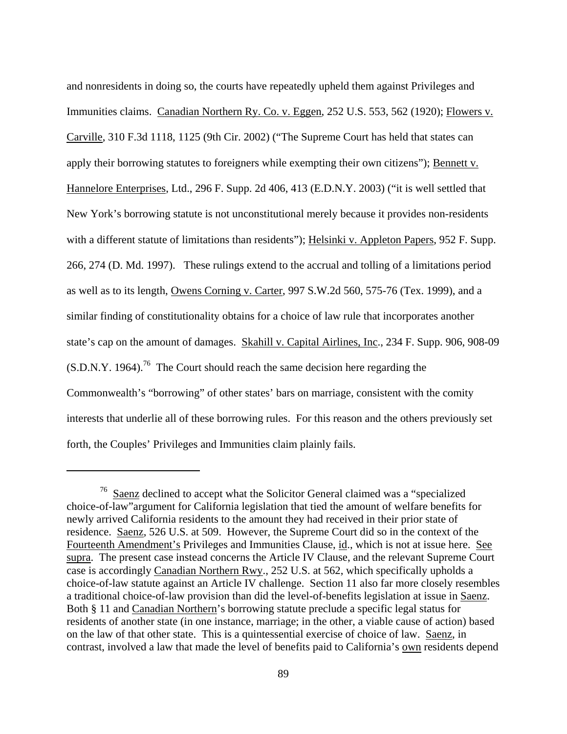and nonresidents in doing so, the courts have repeatedly upheld them against Privileges and Immunities claims. Canadian Northern Ry. Co. v. Eggen, 252 U.S. 553, 562 (1920); Flowers v. Carville, 310 F.3d 1118, 1125 (9th Cir. 2002) ("The Supreme Court has held that states can apply their borrowing statutes to foreigners while exempting their own citizens"); Bennett v. Hannelore Enterprises, Ltd., 296 F. Supp. 2d 406, 413 (E.D.N.Y. 2003) ("it is well settled that New York's borrowing statute is not unconstitutional merely because it provides non-residents with a different statute of limitations than residents"); Helsinki v. Appleton Papers, 952 F. Supp. 266, 274 (D. Md. 1997). These rulings extend to the accrual and tolling of a limitations period as well as to its length, Owens Corning v. Carter, 997 S.W.2d 560, 575-76 (Tex. 1999), and a similar finding of constitutionality obtains for a choice of law rule that incorporates another state's cap on the amount of damages. Skahill v. Capital Airlines, Inc., 234 F. Supp. 906, 908-09 (S.D.N.Y. 1964).[76] The Court should reach the same decision here regarding the Commonwealth's "borrowing" of other states' bars on marriage, consistent with the comity interests that underlie all of these borrowing rules. For this reason and the others previously set forth, the Couples' Privileges and Immunities claim plainly fails.

---

[76] Saenz declined to accept what the Solicitor General claimed was a "specialized choice-of-law"argument for California legislation that tied the amount of welfare benefits for newly arrived California residents to the amount they had received in their prior state of residence. Saenz, 526 U.S. at 509. However, the Supreme Court did so in the context of the Fourteenth Amendment's Privileges and Immunities Clause, id., which is not at issue here. See supra. The present case instead concerns the Article IV Clause, and the relevant Supreme Court case is accordingly Canadian Northern Rwy., 252 U.S. at 562, which specifically upholds a choice-of-law statute against an Article IV challenge. Section 11 also far more closely resembles a traditional choice-of-law provision than did the level-of-benefits legislation at issue in Saenz. Both § 11 and Canadian Northern's borrowing statute preclude a specific legal status for residents of another state (in one instance, marriage; in the other, a viable cause of action) based on the law of that other state. This is a quintessential exercise of choice of law. Saenz, in contrast, involved a law that made the level of benefits paid to California's own residents depend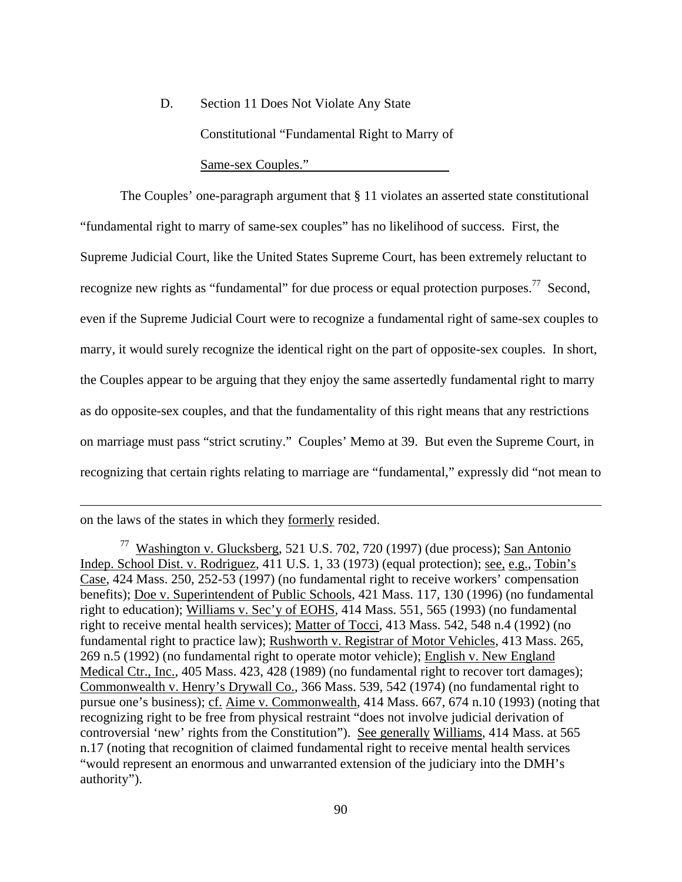### D. Section 11 Does Not Violate Any State Constitutional "Fundamental Right to Marry of Same-sex Couples."

The Couples' one-paragraph argument that § 11 violates an asserted state constitutional "fundamental right to marry of same-sex couples" has no likelihood of success. First, the Supreme Judicial Court, like the United States Supreme Court, has been extremely reluctant to recognize new rights as "fundamental" for due process or equal protection purposes.[77] Second, even if the Supreme Judicial Court were to recognize a fundamental right of same-sex couples to marry, it would surely recognize the identical right on the part of opposite-sex couples. In short, the Couples appear to be arguing that they enjoy the same assertedly fundamental right to marry as do opposite-sex couples, and that the fundamentality of this right means that any restrictions on marriage must pass "strict scrutiny." Couples' Memo at 39. But even the Supreme Court, in recognizing that certain rights relating to marriage are "fundamental," expressly did "not mean to

---

on the laws of the states in which they formerly resided.

[77] Washington v. Glucksberg, 521 U.S. 702, 720 (1997) (due process); San Antonio Indep. School Dist. v. Rodriguez, 411 U.S. 1, 33 (1973) (equal protection); see, e.g., Tobin's Case, 424 Mass. 250, 252-53 (1997) (no fundamental right to receive workers' compensation benefits); Doe v. Superintendent of Public Schools, 421 Mass. 117, 130 (1996) (no fundamental right to education); Williams v. Sec'y of EOHS, 414 Mass. 551, 565 (1993) (no fundamental right to receive mental health services); Matter of Tocci, 413 Mass. 542, 548 n.4 (1992) (no fundamental right to practice law); Rushworth v. Registrar of Motor Vehicles, 413 Mass. 265, 269 n.5 (1992) (no fundamental right to operate motor vehicle); English v. New England Medical Ctr., Inc., 405 Mass. 423, 428 (1989) (no fundamental right to recover tort damages); Commonwealth v. Henry's Drywall Co., 366 Mass. 539, 542 (1974) (no fundamental right to pursue one's business); cf. Aime v. Commonwealth, 414 Mass. 667, 674 n.10 (1993) (noting that recognizing right to be free from physical restraint "does not involve judicial derivation of controversial 'new' rights from the Constitution"). See generally Williams, 414 Mass. at 565 n.17 (noting that recognition of claimed fundamental right to receive mental health services "would represent an enormous and unwarranted extension of the judiciary into the DMH's authority").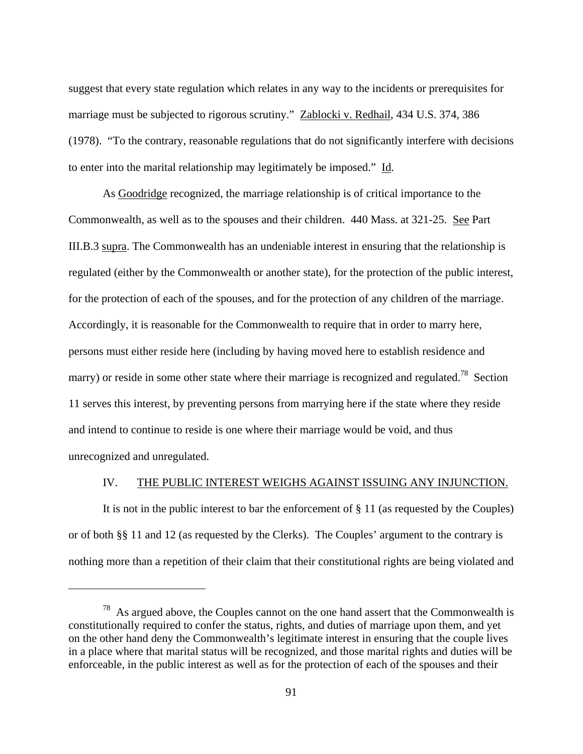suggest that every state regulation which relates in any way to the incidents or prerequisites for marriage must be subjected to rigorous scrutiny." Zablocki v. Redhail, 434 U.S. 374, 386 (1978). "To the contrary, reasonable regulations that do not significantly interfere with decisions to enter into the marital relationship may legitimately be imposed." Id.

As Goodridge recognized, the marriage relationship is of critical importance to the Commonwealth, as well as to the spouses and their children. 440 Mass. at 321-25. See Part III.B.3 supra. The Commonwealth has an undeniable interest in ensuring that the relationship is regulated (either by the Commonwealth or another state), for the protection of the public interest, for the protection of each of the spouses, and for the protection of any children of the marriage. Accordingly, it is reasonable for the Commonwealth to require that in order to marry here, persons must either reside here (including by having moved here to establish residence and marry) or reside in some other state where their marriage is recognized and regulated.[78] Section 11 serves this interest, by preventing persons from marrying here if the state where they reside and intend to continue to reside is one where their marriage would be void, and thus unrecognized and unregulated.

## IV. THE PUBLIC INTEREST WEIGHS AGAINST ISSUING ANY INJUNCTION.

It is not in the public interest to bar the enforcement of § 11 (as requested by the Couples) or of both §§ 11 and 12 (as requested by the Clerks). The Couples' argument to the contrary is nothing more than a repetition of their claim that their constitutional rights are being violated and

---

[78] As argued above, the Couples cannot on the one hand assert that the Commonwealth is constitutionally required to confer the status, rights, and duties of marriage upon them, and yet on the other hand deny the Commonwealth's legitimate interest in ensuring that the couple lives in a place where that marital status will be recognized, and those marital rights and duties will be enforceable, in the public interest as well as for the protection of each of the spouses and their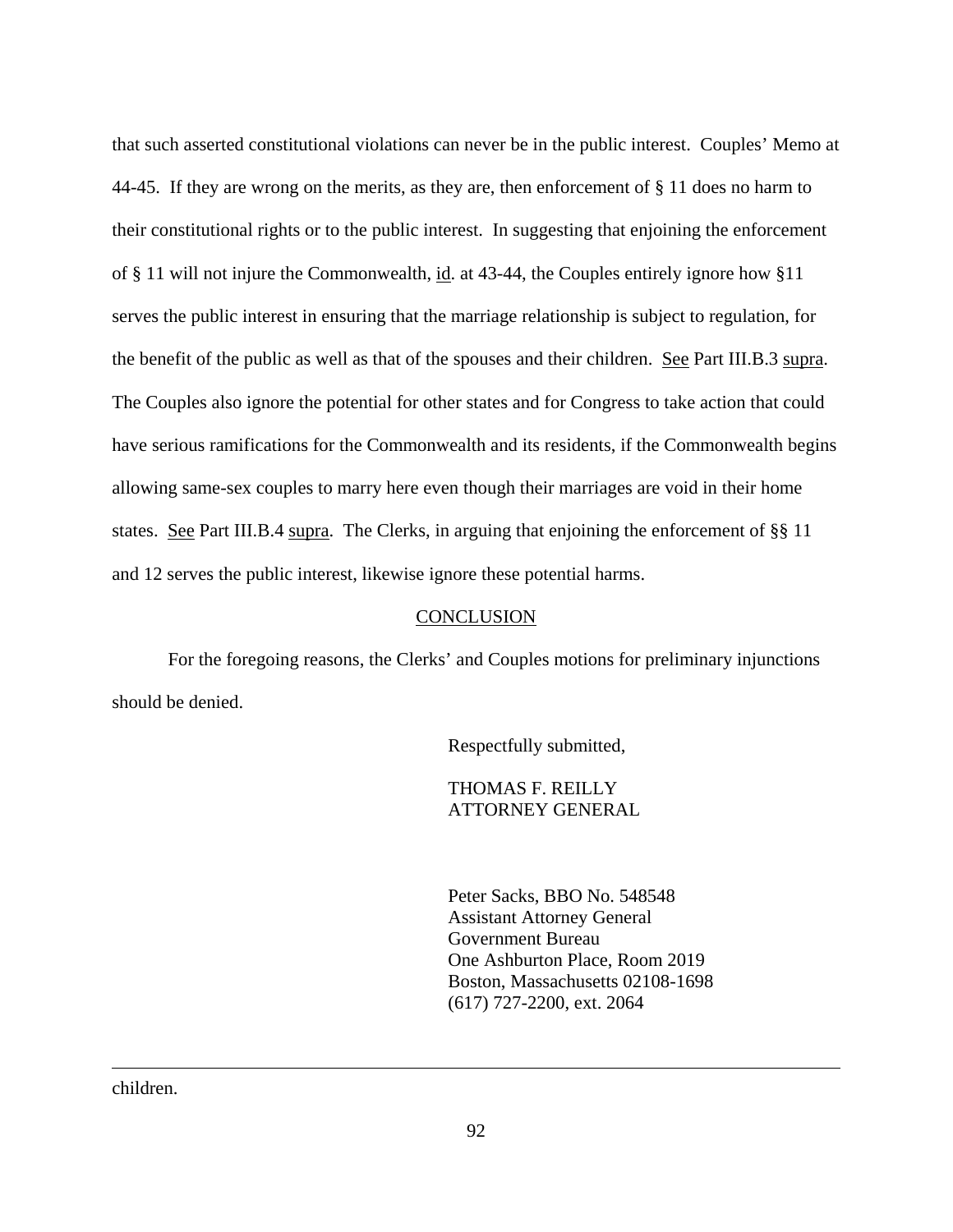that such asserted constitutional violations can never be in the public interest. Couples' Memo at 44-45. If they are wrong on the merits, as they are, then enforcement of § 11 does no harm to their constitutional rights or to the public interest. In suggesting that enjoining the enforcement of § 11 will not injure the Commonwealth, id. at 43-44, the Couples entirely ignore how §11 serves the public interest in ensuring that the marriage relationship is subject to regulation, for the benefit of the public as well as that of the spouses and their children. See Part III.B.3 supra. The Couples also ignore the potential for other states and for Congress to take action that could have serious ramifications for the Commonwealth and its residents, if the Commonwealth begins allowing same-sex couples to marry here even though their marriages are void in their home states. See Part III.B.4 supra. The Clerks, in arguing that enjoining the enforcement of §§ 11 and 12 serves the public interest, likewise ignore these potential harms.

## CONCLUSION

For the foregoing reasons, the Clerks' and Couples motions for preliminary injunctions should be denied.

Respectfully submitted,

THOMAS F. REILLY
ATTORNEY GENERAL

Peter Sacks, BBO No. 548548
Assistant Attorney General
Government Bureau
One Ashburton Place, Room 2019
Boston, Massachusetts 02108-1698
(617) 727-2200, ext. 2064

---

children.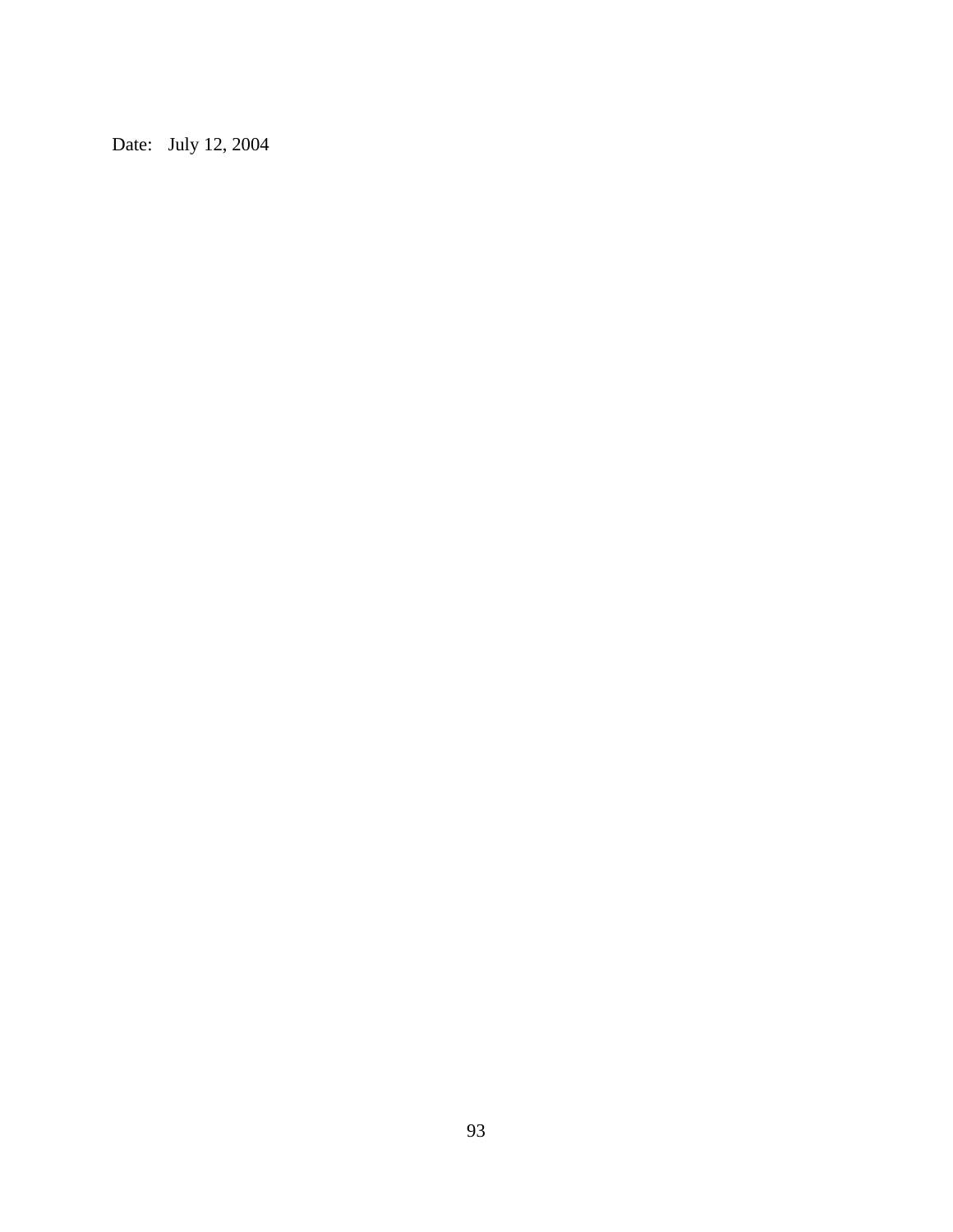Date: July 12, 2004